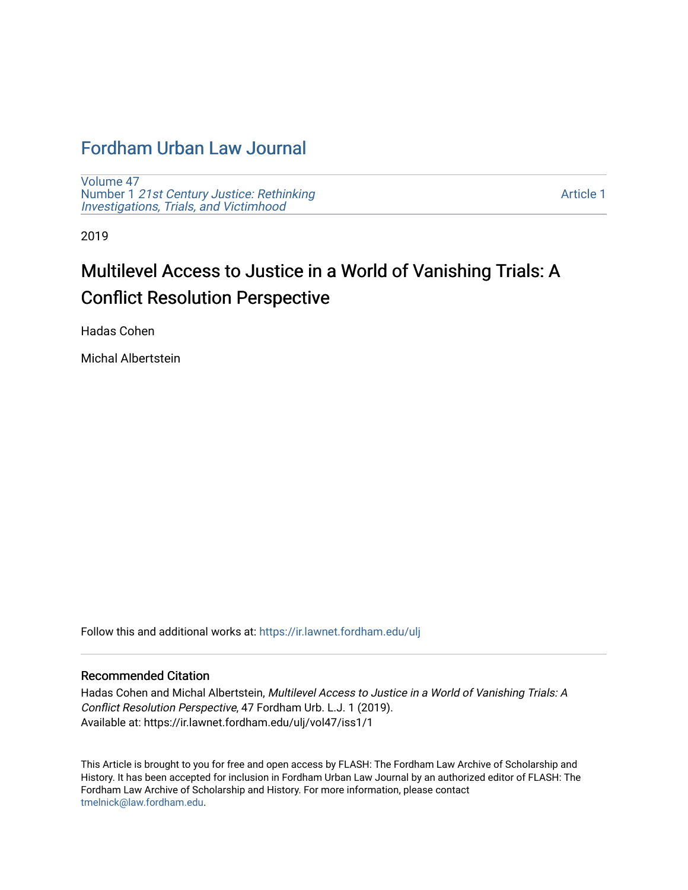# Fordham Urban Law Journal

Volume 47
Number 1 *21st Century Justice: Rethinking Investigations, Trials, and Victimhood*

Article 1

2019

## Multilevel Access to Justice in a World of Vanishing Trials: A Conflict Resolution Perspective

Hadas Cohen

Michal Albertstein

Follow this and additional works at: https://ir.lawnet.fordham.edu/ulj

### Recommended Citation

Hadas Cohen and Michal Albertstein, *Multilevel Access to Justice in a World of Vanishing Trials: A Conflict Resolution Perspective*, 47 Fordham Urb. L.J. 1 (2019).
Available at: https://ir.lawnet.fordham.edu/ulj/vol47/iss1/1

This Article is brought to you for free and open access by FLASH: The Fordham Law Archive of Scholarship and History. It has been accepted for inclusion in Fordham Urban Law Journal by an authorized editor of FLASH: The Fordham Law Archive of Scholarship and History. For more information, please contact tmelnick@law.fordham.edu.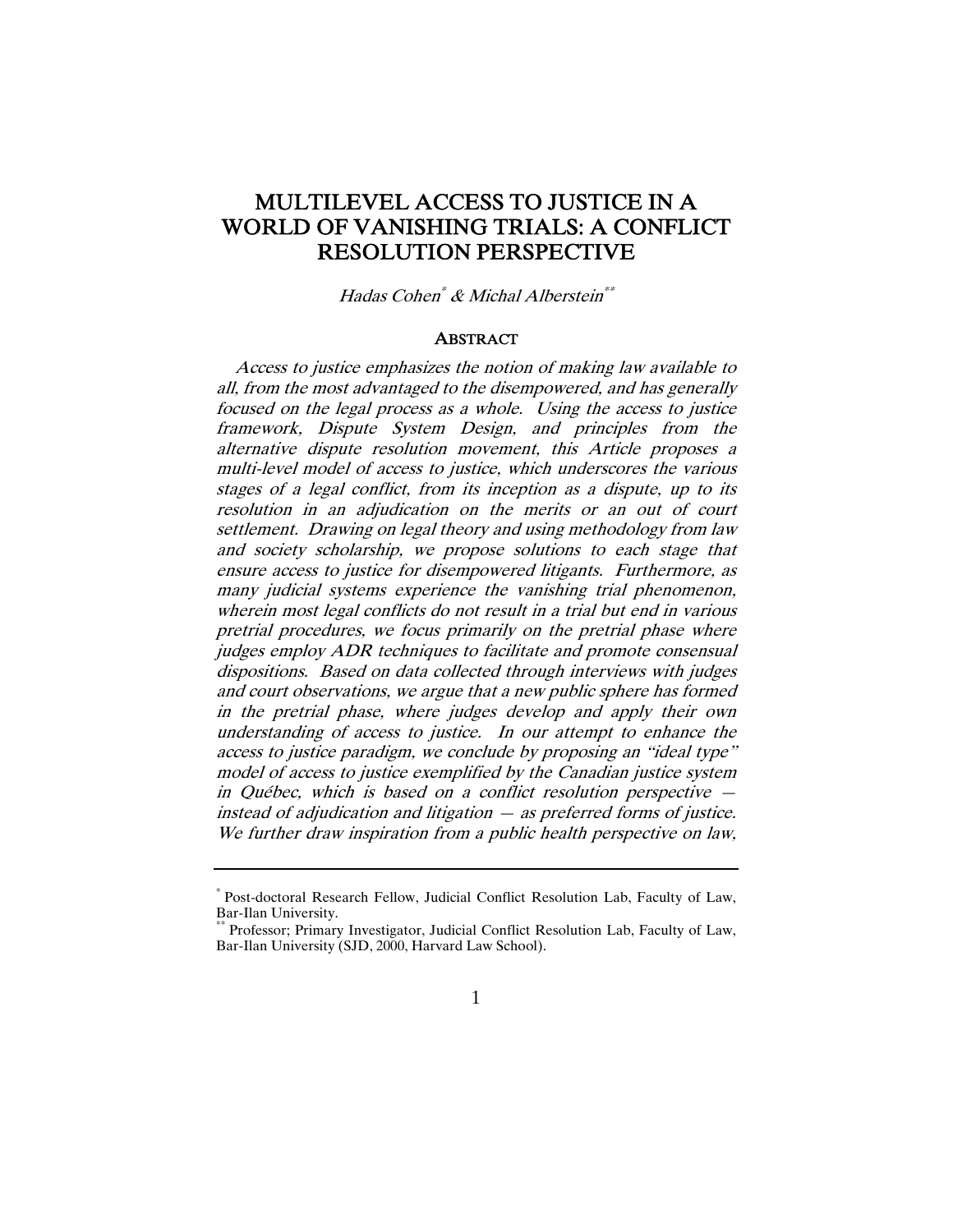# MULTILEVEL ACCESS TO JUSTICE IN A WORLD OF VANISHING TRIALS: A CONFLICT RESOLUTION PERSPECTIVE

*Hadas Cohen*[*] *& Michal Alberstein*[**]

## ABSTRACT

*Access to justice emphasizes the notion of making law available to all, from the most advantaged to the disempowered, and has generally focused on the legal process as a whole. Using the access to justice framework, Dispute System Design, and principles from the alternative dispute resolution movement, this Article proposes a multi-level model of access to justice, which underscores the various stages of a legal conflict, from its inception as a dispute, up to its resolution in an adjudication on the merits or an out of court settlement. Drawing on legal theory and using methodology from law and society scholarship, we propose solutions to each stage that ensure access to justice for disempowered litigants. Furthermore, as many judicial systems experience the vanishing trial phenomenon, wherein most legal conflicts do not result in a trial but end in various pretrial procedures, we focus primarily on the pretrial phase where judges employ ADR techniques to facilitate and promote consensual dispositions. Based on data collected through interviews with judges and court observations, we argue that a new public sphere has formed in the pretrial phase, where judges develop and apply their own understanding of access to justice. In our attempt to enhance the access to justice paradigm, we conclude by proposing an "ideal type" model of access to justice exemplified by the Canadian justice system in Québec, which is based on a conflict resolution perspective — instead of adjudication and litigation — as preferred forms of justice. We further draw inspiration from a public health perspective on law,*

---

[*] Post-doctoral Research Fellow, Judicial Conflict Resolution Lab, Faculty of Law, Bar-Ilan University.

[**] Professor; Primary Investigator, Judicial Conflict Resolution Lab, Faculty of Law, Bar-Ilan University (SJD, 2000, Harvard Law School).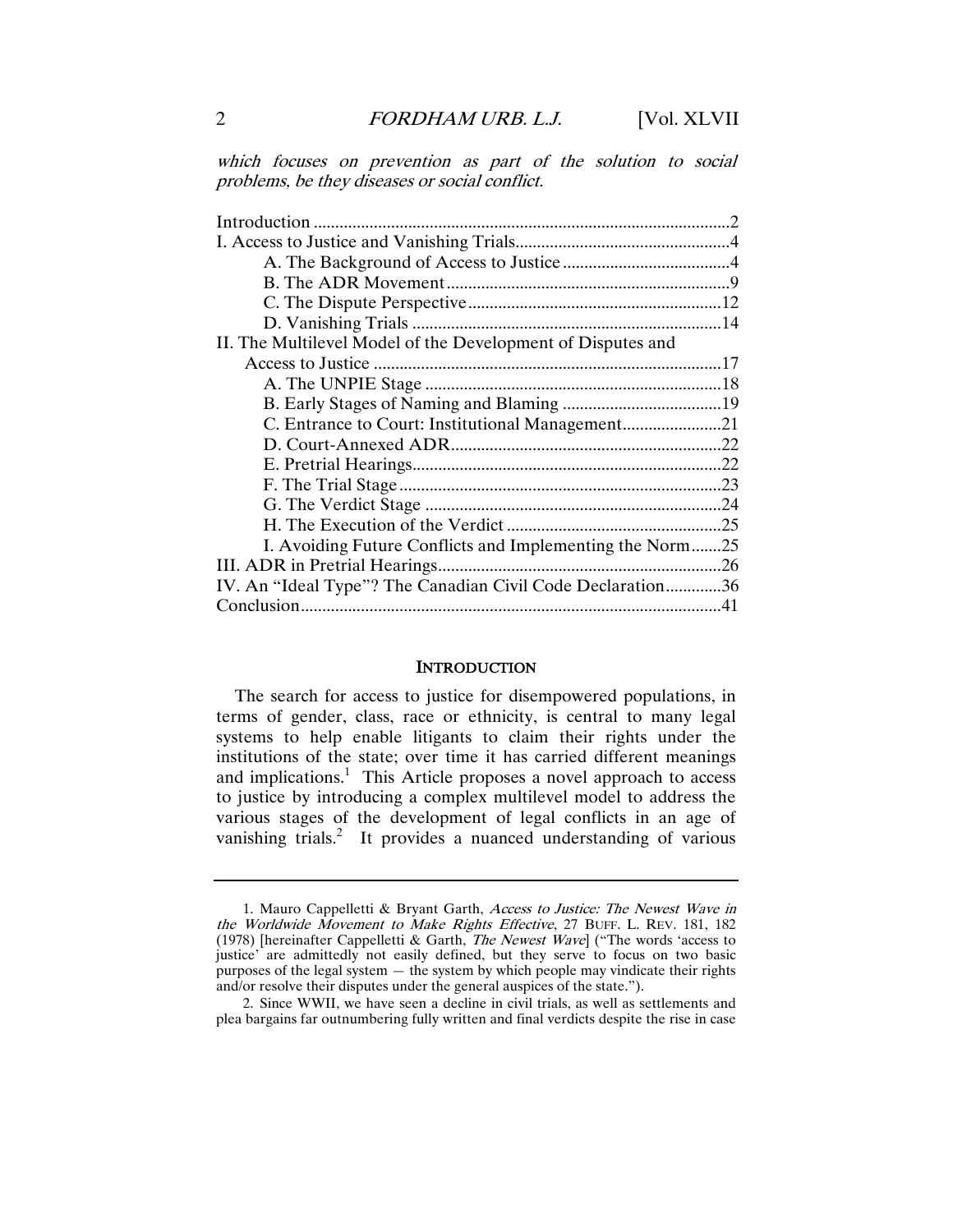*which focuses on prevention as part of the solution to social problems, be they diseases or social conflict.*

| | |
|---|---|
| Introduction | 2 |
| I. Access to Justice and Vanishing Trials | 4 |
| A. The Background of Access to Justice | 4 |
| B. The ADR Movement | 9 |
| C. The Dispute Perspective | 12 |
| D. Vanishing Trials | 14 |
| II. The Multilevel Model of the Development of Disputes and Access to Justice | 17 |
| A. The UNPIE Stage | 18 |
| B. Early Stages of Naming and Blaming | 19 |
| C. Entrance to Court: Institutional Management | 21 |
| D. Court-Annexed ADR | 22 |
| E. Pretrial Hearings | 22 |
| F. The Trial Stage | 23 |
| G. The Verdict Stage | 24 |
| H. The Execution of the Verdict | 25 |
| I. Avoiding Future Conflicts and Implementing the Norm | 25 |
| III. ADR in Pretrial Hearings | 26 |
| IV. An "Ideal Type"? The Canadian Civil Code Declaration | 36 |
| Conclusion | 41 |

## INTRODUCTION

The search for access to justice for disempowered populations, in terms of gender, class, race or ethnicity, is central to many legal systems to help enable litigants to claim their rights under the institutions of the state; over time it has carried different meanings and implications.[1] This Article proposes a novel approach to access to justice by introducing a complex multilevel model to address the various stages of the development of legal conflicts in an age of vanishing trials.[2] It provides a nuanced understanding of various

---

1. Mauro Cappelletti & Bryant Garth, *Access to Justice: The Newest Wave in the Worldwide Movement to Make Rights Effective*, 27 BUFF. L. REV. 181, 182 (1978) [hereinafter Cappelletti & Garth, *The Newest Wave*] ("The words 'access to justice' are admittedly not easily defined, but they serve to focus on two basic purposes of the legal system — the system by which people may vindicate their rights and/or resolve their disputes under the general auspices of the state.").

2. Since WWII, we have seen a decline in civil trials, as well as settlements and plea bargains far outnumbering fully written and final verdicts despite the rise in case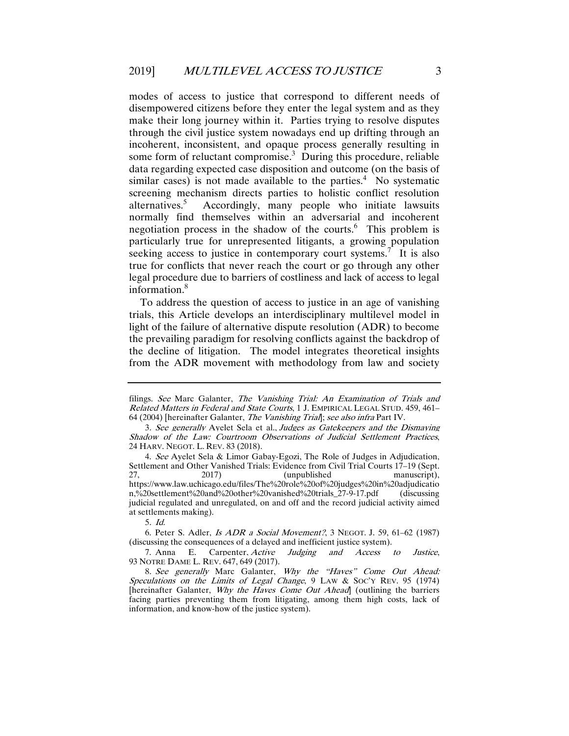modes of access to justice that correspond to different needs of disempowered citizens before they enter the legal system and as they make their long journey within it. Parties trying to resolve disputes through the civil justice system nowadays end up drifting through an incoherent, inconsistent, and opaque process generally resulting in some form of reluctant compromise.[3] During this procedure, reliable data regarding expected case disposition and outcome (on the basis of similar cases) is not made available to the parties.[4] No systematic screening mechanism directs parties to holistic conflict resolution alternatives.[5] Accordingly, many people who initiate lawsuits normally find themselves within an adversarial and incoherent negotiation process in the shadow of the courts.[6] This problem is particularly true for unrepresented litigants, a growing population seeking access to justice in contemporary court systems.[7] It is also true for conflicts that never reach the court or go through any other legal procedure due to barriers of costliness and lack of access to legal information.[8]

To address the question of access to justice in an age of vanishing trials, this Article develops an interdisciplinary multilevel model in light of the failure of alternative dispute resolution (ADR) to become the prevailing paradigm for resolving conflicts against the backdrop of the decline of litigation. The model integrates theoretical insights from the ADR movement with methodology from law and society

---

filings. *See* Marc Galanter, *The Vanishing Trial: An Examination of Trials and Related Matters in Federal and State Courts*, 1 J. EMPIRICAL LEGAL STUD. 459, 461–64 (2004) [hereinafter Galanter, *The Vanishing Trial*]; *see also infra* Part IV.

3. *See generally* Ayelet Sela et al., *Judges as Gatekeepers and the Dismaying Shadow of the Law: Courtroom Observations of Judicial Settlement Practices*, 24 HARV. NEGOT. L. REV. 83 (2018).

4. *See* Ayelet Sela & Limor Gabay-Egozi, The Role of Judges in Adjudication, Settlement and Other Vanished Trials: Evidence from Civil Trial Courts 17–19 (Sept. 27, 2017) (unpublished manuscript), https://www.law.uchicago.edu/files/The%20role%20of%20judges%20in%20adjudication,%20settlement%20and%20other%20vanished%20trials_27-9-17.pdf (discussing judicial regulated and unregulated, on and off and the record judicial activity aimed at settlements making).

5. *Id.*

6. Peter S. Adler, *Is ADR a Social Movement?*, 3 NEGOT. J. 59, 61–62 (1987) (discussing the consequences of a delayed and inefficient justice system).

7. Anna E. Carpenter, *Active Judging and Access to Justice*, 93 NOTRE DAME L. REV. 647, 649 (2017).

8. *See generally* Marc Galanter, *Why the "Haves" Come Out Ahead: Speculations on the Limits of Legal Change*, 9 LAW & SOC'Y REV. 95 (1974) [hereinafter Galanter, *Why the Haves Come Out Ahead*] (outlining the barriers facing parties preventing them from litigating, among them high costs, lack of information, and know-how of the justice system).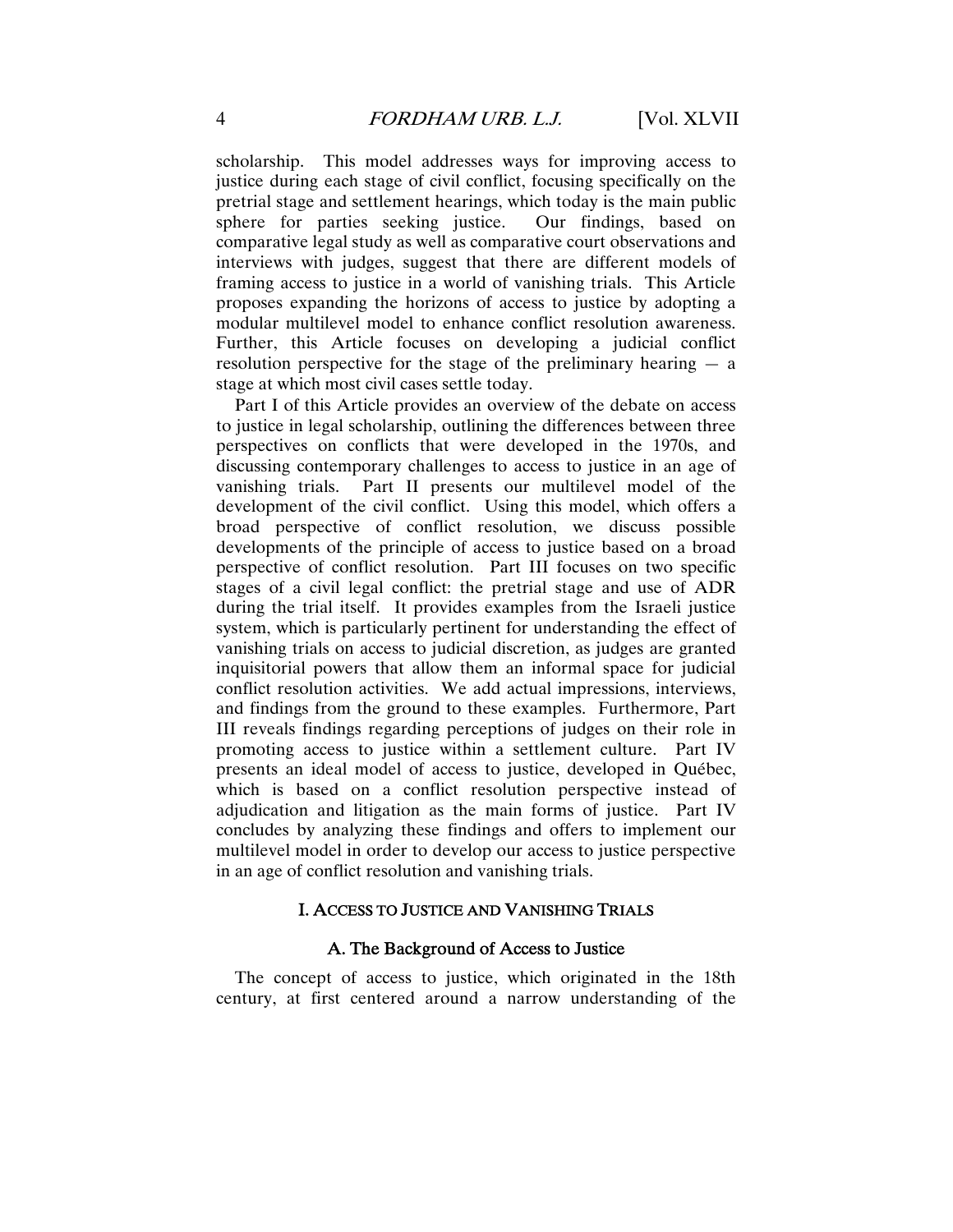scholarship. This model addresses ways for improving access to justice during each stage of civil conflict, focusing specifically on the pretrial stage and settlement hearings, which today is the main public sphere for parties seeking justice. Our findings, based on comparative legal study as well as comparative court observations and interviews with judges, suggest that there are different models of framing access to justice in a world of vanishing trials. This Article proposes expanding the horizons of access to justice by adopting a modular multilevel model to enhance conflict resolution awareness. Further, this Article focuses on developing a judicial conflict resolution perspective for the stage of the preliminary hearing — a stage at which most civil cases settle today.

Part I of this Article provides an overview of the debate on access to justice in legal scholarship, outlining the differences between three perspectives on conflicts that were developed in the 1970s, and discussing contemporary challenges to access to justice in an age of vanishing trials. Part II presents our multilevel model of the development of the civil conflict. Using this model, which offers a broad perspective of conflict resolution, we discuss possible developments of the principle of access to justice based on a broad perspective of conflict resolution. Part III focuses on two specific stages of a civil legal conflict: the pretrial stage and use of ADR during the trial itself. It provides examples from the Israeli justice system, which is particularly pertinent for understanding the effect of vanishing trials on access to judicial discretion, as judges are granted inquisitorial powers that allow them an informal space for judicial conflict resolution activities. We add actual impressions, interviews, and findings from the ground to these examples. Furthermore, Part III reveals findings regarding perceptions of judges on their role in promoting access to justice within a settlement culture. Part IV presents an ideal model of access to justice, developed in Québec, which is based on a conflict resolution perspective instead of adjudication and litigation as the main forms of justice. Part IV concludes by analyzing these findings and offers to implement our multilevel model in order to develop our access to justice perspective in an age of conflict resolution and vanishing trials.

## I. Access to Justice and Vanishing Trials

### A. The Background of Access to Justice

The concept of access to justice, which originated in the 18th century, at first centered around a narrow understanding of the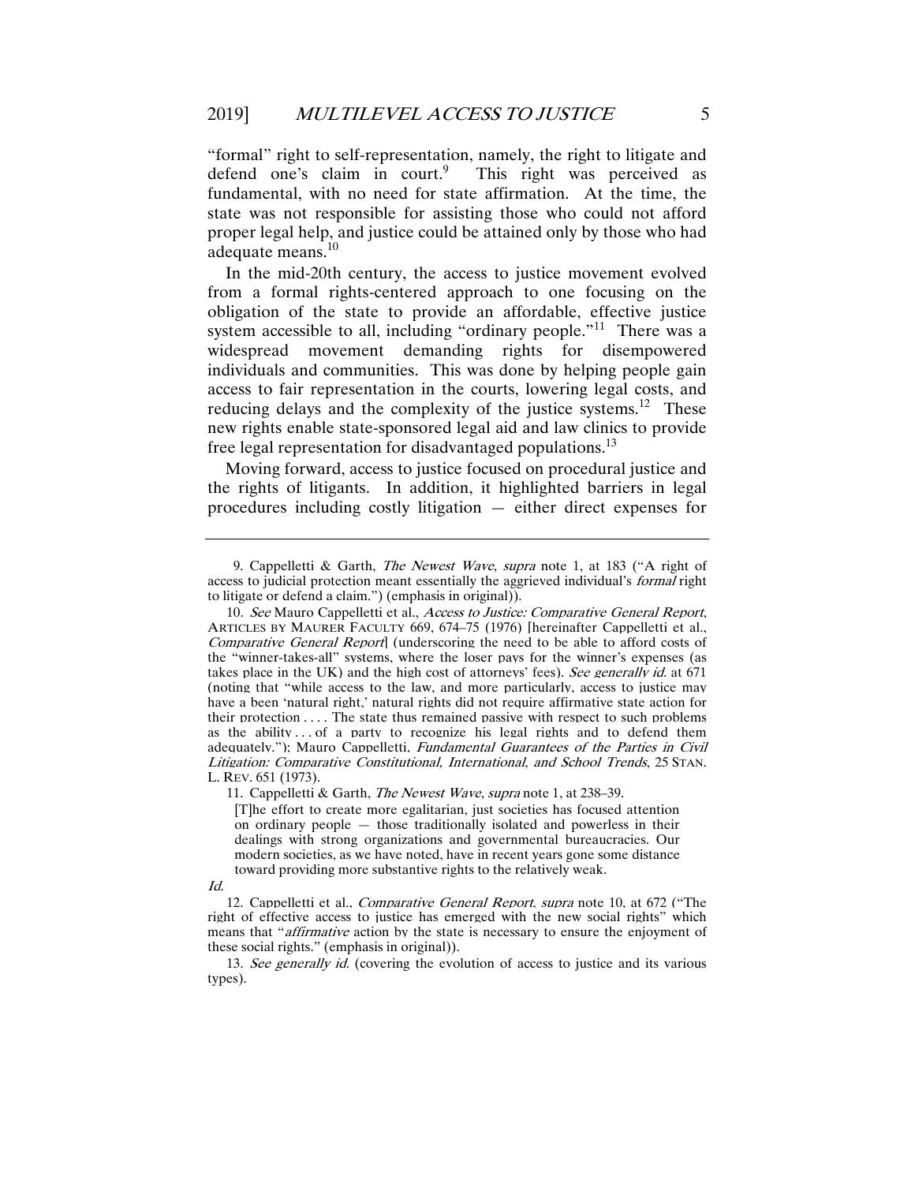"formal" right to self-representation, namely, the right to litigate and defend one's claim in court.[9] This right was perceived as fundamental, with no need for state affirmation. At the time, the state was not responsible for assisting those who could not afford proper legal help, and justice could be attained only by those who had adequate means.[10]

In the mid-20th century, the access to justice movement evolved from a formal rights-centered approach to one focusing on the obligation of the state to provide an affordable, effective justice system accessible to all, including "ordinary people."[11] There was a widespread movement demanding rights for disempowered individuals and communities. This was done by helping people gain access to fair representation in the courts, lowering legal costs, and reducing delays and the complexity of the justice systems.[12] These new rights enable state-sponsored legal aid and law clinics to provide free legal representation for disadvantaged populations.[13]

Moving forward, access to justice focused on procedural justice and the rights of litigants. In addition, it highlighted barriers in legal procedures including costly litigation — either direct expenses for

---

9. Cappelletti & Garth, *The Newest Wave*, *supra* note 1, at 183 ("A right of access to judicial protection meant essentially the aggrieved individual's *formal* right to litigate or defend a claim.") (emphasis in original)).

10. *See* Mauro Cappelletti et al., *Access to Justice: Comparative General Report*, ARTICLES BY MAURER FACULTY 669, 674–75 (1976) [hereinafter Cappelletti et al., *Comparative General Report*] (underscoring the need to be able to afford costs of the "winner-takes-all" systems, where the loser pays for the winner's expenses (as takes place in the UK) and the high cost of attorneys' fees). *See generally id.* at 671 (noting that "while access to the law, and more particularly, access to justice may have a been 'natural right,' natural rights did not require affirmative state action for their protection . . . . The state thus remained passive with respect to such problems as the ability . . . of a party to recognize his legal rights and to defend them adequately."); Mauro Cappelletti, *Fundamental Guarantees of the Parties in Civil Litigation: Comparative Constitutional, International, and School Trends*, 25 STAN. L. REV. 651 (1973).

11. Cappelletti & Garth, *The Newest Wave*, *supra* note 1, at 238–39.

> [T]he effort to create more egalitarian, just societies has focused attention on ordinary people — those traditionally isolated and powerless in their dealings with strong organizations and governmental bureaucracies. Our modern societies, as we have noted, have in recent years gone some distance toward providing more substantive rights to the relatively weak.

*Id.*

12. Cappelletti et al., *Comparative General Report*, *supra* note 10, at 672 ("The right of effective access to justice has emerged with the new social rights" which means that "*affirmative* action by the state is necessary to ensure the enjoyment of these social rights." (emphasis in original)).

13. *See generally id.* (covering the evolution of access to justice and its various types).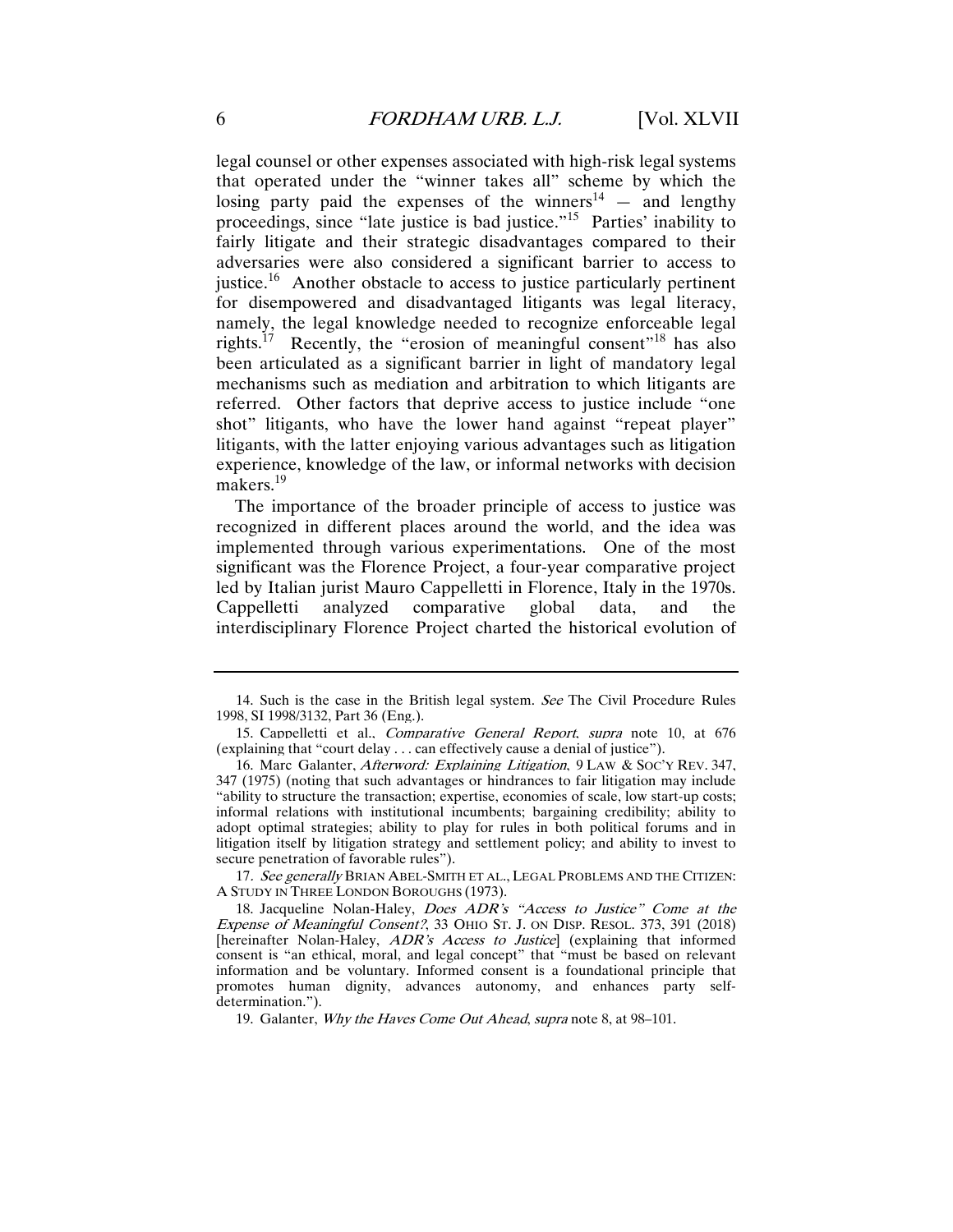legal counsel or other expenses associated with high-risk legal systems that operated under the "winner takes all" scheme by which the losing party paid the expenses of the winners[14] — and lengthy proceedings, since "late justice is bad justice."[15] Parties' inability to fairly litigate and their strategic disadvantages compared to their adversaries were also considered a significant barrier to access to justice.[16] Another obstacle to access to justice particularly pertinent for disempowered and disadvantaged litigants was legal literacy, namely, the legal knowledge needed to recognize enforceable legal rights.[17] Recently, the "erosion of meaningful consent"[18] has also been articulated as a significant barrier in light of mandatory legal mechanisms such as mediation and arbitration to which litigants are referred. Other factors that deprive access to justice include "one shot" litigants, who have the lower hand against "repeat player" litigants, with the latter enjoying various advantages such as litigation experience, knowledge of the law, or informal networks with decision makers.[19]

The importance of the broader principle of access to justice was recognized in different places around the world, and the idea was implemented through various experimentations. One of the most significant was the Florence Project, a four-year comparative project led by Italian jurist Mauro Cappelletti in Florence, Italy in the 1970s. Cappelletti analyzed comparative global data, and the interdisciplinary Florence Project charted the historical evolution of

---

14. Such is the case in the British legal system. *See* The Civil Procedure Rules 1998, SI 1998/3132, Part 36 (Eng.).

15. Cappelletti et al., *Comparative General Report*, *supra* note 10, at 676 (explaining that "court delay . . . can effectively cause a denial of justice").

16. Marc Galanter, *Afterword: Explaining Litigation*, 9 LAW & SOC'Y REV. 347, 347 (1975) (noting that such advantages or hindrances to fair litigation may include "ability to structure the transaction; expertise, economies of scale, low start-up costs; informal relations with institutional incumbents; bargaining credibility; ability to adopt optimal strategies; ability to play for rules in both political forums and in litigation itself by litigation strategy and settlement policy; and ability to invest to secure penetration of favorable rules").

17. *See generally* BRIAN ABEL-SMITH ET AL., LEGAL PROBLEMS AND THE CITIZEN: A STUDY IN THREE LONDON BOROUGHS (1973).

18. Jacqueline Nolan-Haley, *Does ADR's "Access to Justice" Come at the Expense of Meaningful Consent?*, 33 OHIO ST. J. ON DISP. RESOL. 373, 391 (2018) [hereinafter Nolan-Haley, *ADR's Access to Justice*] (explaining that informed consent is "an ethical, moral, and legal concept" that "must be based on relevant information and be voluntary. Informed consent is a foundational principle that promotes human dignity, advances autonomy, and enhances party self-determination.").

19. Galanter, *Why the Haves Come Out Ahead*, *supra* note 8, at 98–101.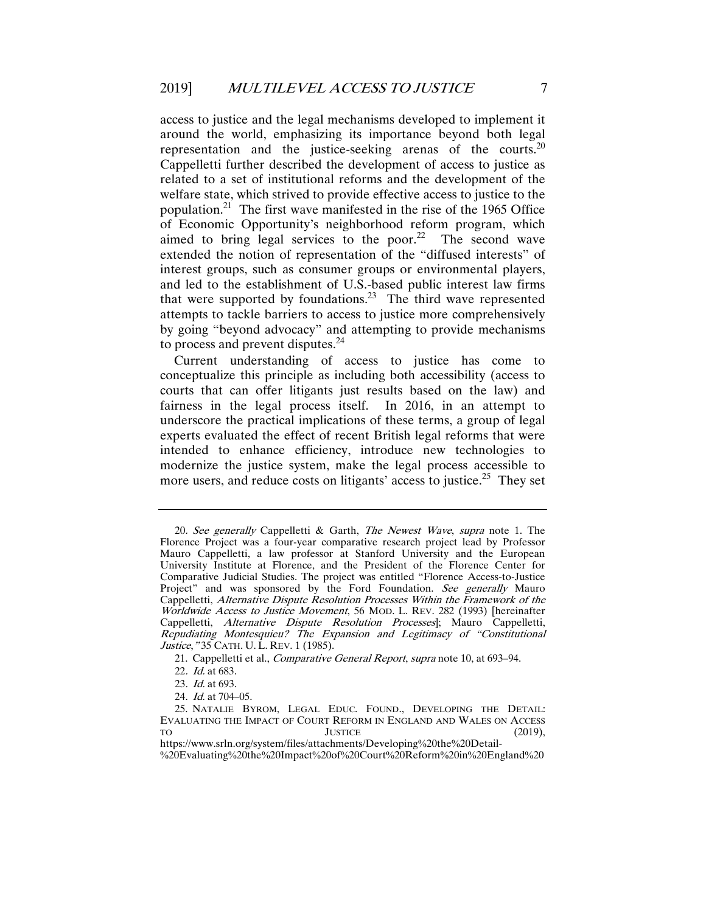access to justice and the legal mechanisms developed to implement it around the world, emphasizing its importance beyond both legal representation and the justice-seeking arenas of the courts.[20] Cappelletti further described the development of access to justice as related to a set of institutional reforms and the development of the welfare state, which strived to provide effective access to justice to the population.[21] The first wave manifested in the rise of the 1965 Office of Economic Opportunity's neighborhood reform program, which aimed to bring legal services to the poor.[22] The second wave extended the notion of representation of the "diffused interests" of interest groups, such as consumer groups or environmental players, and led to the establishment of U.S.-based public interest law firms that were supported by foundations.[23] The third wave represented attempts to tackle barriers to access to justice more comprehensively by going "beyond advocacy" and attempting to provide mechanisms to process and prevent disputes.[24]

Current understanding of access to justice has come to conceptualize this principle as including both accessibility (access to courts that can offer litigants just results based on the law) and fairness in the legal process itself. In 2016, in an attempt to underscore the practical implications of these terms, a group of legal experts evaluated the effect of recent British legal reforms that were intended to enhance efficiency, introduce new technologies to modernize the justice system, make the legal process accessible to more users, and reduce costs on litigants' access to justice.[25] They set

---

20. *See generally* Cappelletti & Garth, *The Newest Wave*, *supra* note 1. The Florence Project was a four-year comparative research project lead by Professor Mauro Cappelletti, a law professor at Stanford University and the European University Institute at Florence, and the President of the Florence Center for Comparative Judicial Studies. The project was entitled "Florence Access-to-Justice Project" and was sponsored by the Ford Foundation. *See generally* Mauro Cappelletti, *Alternative Dispute Resolution Processes Within the Framework of the Worldwide Access to Justice Movement*, 56 MOD. L. REV. 282 (1993) [hereinafter Cappelletti, *Alternative Dispute Resolution Processes*]; Mauro Cappelletti, *Repudiating Montesquieu? The Expansion and Legitimacy of "Constitutional Justice*,*"* 35 CATH. U. L. REV. 1 (1985).

21. Cappelletti et al., *Comparative General Report*, *supra* note 10, at 693–94.

22. *Id.* at 683.

23. *Id.* at 693.

24. *Id.* at 704–05.

25. NATALIE BYROM, LEGAL EDUC. FOUND., DEVELOPING THE DETAIL: EVALUATING THE IMPACT OF COURT REFORM IN ENGLAND AND WALES ON ACCESS TO JUSTICE (2019), https://www.srln.org/system/files/attachments/Developing%20the%20Detail-%20Evaluating%20the%20Impact%20of%20Court%20Reform%20in%20England%20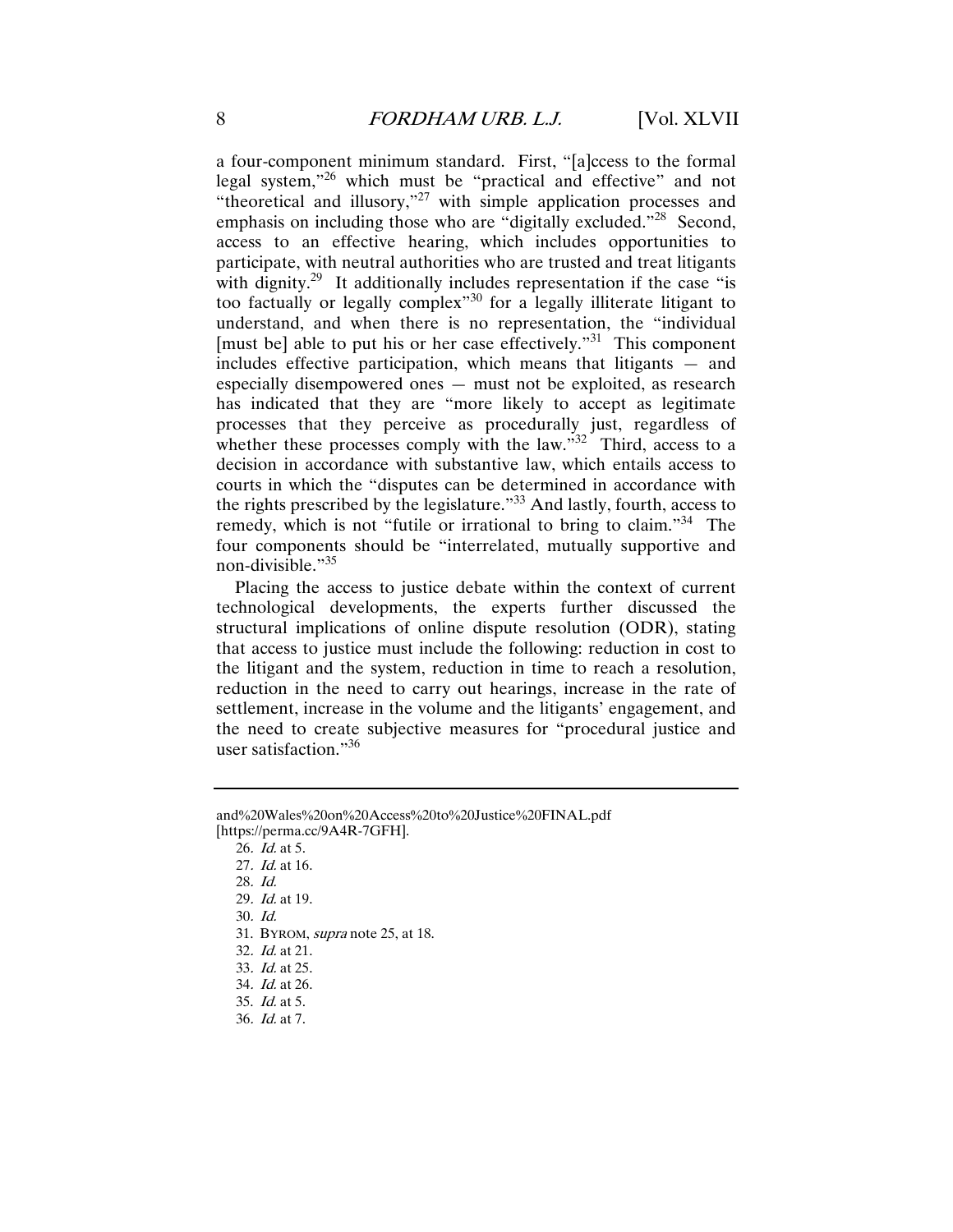a four-component minimum standard. First, "[a]ccess to the formal legal system,"[26] which must be "practical and effective" and not "theoretical and illusory,"[27] with simple application processes and emphasis on including those who are "digitally excluded."[28] Second, access to an effective hearing, which includes opportunities to participate, with neutral authorities who are trusted and treat litigants with dignity.[29] It additionally includes representation if the case "is too factually or legally complex"[30] for a legally illiterate litigant to understand, and when there is no representation, the "individual [must be] able to put his or her case effectively."[31] This component includes effective participation, which means that litigants — and especially disempowered ones — must not be exploited, as research has indicated that they are "more likely to accept as legitimate processes that they perceive as procedurally just, regardless of whether these processes comply with the law."[32] Third, access to a decision in accordance with substantive law, which entails access to courts in which the "disputes can be determined in accordance with the rights prescribed by the legislature."[33] And lastly, fourth, access to remedy, which is not "futile or irrational to bring to claim."[34] The four components should be "interrelated, mutually supportive and non-divisible."[35]

Placing the access to justice debate within the context of current technological developments, the experts further discussed the structural implications of online dispute resolution (ODR), stating that access to justice must include the following: reduction in cost to the litigant and the system, reduction in time to reach a resolution, reduction in the need to carry out hearings, increase in the rate of settlement, increase in the volume and the litigants' engagement, and the need to create subjective measures for "procedural justice and user satisfaction."[36]

---

and%20Wales%20on%20Access%20to%20Justice%20FINAL.pdf [https://perma.cc/9A4R-7GFH].

26. *Id.* at 5.

27. *Id.* at 16.

28. *Id.*

29. *Id.* at 19.

30. *Id.*

31. BYROM, *supra* note 25, at 18.

32. *Id.* at 21.

33. *Id.* at 25.

34. *Id.* at 26.

35. *Id.* at 5.

36. *Id.* at 7.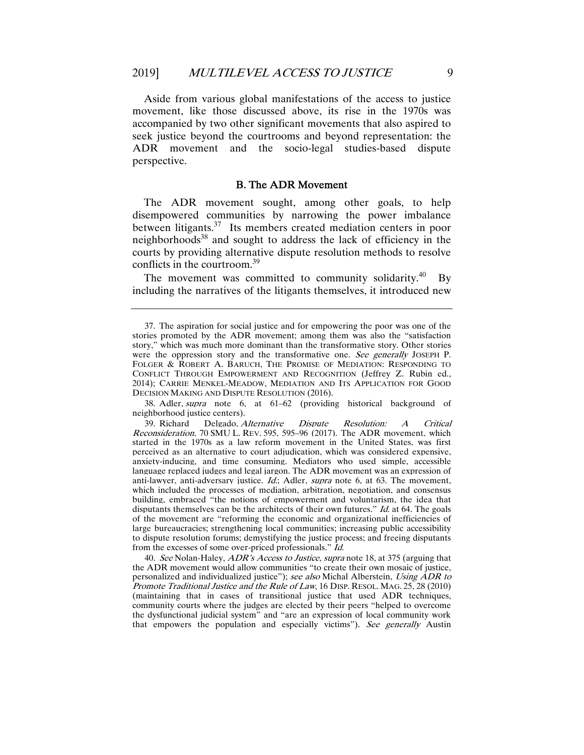Aside from various global manifestations of the access to justice movement, like those discussed above, its rise in the 1970s was accompanied by two other significant movements that also aspired to seek justice beyond the courtrooms and beyond representation: the ADR movement and the socio-legal studies-based dispute perspective.

### B. The ADR Movement

The ADR movement sought, among other goals, to help disempowered communities by narrowing the power imbalance between litigants.[37] Its members created mediation centers in poor neighborhoods[38] and sought to address the lack of efficiency in the courts by providing alternative dispute resolution methods to resolve conflicts in the courtroom.[39]

The movement was committed to community solidarity.[40] By including the narratives of the litigants themselves, it introduced new

---

37. The aspiration for social justice and for empowering the poor was one of the stories promoted by the ADR movement; among them was also the "satisfaction story," which was much more dominant than the transformative story. Other stories were the oppression story and the transformative one. *See generally* JOSEPH P. FOLGER & ROBERT A. BARUCH, THE PROMISE OF MEDIATION: RESPONDING TO CONFLICT THROUGH EMPOWERMENT AND RECOGNITION (Jeffrey Z. Rubin ed., 2014); CARRIE MENKEL-MEADOW, MEDIATION AND ITS APPLICATION FOR GOOD DECISION MAKING AND DISPUTE RESOLUTION (2016).

38. Adler, *supra* note 6, at 61–62 (providing historical background of neighborhood justice centers).

39. Richard Delgado, *Alternative Dispute Resolution: A Critical Reconsideration*, 70 SMU L. REV. 595, 595–96 (2017). The ADR movement, which started in the 1970s as a law reform movement in the United States, was first perceived as an alternative to court adjudication, which was considered expensive, anxiety-inducing, and time consuming. Mediators who used simple, accessible language replaced judges and legal jargon. The ADR movement was an expression of anti-lawyer, anti-adversary justice. *Id.*; Adler, *supra* note 6, at 63. The movement, which included the processes of mediation, arbitration, negotiation, and consensus building, embraced "the notions of empowerment and voluntarism, the idea that disputants themselves can be the architects of their own futures." *Id.* at 64. The goals of the movement are "reforming the economic and organizational inefficiencies of large bureaucracies; strengthening local communities; increasing public accessibility to dispute resolution forums; demystifying the justice process; and freeing disputants from the excesses of some over-priced professionals." *Id.*

40. *See* Nolan-Haley, *ADR's Access to Justice*, *supra* note 18, at 375 (arguing that the ADR movement would allow communities "to create their own mosaic of justice, personalized and individualized justice"); *see also* Michal Alberstein, *Using ADR to Promote Traditional Justice and the Rule of Law*, 16 DISP. RESOL. MAG. 25, 28 (2010) (maintaining that in cases of transitional justice that used ADR techniques, community courts where the judges are elected by their peers "helped to overcome the dysfunctional judicial system" and "are an expression of local community work that empowers the population and especially victims"). *See generally* Austin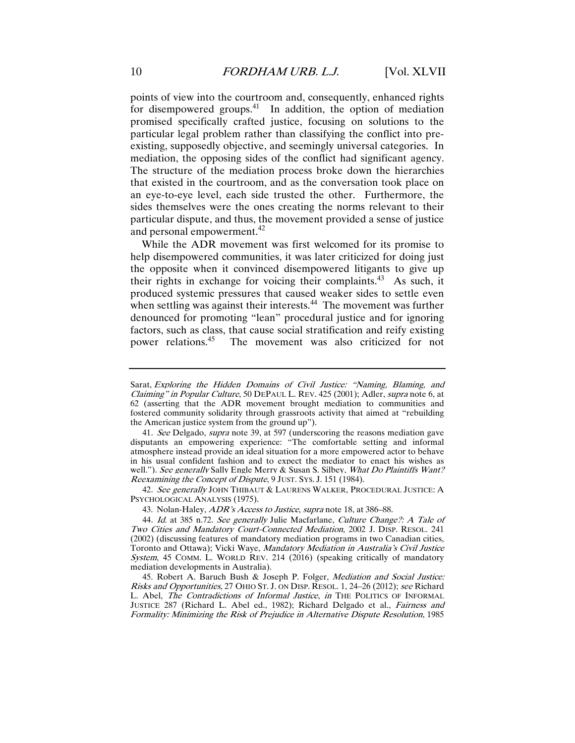points of view into the courtroom and, consequently, enhanced rights for disempowered groups.[41] In addition, the option of mediation promised specifically crafted justice, focusing on solutions to the particular legal problem rather than classifying the conflict into pre-existing, supposedly objective, and seemingly universal categories. In mediation, the opposing sides of the conflict had significant agency. The structure of the mediation process broke down the hierarchies that existed in the courtroom, and as the conversation took place on an eye-to-eye level, each side trusted the other. Furthermore, the sides themselves were the ones creating the norms relevant to their particular dispute, and thus, the movement provided a sense of justice and personal empowerment.[42]

While the ADR movement was first welcomed for its promise to help disempowered communities, it was later criticized for doing just the opposite when it convinced disempowered litigants to give up their rights in exchange for voicing their complaints.[43] As such, it produced systemic pressures that caused weaker sides to settle even when settling was against their interests.[44] The movement was further denounced for promoting "lean" procedural justice and for ignoring factors, such as class, that cause social stratification and reify existing power relations.[45] The movement was also criticized for not

---

Sarat, *Exploring the Hidden Domains of Civil Justice: "Naming, Blaming, and Claiming" in Popular Culture*, 50 DEPAUL L. REV. 425 (2001); Adler, *supra* note 6, at 62 (asserting that the ADR movement brought mediation to communities and fostered community solidarity through grassroots activity that aimed at "rebuilding the American justice system from the ground up").

41. *See* Delgado, *supra* note 39, at 597 (underscoring the reasons mediation gave disputants an empowering experience: "The comfortable setting and informal atmosphere instead provide an ideal situation for a more empowered actor to behave in his usual confident fashion and to expect the mediator to enact his wishes as well."). *See generally* Sally Engle Merry & Susan S. Silbey, *What Do Plaintiffs Want? Reexamining the Concept of Dispute*, 9 JUST. SYS. J. 151 (1984).

42. *See generally* JOHN THIBAUT & LAURENS WALKER, PROCEDURAL JUSTICE: A PSYCHOLOGICAL ANALYSIS (1975).

43. Nolan-Haley, *ADR's Access to Justice*, *supra* note 18, at 386–88.

44. *Id.* at 385 n.72. *See generally* Julie Macfarlane, *Culture Change?: A Tale of Two Cities and Mandatory Court-Connected Mediation*, 2002 J. DISP. RESOL. 241 (2002) (discussing features of mandatory mediation programs in two Canadian cities, Toronto and Ottawa); Vicki Waye, *Mandatory Mediation in Australia's Civil Justice System*, 45 COMM. L. WORLD REV. 214 (2016) (speaking critically of mandatory mediation developments in Australia).

45. Robert A. Baruch Bush & Joseph P. Folger, *Mediation and Social Justice: Risks and Opportunities*, 27 OHIO ST. J. ON DISP. RESOL. 1, 24–26 (2012); *see* Richard L. Abel, *The Contradictions of Informal Justice*, *in* THE POLITICS OF INFORMAL JUSTICE 287 (Richard L. Abel ed., 1982); Richard Delgado et al., *Fairness and Formality: Minimizing the Risk of Prejudice in Alternative Dispute Resolution*, 1985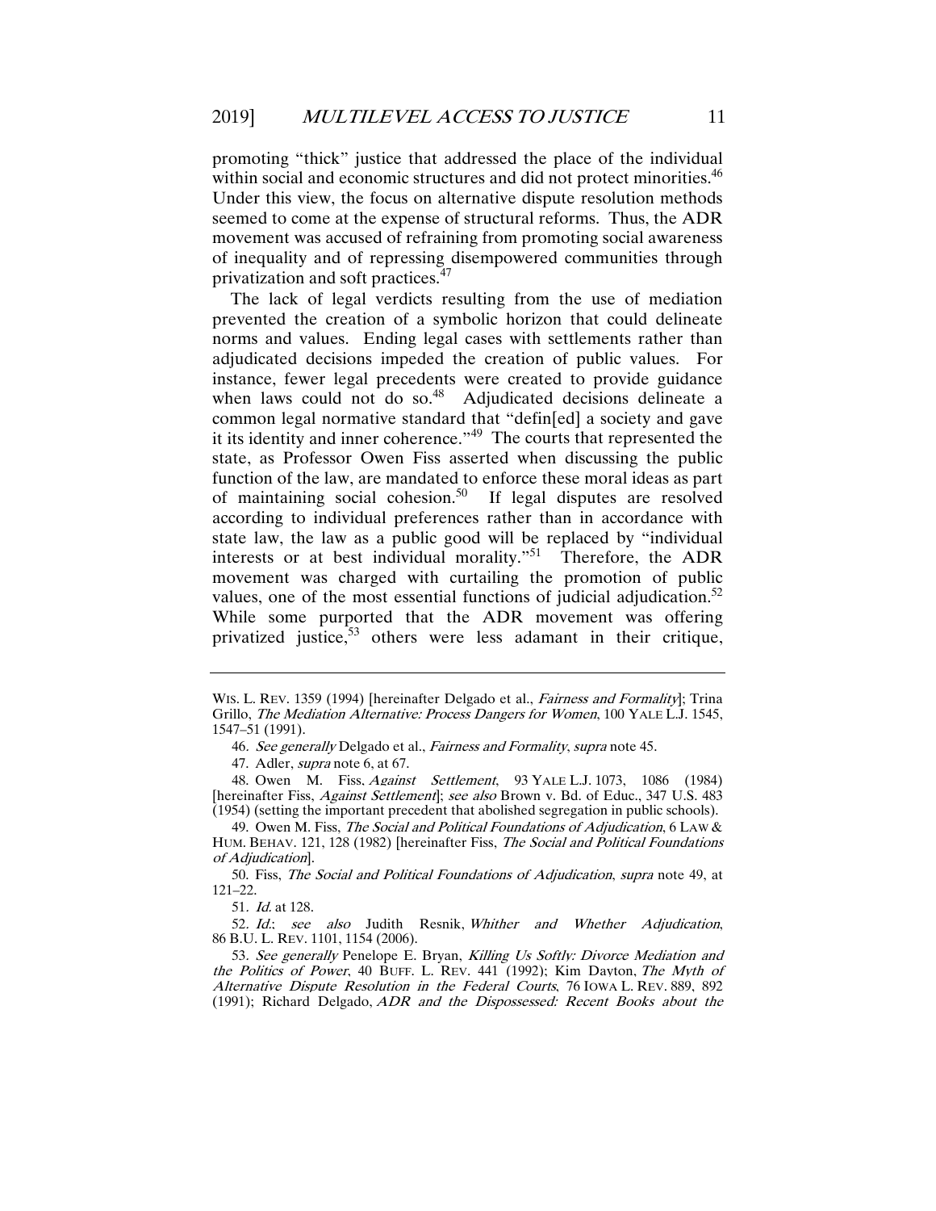promoting "thick" justice that addressed the place of the individual within social and economic structures and did not protect minorities.[46] Under this view, the focus on alternative dispute resolution methods seemed to come at the expense of structural reforms. Thus, the ADR movement was accused of refraining from promoting social awareness of inequality and of repressing disempowered communities through privatization and soft practices.[47]

The lack of legal verdicts resulting from the use of mediation prevented the creation of a symbolic horizon that could delineate norms and values. Ending legal cases with settlements rather than adjudicated decisions impeded the creation of public values. For instance, fewer legal precedents were created to provide guidance when laws could not do so.[48] Adjudicated decisions delineate a common legal normative standard that "defin[ed] a society and gave it its identity and inner coherence."[49] The courts that represented the state, as Professor Owen Fiss asserted when discussing the public function of the law, are mandated to enforce these moral ideas as part of maintaining social cohesion.[50] If legal disputes are resolved according to individual preferences rather than in accordance with state law, the law as a public good will be replaced by "individual interests or at best individual morality."[51] Therefore, the ADR movement was charged with curtailing the promotion of public values, one of the most essential functions of judicial adjudication.[52] While some purported that the ADR movement was offering privatized justice,[53] others were less adamant in their critique,

---

WIS. L. REV. 1359 (1994) [hereinafter Delgado et al., *Fairness and Formality*]; Trina Grillo, *The Mediation Alternative: Process Dangers for Women*, 100 YALE L.J. 1545, 1547–51 (1991).

46. *See generally* Delgado et al., *Fairness and Formality*, *supra* note 45.

47. Adler, *supra* note 6, at 67.

48. Owen M. Fiss, *Against Settlement*, 93 YALE L.J. 1073, 1086 (1984) [hereinafter Fiss, *Against Settlement*]; *see also* Brown v. Bd. of Educ., 347 U.S. 483 (1954) (setting the important precedent that abolished segregation in public schools).

49. Owen M. Fiss, *The Social and Political Foundations of Adjudication*, 6 LAW & HUM. BEHAV. 121, 128 (1982) [hereinafter Fiss, *The Social and Political Foundations of Adjudication*].

50. Fiss, *The Social and Political Foundations of Adjudication*, *supra* note 49, at 121–22.

51. *Id.* at 128.

52. *Id.*; *see also* Judith Resnik, *Whither and Whether Adjudication*, 86 B.U. L. REV. 1101, 1154 (2006).

53. *See generally* Penelope E. Bryan, *Killing Us Softly: Divorce Mediation and the Politics of Power*, 40 BUFF. L. REV. 441 (1992); Kim Dayton, *The Myth of Alternative Dispute Resolution in the Federal Courts*, 76 IOWA L. REV. 889, 892 (1991); Richard Delgado, *ADR and the Dispossessed: Recent Books about the*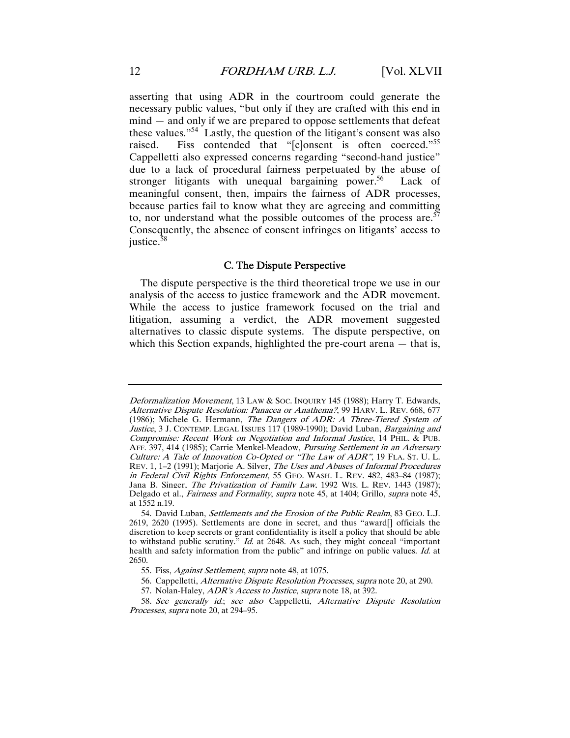asserting that using ADR in the courtroom could generate the necessary public values, "but only if they are crafted with this end in mind — and only if we are prepared to oppose settlements that defeat these values."[54] Lastly, the question of the litigant's consent was also raised. Fiss contended that "[c]onsent is often coerced."[55] Cappelletti also expressed concerns regarding "second-hand justice" due to a lack of procedural fairness perpetuated by the abuse of stronger litigants with unequal bargaining power.[56] Lack of meaningful consent, then, impairs the fairness of ADR processes, because parties fail to know what they are agreeing and committing to, nor understand what the possible outcomes of the process are.[57] Consequently, the absence of consent infringes on litigants' access to justice.[58]

### C. The Dispute Perspective

The dispute perspective is the third theoretical trope we use in our analysis of the access to justice framework and the ADR movement. While the access to justice framework focused on the trial and litigation, assuming a verdict, the ADR movement suggested alternatives to classic dispute systems. The dispute perspective, on which this Section expands, highlighted the pre-court arena — that is,

---

*Deformalization Movement*, 13 LAW & SOC. INQUIRY 145 (1988); Harry T. Edwards, *Alternative Dispute Resolution: Panacea or Anathema?*, 99 HARV. L. REV. 668, 677 (1986); Michele G. Hermann, *The Dangers of ADR: A Three-Tiered System of Justice*, 3 J. CONTEMP. LEGAL ISSUES 117 (1989-1990); David Luban, *Bargaining and Compromise: Recent Work on Negotiation and Informal Justice*, 14 PHIL. & PUB. AFF. 397, 414 (1985); Carrie Menkel-Meadow, *Pursuing Settlement in an Adversary Culture: A Tale of Innovation Co-Opted or "The Law of ADR"*, 19 FLA. ST. U. L. REV. 1, 1–2 (1991); Marjorie A. Silver, *The Uses and Abuses of Informal Procedures in Federal Civil Rights Enforcement*, 55 GEO. WASH. L. REV. 482, 483–84 (1987); Jana B. Singer, *The Privatization of Family Law*, 1992 WIS. L. REV. 1443 (1987); Delgado et al., *Fairness and Formality*, *supra* note 45, at 1404; Grillo, *supra* note 45, at 1552 n.19.

54. David Luban, *Settlements and the Erosion of the Public Realm*, 83 GEO. L.J. 2619, 2620 (1995). Settlements are done in secret, and thus "award[] officials the discretion to keep secrets or grant confidentiality is itself a policy that should be able to withstand public scrutiny." *Id.* at 2648. As such, they might conceal "important health and safety information from the public" and infringe on public values. *Id.* at 2650.

55. Fiss, *Against Settlement*, *supra* note 48, at 1075.

56. Cappelletti, *Alternative Dispute Resolution Processes*, *supra* note 20, at 290.

57. Nolan-Haley, *ADR's Access to Justice*, *supra* note 18, at 392.

58. *See generally id.*; *see also* Cappelletti, *Alternative Dispute Resolution Processes*, *supra* note 20, at 294–95.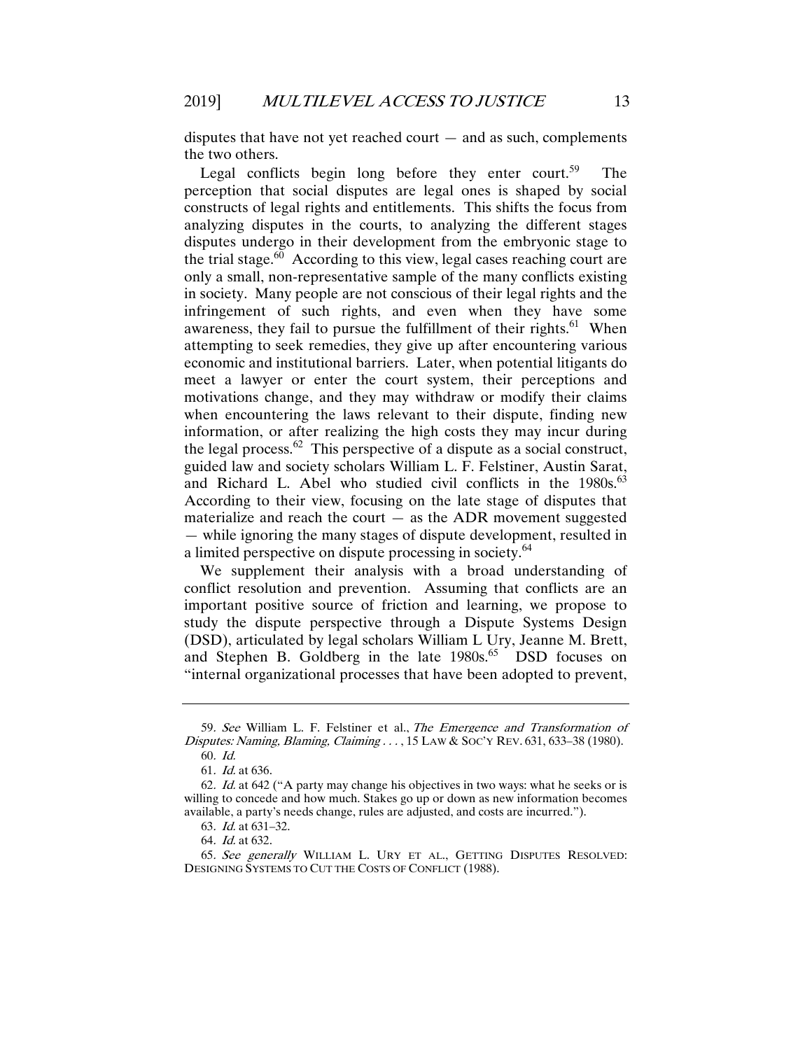disputes that have not yet reached court — and as such, complements the two others.

Legal conflicts begin long before they enter court.[59] The perception that social disputes are legal ones is shaped by social constructs of legal rights and entitlements. This shifts the focus from analyzing disputes in the courts, to analyzing the different stages disputes undergo in their development from the embryonic stage to the trial stage.[60] According to this view, legal cases reaching court are only a small, non-representative sample of the many conflicts existing in society. Many people are not conscious of their legal rights and the infringement of such rights, and even when they have some awareness, they fail to pursue the fulfillment of their rights.[61] When attempting to seek remedies, they give up after encountering various economic and institutional barriers. Later, when potential litigants do meet a lawyer or enter the court system, their perceptions and motivations change, and they may withdraw or modify their claims when encountering the laws relevant to their dispute, finding new information, or after realizing the high costs they may incur during the legal process.[62] This perspective of a dispute as a social construct, guided law and society scholars William L. F. Felstiner, Austin Sarat, and Richard L. Abel who studied civil conflicts in the 1980s.[63] According to their view, focusing on the late stage of disputes that materialize and reach the court — as the ADR movement suggested — while ignoring the many stages of dispute development, resulted in a limited perspective on dispute processing in society.[64]

We supplement their analysis with a broad understanding of conflict resolution and prevention. Assuming that conflicts are an important positive source of friction and learning, we propose to study the dispute perspective through a Dispute Systems Design (DSD), articulated by legal scholars William L Ury, Jeanne M. Brett, and Stephen B. Goldberg in the late 1980s.[65] DSD focuses on "internal organizational processes that have been adopted to prevent,

---

59. *See* William L. F. Felstiner et al., *The Emergence and Transformation of Disputes: Naming, Blaming, Claiming . . .* , 15 LAW & SOC'Y REV. 631, 633–38 (1980).

60. *Id.*

61. *Id.* at 636.

62. *Id.* at 642 ("A party may change his objectives in two ways: what he seeks or is willing to concede and how much. Stakes go up or down as new information becomes available, a party's needs change, rules are adjusted, and costs are incurred.").

63. *Id.* at 631–32.

64. *Id.* at 632.

65. *See generally* WILLIAM L. URY ET AL., GETTING DISPUTES RESOLVED: DESIGNING SYSTEMS TO CUT THE COSTS OF CONFLICT (1988).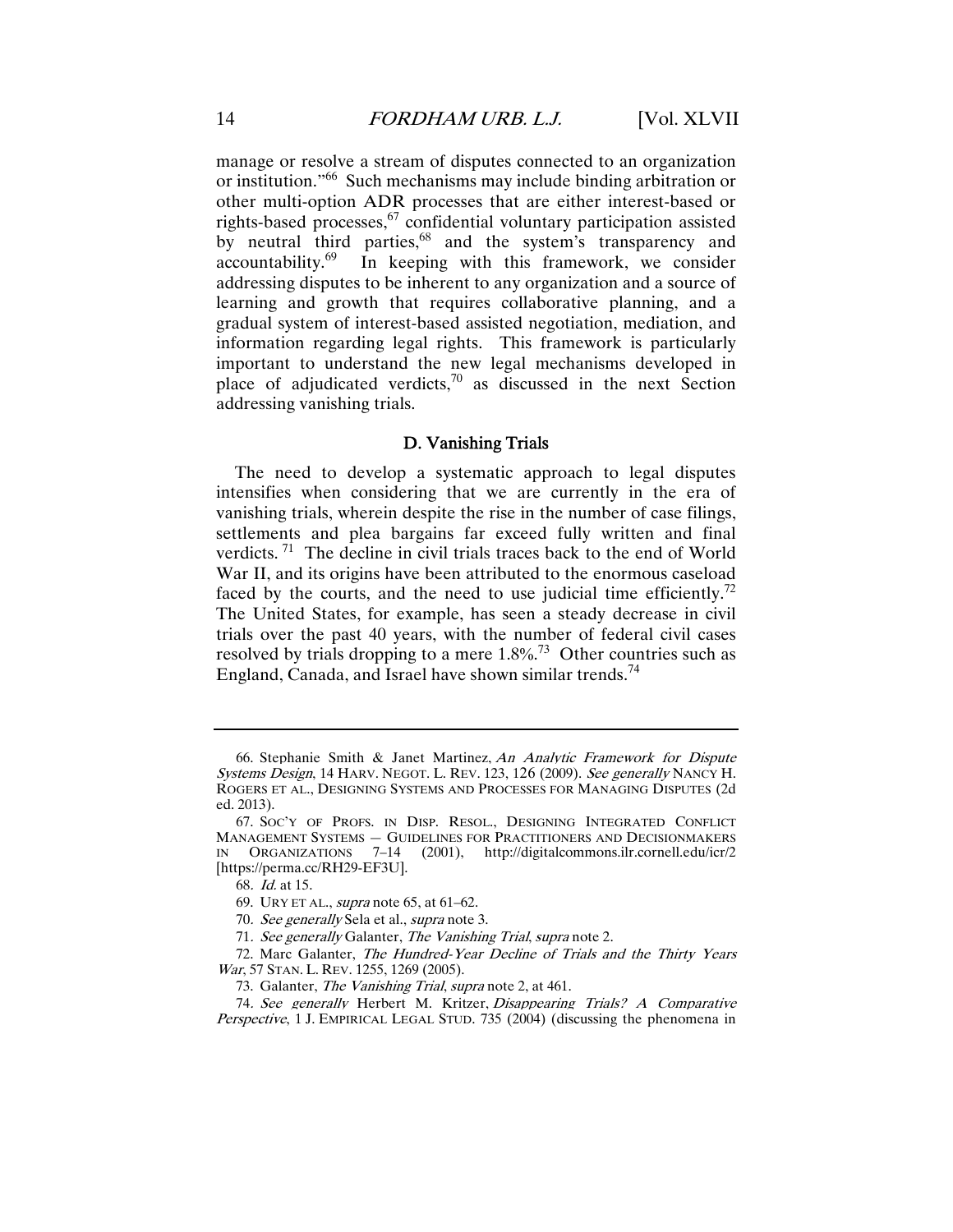manage or resolve a stream of disputes connected to an organization or institution."[66] Such mechanisms may include binding arbitration or other multi-option ADR processes that are either interest-based or rights-based processes,[67] confidential voluntary participation assisted by neutral third parties,[68] and the system's transparency and accountability.[69] In keeping with this framework, we consider addressing disputes to be inherent to any organization and a source of learning and growth that requires collaborative planning, and a gradual system of interest-based assisted negotiation, mediation, and information regarding legal rights. This framework is particularly important to understand the new legal mechanisms developed in place of adjudicated verdicts,[70] as discussed in the next Section addressing vanishing trials.

### D. Vanishing Trials

The need to develop a systematic approach to legal disputes intensifies when considering that we are currently in the era of vanishing trials, wherein despite the rise in the number of case filings, settlements and plea bargains far exceed fully written and final verdicts.[71] The decline in civil trials traces back to the end of World War II, and its origins have been attributed to the enormous caseload faced by the courts, and the need to use judicial time efficiently.[72] The United States, for example, has seen a steady decrease in civil trials over the past 40 years, with the number of federal civil cases resolved by trials dropping to a mere 1.8%.[73] Other countries such as England, Canada, and Israel have shown similar trends.[74]

---

66. Stephanie Smith & Janet Martinez, *An Analytic Framework for Dispute Systems Design*, 14 HARV. NEGOT. L. REV. 123, 126 (2009). *See generally* NANCY H. ROGERS ET AL., DESIGNING SYSTEMS AND PROCESSES FOR MANAGING DISPUTES (2d ed. 2013).

67. SOC'Y OF PROFS. IN DISP. RESOL., DESIGNING INTEGRATED CONFLICT MANAGEMENT SYSTEMS — GUIDELINES FOR PRACTITIONERS AND DECISIONMAKERS IN ORGANIZATIONS 7–14 (2001), http://digitalcommons.ilr.cornell.edu/icr/2 [https://perma.cc/RH29-EF3U].

68. *Id.* at 15.

69. URY ET AL., *supra* note 65, at 61–62.

70. *See generally* Sela et al., *supra* note 3.

71. *See generally* Galanter, *The Vanishing Trial*, *supra* note 2.

72. Marc Galanter, *The Hundred-Year Decline of Trials and the Thirty Years War*, 57 STAN. L. REV. 1255, 1269 (2005).

73. Galanter, *The Vanishing Trial*, *supra* note 2, at 461.

74. *See generally* Herbert M. Kritzer, *Disappearing Trials? A Comparative Perspective*, 1 J. EMPIRICAL LEGAL STUD. 735 (2004) (discussing the phenomena in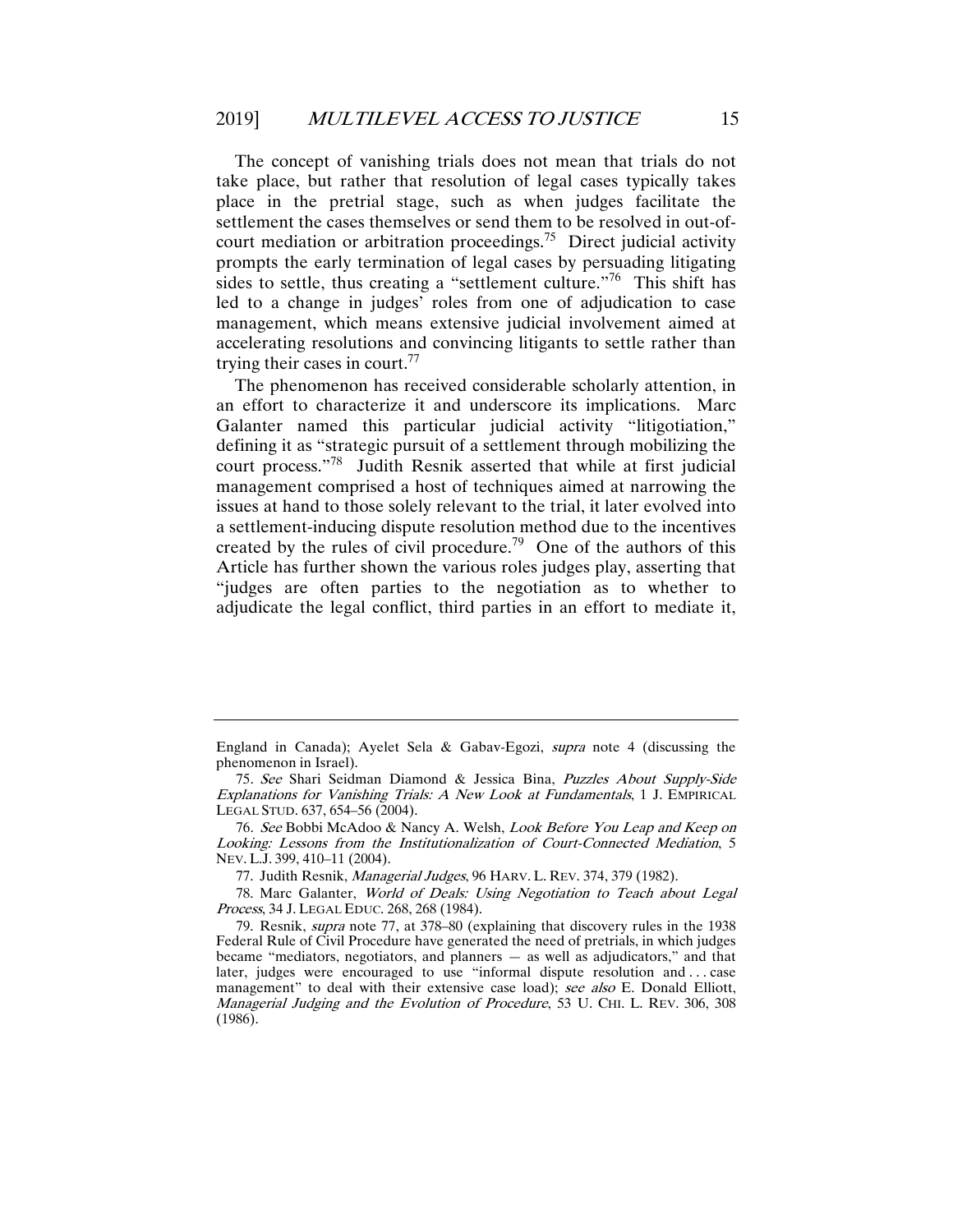The concept of vanishing trials does not mean that trials do not take place, but rather that resolution of legal cases typically takes place in the pretrial stage, such as when judges facilitate the settlement the cases themselves or send them to be resolved in out-of-court mediation or arbitration proceedings.[75] Direct judicial activity prompts the early termination of legal cases by persuading litigating sides to settle, thus creating a "settlement culture."[76] This shift has led to a change in judges' roles from one of adjudication to case management, which means extensive judicial involvement aimed at accelerating resolutions and convincing litigants to settle rather than trying their cases in court.[77]

The phenomenon has received considerable scholarly attention, in an effort to characterize it and underscore its implications. Marc Galanter named this particular judicial activity "litigotiation," defining it as "strategic pursuit of a settlement through mobilizing the court process."[78] Judith Resnik asserted that while at first judicial management comprised a host of techniques aimed at narrowing the issues at hand to those solely relevant to the trial, it later evolved into a settlement-inducing dispute resolution method due to the incentives created by the rules of civil procedure.[79] One of the authors of this Article has further shown the various roles judges play, asserting that "judges are often parties to the negotiation as to whether to adjudicate the legal conflict, third parties in an effort to mediate it,

---

England in Canada); Ayelet Sela & Gabav-Egozi, *supra* note 4 (discussing the phenomenon in Israel).

75. *See* Shari Seidman Diamond & Jessica Bina, *Puzzles About Supply-Side Explanations for Vanishing Trials: A New Look at Fundamentals*, 1 J. EMPIRICAL LEGAL STUD. 637, 654–56 (2004).

76. *See* Bobbi McAdoo & Nancy A. Welsh, *Look Before You Leap and Keep on Looking: Lessons from the Institutionalization of Court-Connected Mediation*, 5 NEV. L.J. 399, 410–11 (2004).

77. Judith Resnik, *Managerial Judges*, 96 HARV. L. REV. 374, 379 (1982).

78. Marc Galanter, *World of Deals: Using Negotiation to Teach about Legal Process*, 34 J. LEGAL EDUC. 268, 268 (1984).

79. Resnik, *supra* note 77, at 378–80 (explaining that discovery rules in the 1938 Federal Rule of Civil Procedure have generated the need of pretrials, in which judges became "mediators, negotiators, and planners — as well as adjudicators," and that later, judges were encouraged to use "informal dispute resolution and . . . case management" to deal with their extensive case load); *see also* E. Donald Elliott, *Managerial Judging and the Evolution of Procedure*, 53 U. CHI. L. REV. 306, 308 (1986).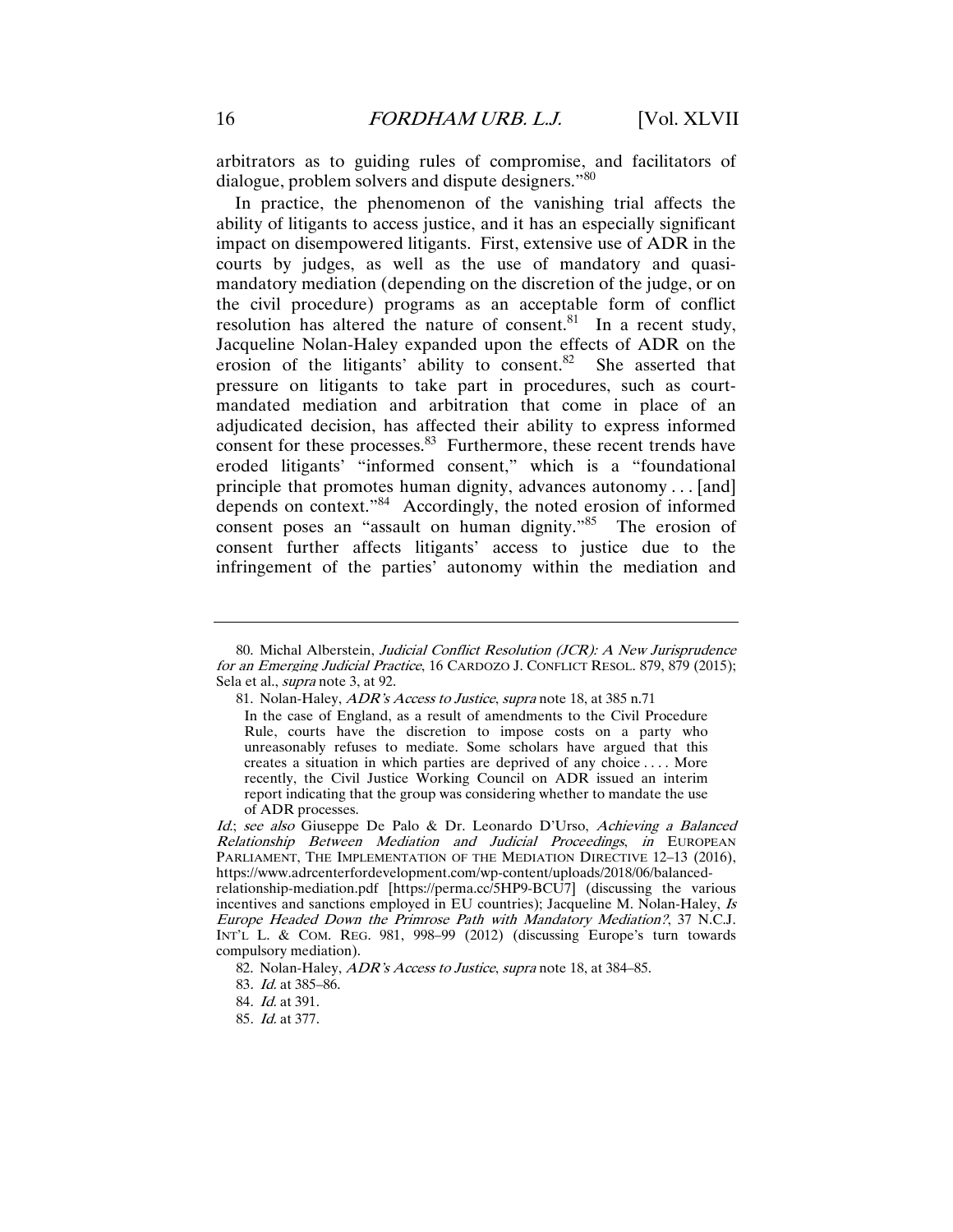arbitrators as to guiding rules of compromise, and facilitators of dialogue, problem solvers and dispute designers."[80]

In practice, the phenomenon of the vanishing trial affects the ability of litigants to access justice, and it has an especially significant impact on disempowered litigants. First, extensive use of ADR in the courts by judges, as well as the use of mandatory and quasi-mandatory mediation (depending on the discretion of the judge, or on the civil procedure) programs as an acceptable form of conflict resolution has altered the nature of consent.[81] In a recent study, Jacqueline Nolan-Haley expanded upon the effects of ADR on the erosion of the litigants' ability to consent.[82] She asserted that pressure on litigants to take part in procedures, such as court-mandated mediation and arbitration that come in place of an adjudicated decision, has affected their ability to express informed consent for these processes.[83] Furthermore, these recent trends have eroded litigants' "informed consent," which is a "foundational principle that promotes human dignity, advances autonomy . . . [and] depends on context."[84] Accordingly, the noted erosion of informed consent poses an "assault on human dignity."[85] The erosion of consent further affects litigants' access to justice due to the infringement of the parties' autonomy within the mediation and

---

80. Michal Alberstein, *Judicial Conflict Resolution (JCR): A New Jurisprudence for an Emerging Judicial Practice*, 16 CARDOZO J. CONFLICT RESOL. 879, 879 (2015); Sela et al., *supra* note 3, at 92.

81. Nolan-Haley, *ADR's Access to Justice*, *supra* note 18, at 385 n.71

> In the case of England, as a result of amendments to the Civil Procedure Rule, courts have the discretion to impose costs on a party who unreasonably refuses to mediate. Some scholars have argued that this creates a situation in which parties are deprived of any choice . . . . More recently, the Civil Justice Working Council on ADR issued an interim report indicating that the group was considering whether to mandate the use of ADR processes.

*Id.*; *see also* Giuseppe De Palo & Dr. Leonardo D'Urso, *Achieving a Balanced Relationship Between Mediation and Judicial Proceedings*, *in* EUROPEAN PARLIAMENT, THE IMPLEMENTATION OF THE MEDIATION DIRECTIVE 12–13 (2016), https://www.adrcenterfordevelopment.com/wp-content/uploads/2018/06/balanced-relationship-mediation.pdf [https://perma.cc/5HP9-BCU7] (discussing the various incentives and sanctions employed in EU countries); Jacqueline M. Nolan-Haley, *Is Europe Headed Down the Primrose Path with Mandatory Mediation?*, 37 N.C.J. INT'L L. & COM. REG. 981, 998–99 (2012) (discussing Europe's turn towards compulsory mediation).

82. Nolan-Haley, *ADR's Access to Justice*, *supra* note 18, at 384–85.

83. *Id.* at 385–86.

84. *Id.* at 391.

85. *Id.* at 377.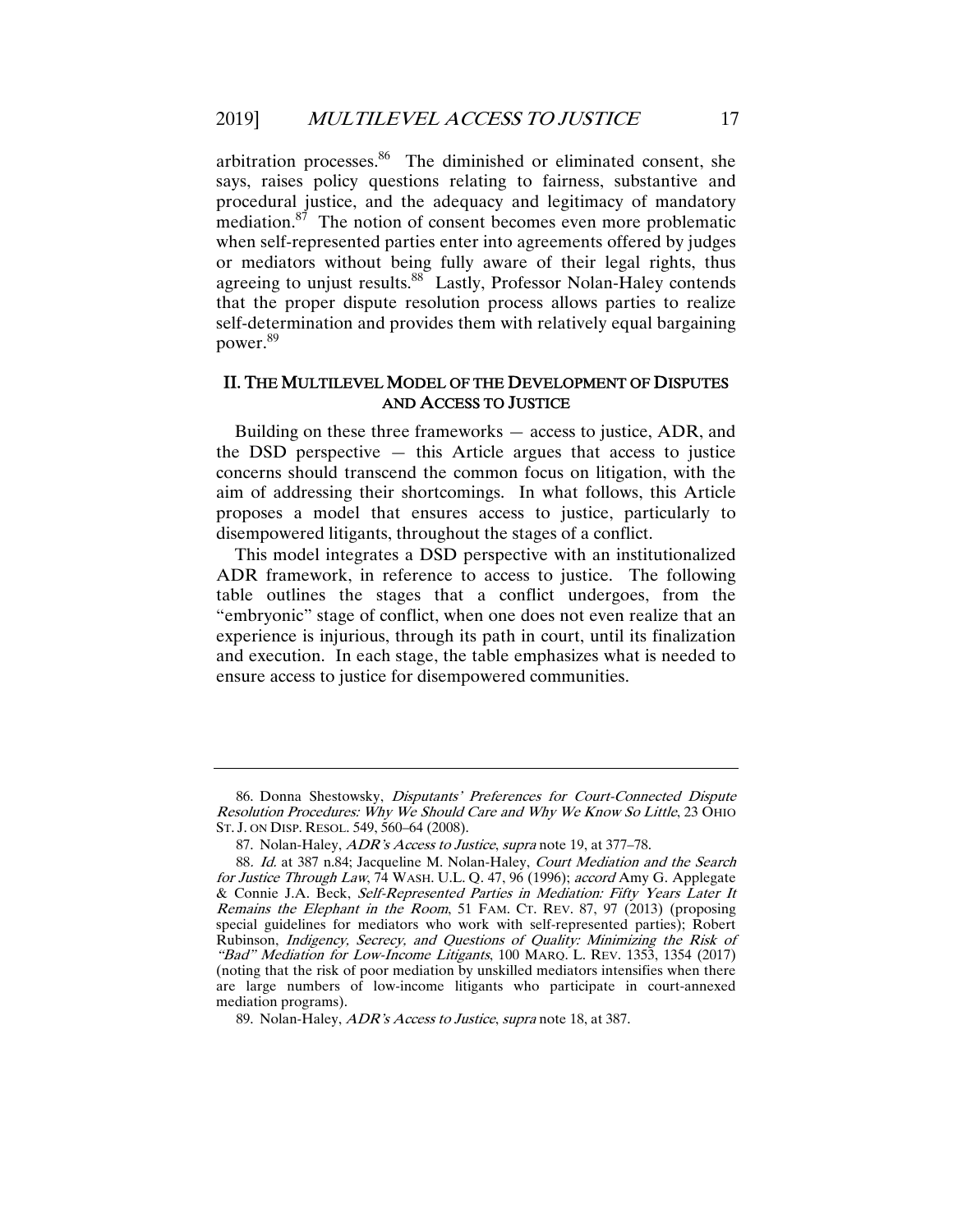arbitration processes.[86] The diminished or eliminated consent, she says, raises policy questions relating to fairness, substantive and procedural justice, and the adequacy and legitimacy of mandatory mediation.[87] The notion of consent becomes even more problematic when self-represented parties enter into agreements offered by judges or mediators without being fully aware of their legal rights, thus agreeing to unjust results.[88] Lastly, Professor Nolan-Haley contends that the proper dispute resolution process allows parties to realize self-determination and provides them with relatively equal bargaining power.[89]

## II. THE MULTILEVEL MODEL OF THE DEVELOPMENT OF DISPUTES AND ACCESS TO JUSTICE

Building on these three frameworks — access to justice, ADR, and the DSD perspective — this Article argues that access to justice concerns should transcend the common focus on litigation, with the aim of addressing their shortcomings. In what follows, this Article proposes a model that ensures access to justice, particularly to disempowered litigants, throughout the stages of a conflict.

This model integrates a DSD perspective with an institutionalized ADR framework, in reference to access to justice. The following table outlines the stages that a conflict undergoes, from the "embryonic" stage of conflict, when one does not even realize that an experience is injurious, through its path in court, until its finalization and execution. In each stage, the table emphasizes what is needed to ensure access to justice for disempowered communities.

---

86. Donna Shestowsky, *Disputants' Preferences for Court-Connected Dispute Resolution Procedures: Why We Should Care and Why We Know So Little*, 23 OHIO ST. J. ON DISP. RESOL. 549, 560–64 (2008).

87. Nolan-Haley, *ADR's Access to Justice*, *supra* note 19, at 377–78.

88. *Id.* at 387 n.84; Jacqueline M. Nolan-Haley, *Court Mediation and the Search for Justice Through Law*, 74 WASH. U.L. Q. 47, 96 (1996); *accord* Amy G. Applegate & Connie J.A. Beck, *Self-Represented Parties in Mediation: Fifty Years Later It Remains the Elephant in the Room*, 51 FAM. CT. REV. 87, 97 (2013) (proposing special guidelines for mediators who work with self-represented parties); Robert Rubinson, *Indigency, Secrecy, and Questions of Quality: Minimizing the Risk of "Bad" Mediation for Low-Income Litigants*, 100 MARQ. L. REV. 1353, 1354 (2017) (noting that the risk of poor mediation by unskilled mediators intensifies when there are large numbers of low-income litigants who participate in court-annexed mediation programs).

89. Nolan-Haley, *ADR's Access to Justice*, *supra* note 18, at 387.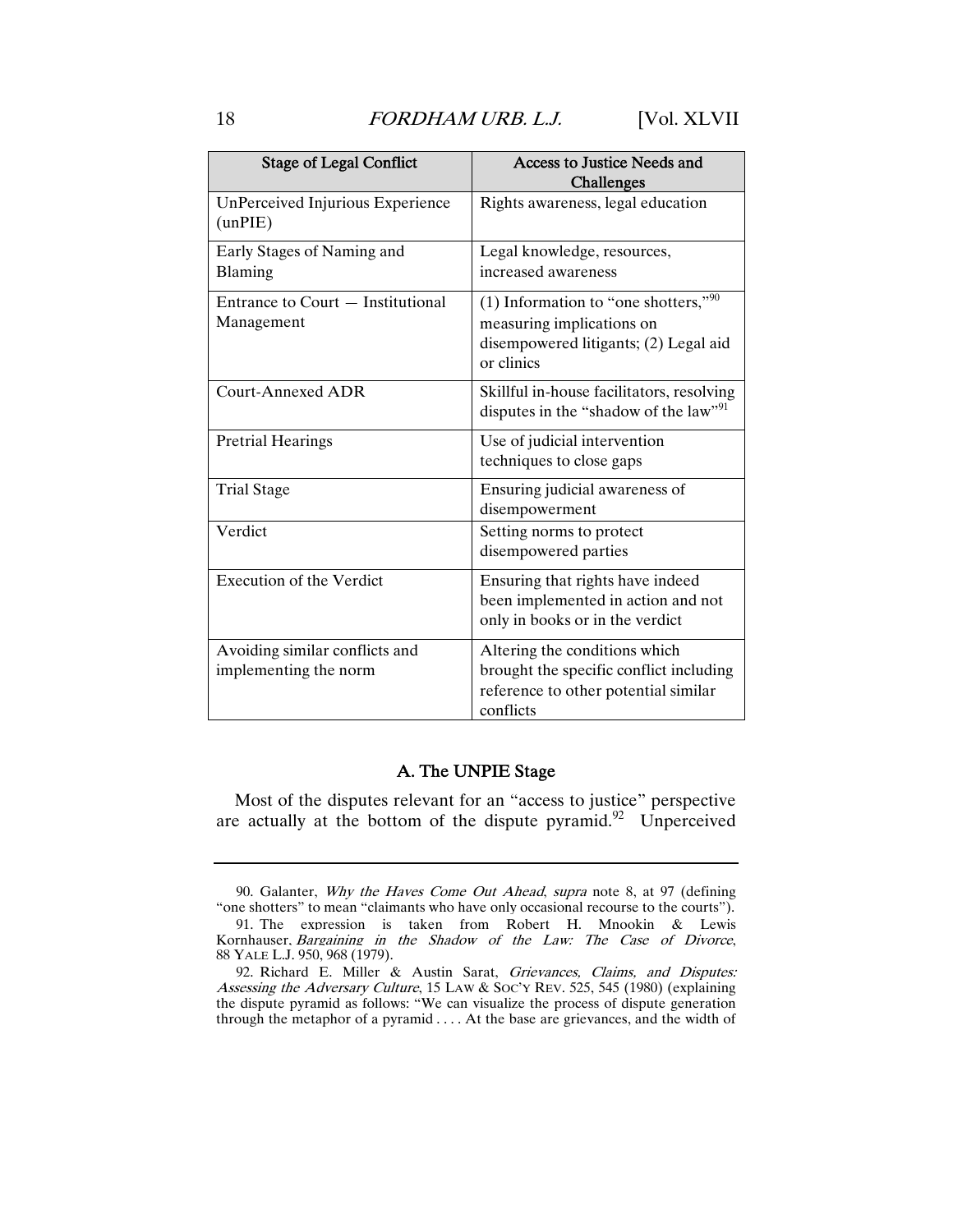| Stage of Legal Conflict | Access to Justice Needs and Challenges |
|---|---|
| UnPerceived Injurious Experience (unPIE) | Rights awareness, legal education |
| Early Stages of Naming and Blaming | Legal knowledge, resources, increased awareness |
| Entrance to Court — Institutional Management | (1) Information to "one shotters,"[90] measuring implications on disempowered litigants; (2) Legal aid or clinics |
| Court-Annexed ADR | Skillful in-house facilitators, resolving disputes in the "shadow of the law"[91] |
| Pretrial Hearings | Use of judicial intervention techniques to close gaps |
| Trial Stage | Ensuring judicial awareness of disempowerment |
| Verdict | Setting norms to protect disempowered parties |
| Execution of the Verdict | Ensuring that rights have indeed been implemented in action and not only in books or in the verdict |
| Avoiding similar conflicts and implementing the norm | Altering the conditions which brought the specific conflict including reference to other potential similar conflicts |

### A. The UNPIE Stage

Most of the disputes relevant for an "access to justice" perspective are actually at the bottom of the dispute pyramid.[92] Unperceived

---

90. Galanter, *Why the Haves Come Out Ahead*, *supra* note 8, at 97 (defining "one shotters" to mean "claimants who have only occasional recourse to the courts").

91. The expression is taken from Robert H. Mnookin & Lewis Kornhauser, *Bargaining in the Shadow of the Law: The Case of Divorce*, 88 YALE L.J. 950, 968 (1979).

92. Richard E. Miller & Austin Sarat, *Grievances, Claims, and Disputes: Assessing the Adversary Culture*, 15 LAW & SOC'Y REV. 525, 545 (1980) (explaining the dispute pyramid as follows: "We can visualize the process of dispute generation through the metaphor of a pyramid . . . . At the base are grievances, and the width of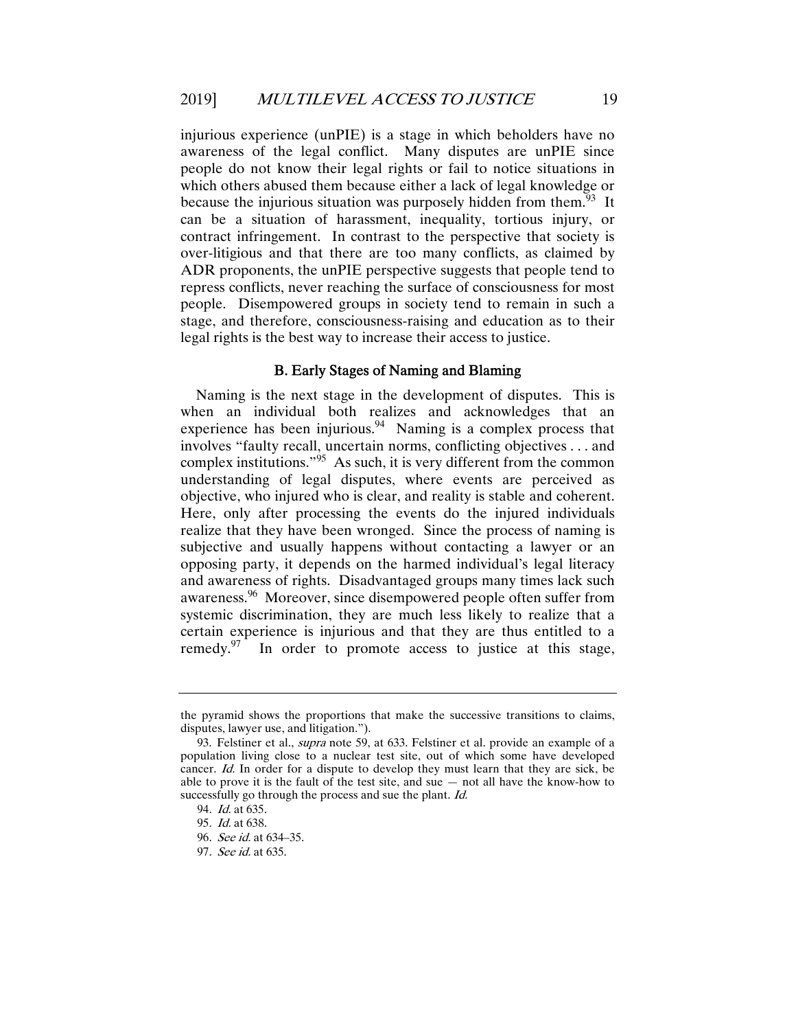injurious experience (unPIE) is a stage in which beholders have no awareness of the legal conflict. Many disputes are unPIE since people do not know their legal rights or fail to notice situations in which others abused them because either a lack of legal knowledge or because the injurious situation was purposely hidden from them.[93] It can be a situation of harassment, inequality, tortious injury, or contract infringement. In contrast to the perspective that society is over-litigious and that there are too many conflicts, as claimed by ADR proponents, the unPIE perspective suggests that people tend to repress conflicts, never reaching the surface of consciousness for most people. Disempowered groups in society tend to remain in such a stage, and therefore, consciousness-raising and education as to their legal rights is the best way to increase their access to justice.

### B. Early Stages of Naming and Blaming

Naming is the next stage in the development of disputes. This is when an individual both realizes and acknowledges that an experience has been injurious.[94] Naming is a complex process that involves "faulty recall, uncertain norms, conflicting objectives . . . and complex institutions."[95] As such, it is very different from the common understanding of legal disputes, where events are perceived as objective, who injured who is clear, and reality is stable and coherent. Here, only after processing the events do the injured individuals realize that they have been wronged. Since the process of naming is subjective and usually happens without contacting a lawyer or an opposing party, it depends on the harmed individual's legal literacy and awareness of rights. Disadvantaged groups many times lack such awareness.[96] Moreover, since disempowered people often suffer from systemic discrimination, they are much less likely to realize that a certain experience is injurious and that they are thus entitled to a remedy.[97] In order to promote access to justice at this stage,

---

the pyramid shows the proportions that make the successive transitions to claims, disputes, lawyer use, and litigation.").

93. Felstiner et al., *supra* note 59, at 633. Felstiner et al. provide an example of a population living close to a nuclear test site, out of which some have developed cancer. *Id.* In order for a dispute to develop they must learn that they are sick, be able to prove it is the fault of the test site, and sue — not all have the know-how to successfully go through the process and sue the plant. *Id.*

94. *Id.* at 635.

95. *Id.* at 638.

96. *See id.* at 634–35.

97. *See id.* at 635.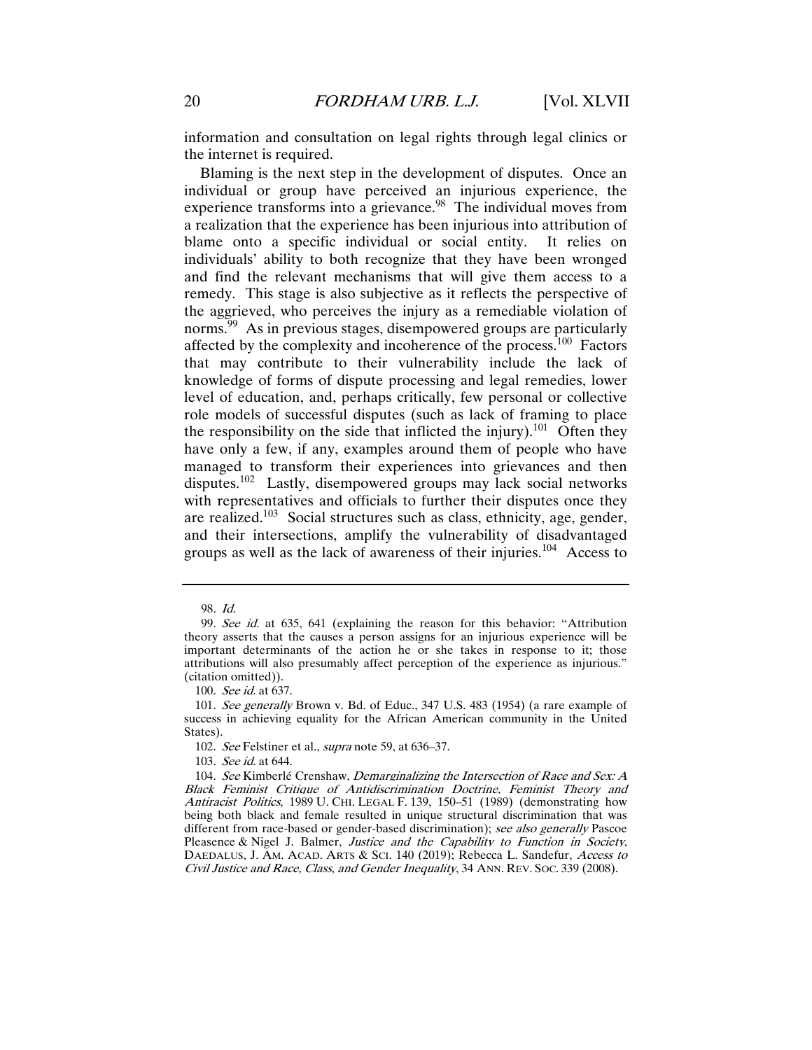information and consultation on legal rights through legal clinics or the internet is required.

Blaming is the next step in the development of disputes. Once an individual or group have perceived an injurious experience, the experience transforms into a grievance.[98] The individual moves from a realization that the experience has been injurious into attribution of blame onto a specific individual or social entity. It relies on individuals' ability to both recognize that they have been wronged and find the relevant mechanisms that will give them access to a remedy. This stage is also subjective as it reflects the perspective of the aggrieved, who perceives the injury as a remediable violation of norms.[99] As in previous stages, disempowered groups are particularly affected by the complexity and incoherence of the process.[100] Factors that may contribute to their vulnerability include the lack of knowledge of forms of dispute processing and legal remedies, lower level of education, and, perhaps critically, few personal or collective role models of successful disputes (such as lack of framing to place the responsibility on the side that inflicted the injury).[101] Often they have only a few, if any, examples around them of people who have managed to transform their experiences into grievances and then disputes.[102] Lastly, disempowered groups may lack social networks with representatives and officials to further their disputes once they are realized.[103] Social structures such as class, ethnicity, age, gender, and their intersections, amplify the vulnerability of disadvantaged groups as well as the lack of awareness of their injuries.[104] Access to

---

98. *Id.*

99. *See id.* at 635, 641 (explaining the reason for this behavior: "Attribution theory asserts that the causes a person assigns for an injurious experience will be important determinants of the action he or she takes in response to it; those attributions will also presumably affect perception of the experience as injurious." (citation omitted)).

100. *See id.* at 637.

101. *See generally* Brown v. Bd. of Educ., 347 U.S. 483 (1954) (a rare example of success in achieving equality for the African American community in the United States).

102. *See* Felstiner et al., *supra* note 59, at 636–37.

103. *See id.* at 644.

104. *See* Kimberlé Crenshaw, *Demarginalizing the Intersection of Race and Sex: A Black Feminist Critique of Antidiscrimination Doctrine, Feminist Theory and Antiracist Politics*, 1989 U. CHI. LEGAL F. 139, 150–51 (1989) (demonstrating how being both black and female resulted in unique structural discrimination that was different from race-based or gender-based discrimination); *see also generally* Pascoe Pleasence & Nigel J. Balmer, *Justice and the Capability to Function in Society*, DAEDALUS, J. AM. ACAD. ARTS & SCI. 140 (2019); Rebecca L. Sandefur, *Access to Civil Justice and Race, Class, and Gender Inequality*, 34 ANN. REV. SOC. 339 (2008).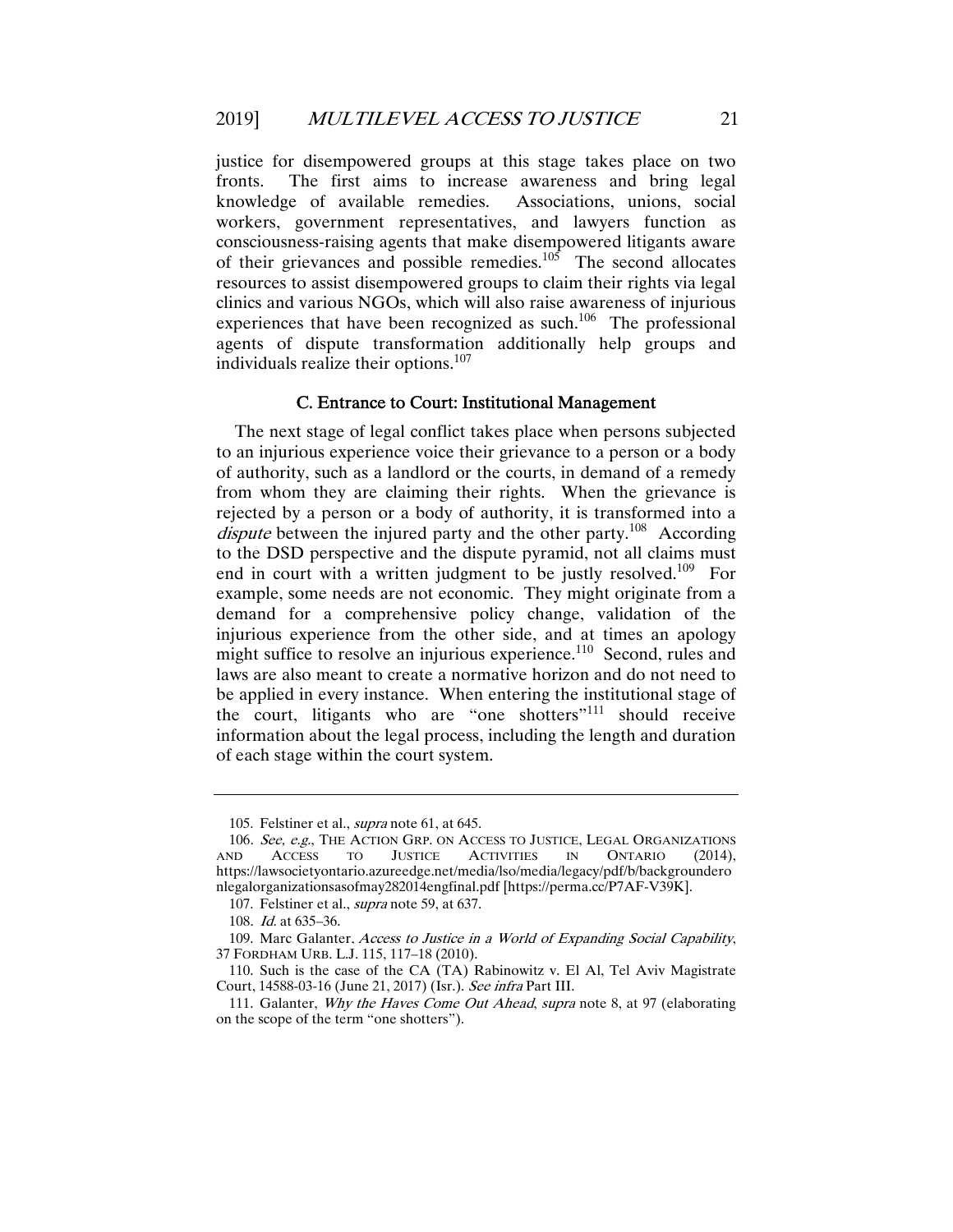justice for disempowered groups at this stage takes place on two fronts. The first aims to increase awareness and bring legal knowledge of available remedies. Associations, unions, social workers, government representatives, and lawyers function as consciousness-raising agents that make disempowered litigants aware of their grievances and possible remedies.[105] The second allocates resources to assist disempowered groups to claim their rights via legal clinics and various NGOs, which will also raise awareness of injurious experiences that have been recognized as such.[106] The professional agents of dispute transformation additionally help groups and individuals realize their options.[107]

### C. Entrance to Court: Institutional Management

The next stage of legal conflict takes place when persons subjected to an injurious experience voice their grievance to a person or a body of authority, such as a landlord or the courts, in demand of a remedy from whom they are claiming their rights. When the grievance is rejected by a person or a body of authority, it is transformed into a *dispute* between the injured party and the other party.[108] According to the DSD perspective and the dispute pyramid, not all claims must end in court with a written judgment to be justly resolved.[109] For example, some needs are not economic. They might originate from a demand for a comprehensive policy change, validation of the injurious experience from the other side, and at times an apology might suffice to resolve an injurious experience.[110] Second, rules and laws are also meant to create a normative horizon and do not need to be applied in every instance. When entering the institutional stage of the court, litigants who are "one shotters"[111] should receive information about the legal process, including the length and duration of each stage within the court system.

---

105. Felstiner et al., *supra* note 61, at 645.

106. *See, e.g.*, THE ACTION GRP. ON ACCESS TO JUSTICE, LEGAL ORGANIZATIONS AND ACCESS TO JUSTICE ACTIVITIES IN ONTARIO (2014), https://lawsocietyontario.azureedge.net/media/lso/media/legacy/pdf/b/backgroundero nlegalorganizationsasofmay282014engfinal.pdf [https://perma.cc/P7AF-V39K].

107. Felstiner et al., *supra* note 59, at 637.

108. *Id.* at 635–36.

109. Marc Galanter, *Access to Justice in a World of Expanding Social Capability*, 37 FORDHAM URB. L.J. 115, 117–18 (2010).

110. Such is the case of the CA (TA) Rabinowitz v. El Al, Tel Aviv Magistrate Court, 14588-03-16 (June 21, 2017) (Isr.). *See infra* Part III.

111. Galanter, *Why the Haves Come Out Ahead*, *supra* note 8, at 97 (elaborating on the scope of the term "one shotters").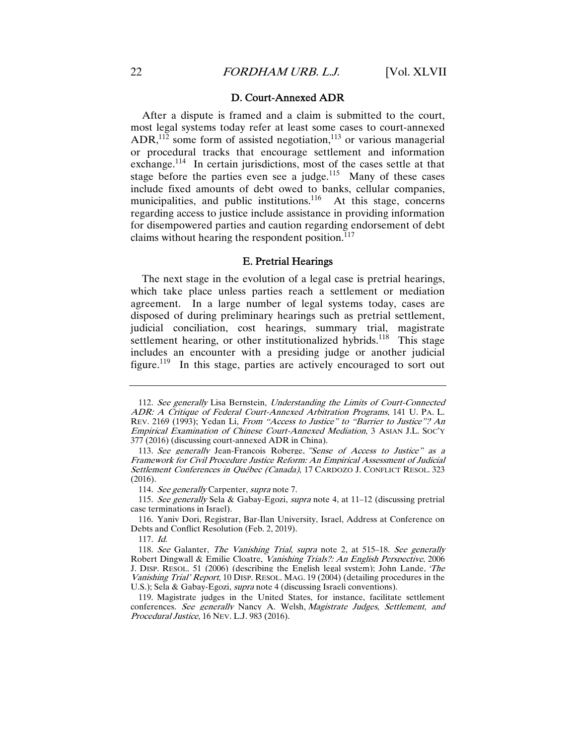### D. Court-Annexed ADR

After a dispute is framed and a claim is submitted to the court, most legal systems today refer at least some cases to court-annexed ADR,[112] some form of assisted negotiation,[113] or various managerial or procedural tracks that encourage settlement and information exchange.[114] In certain jurisdictions, most of the cases settle at that stage before the parties even see a judge.[115] Many of these cases include fixed amounts of debt owed to banks, cellular companies, municipalities, and public institutions.[116] At this stage, concerns regarding access to justice include assistance in providing information for disempowered parties and caution regarding endorsement of debt claims without hearing the respondent position.[117]

### E. Pretrial Hearings

The next stage in the evolution of a legal case is pretrial hearings, which take place unless parties reach a settlement or mediation agreement. In a large number of legal systems today, cases are disposed of during preliminary hearings such as pretrial settlement, judicial conciliation, cost hearings, summary trial, magistrate settlement hearing, or other institutionalized hybrids.[118] This stage includes an encounter with a presiding judge or another judicial figure.[119] In this stage, parties are actively encouraged to sort out

---

112. *See generally* Lisa Bernstein, *Understanding the Limits of Court-Connected ADR: A Critique of Federal Court-Annexed Arbitration Programs*, 141 U. PA. L. REV. 2169 (1993); Yedan Li, *From "Access to Justice" to "Barrier to Justice"? An Empirical Examination of Chinese Court-Annexed Mediation*, 3 ASIAN J.L. SOC'Y 377 (2016) (discussing court-annexed ADR in China).

113. *See generally* Jean-Francois Roberge, *"Sense of Access to Justice" as a Framework for Civil Procedure Justice Reform: An Empirical Assessment of Judicial Settlement Conferences in Québec (Canada)*, 17 CARDOZO J. CONFLICT RESOL. 323 (2016).

114. *See generally* Carpenter, *supra* note 7.

115. *See generally* Sela & Gabay-Egozi, *supra* note 4, at 11–12 (discussing pretrial case terminations in Israel).

116. Yaniv Dori, Registrar, Bar-Ilan University, Israel, Address at Conference on Debts and Conflict Resolution (Feb. 2, 2019).

117. *Id.*

118. *See* Galanter, *The Vanishing Trial*, *supra* note 2, at 515–18. *See generally* Robert Dingwall & Emilie Cloatre, *Vanishing Trials?: An English Perspective*, 2006 J. DISP. RESOL. 51 (2006) (describing the English legal system); John Lande, *'The Vanishing Trial' Report*, 10 DISP. RESOL. MAG. 19 (2004) (detailing procedures in the U.S.); Sela & Gabay-Egozi, *supra* note 4 (discussing Israeli conventions).

119. Magistrate judges in the United States, for instance, facilitate settlement conferences. *See generally* Nancy A. Welsh, *Magistrate Judges, Settlement, and Procedural Justice*, 16 NEV. L.J. 983 (2016).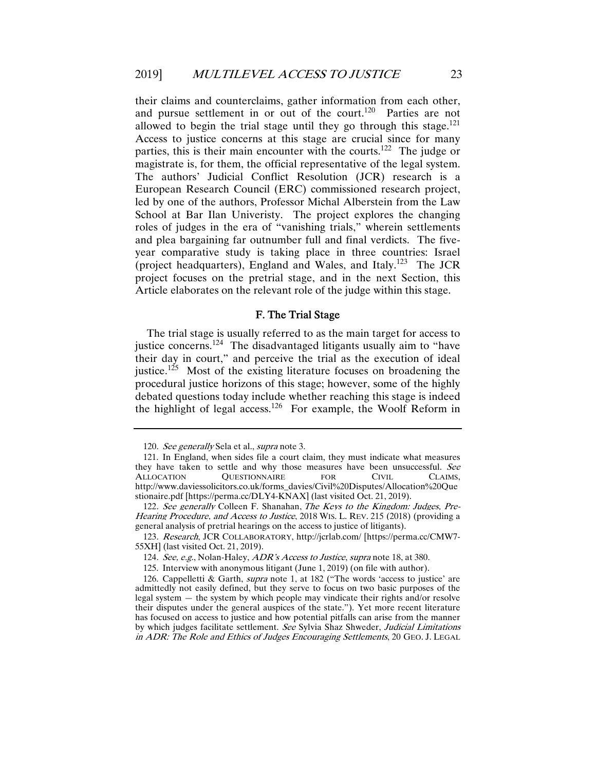their claims and counterclaims, gather information from each other, and pursue settlement in or out of the court.[120] Parties are not allowed to begin the trial stage until they go through this stage.[121] Access to justice concerns at this stage are crucial since for many parties, this is their main encounter with the courts.[122] The judge or magistrate is, for them, the official representative of the legal system. The authors' Judicial Conflict Resolution (JCR) research is a European Research Council (ERC) commissioned research project, led by one of the authors, Professor Michal Alberstein from the Law School at Bar Ilan Univeristy. The project explores the changing roles of judges in the era of "vanishing trials," wherein settlements and plea bargaining far outnumber full and final verdicts. The five-year comparative study is taking place in three countries: Israel (project headquarters), England and Wales, and Italy.[123] The JCR project focuses on the pretrial stage, and in the next Section, this Article elaborates on the relevant role of the judge within this stage.

### F. The Trial Stage

The trial stage is usually referred to as the main target for access to justice concerns.[124] The disadvantaged litigants usually aim to "have their day in court," and perceive the trial as the execution of ideal justice.[125] Most of the existing literature focuses on broadening the procedural justice horizons of this stage; however, some of the highly debated questions today include whether reaching this stage is indeed the highlight of legal access.[126] For example, the Woolf Reform in

---

120. *See generally* Sela et al., *supra* note 3.

121. In England, when sides file a court claim, they must indicate what measures they have taken to settle and why those measures have been unsuccessful. *See* ALLOCATION QUESTIONNAIRE FOR CIVIL CLAIMS, http://www.daviessolicitors.co.uk/forms_davies/Civil%20Disputes/Allocation%20Questionaire.pdf [https://perma.cc/DLY4-KNAX] (last visited Oct. 21, 2019).

122. *See generally* Colleen F. Shanahan, *The Keys to the Kingdom: Judges, Pre-Hearing Procedure, and Access to Justice*, 2018 WIS. L. REV. 215 (2018) (providing a general analysis of pretrial hearings on the access to justice of litigants).

123. *Research*, JCR COLLABORATORY, http://jcrlab.com/ [https://perma.cc/CMW7-55XH] (last visited Oct. 21, 2019).

124. *See, e.g.*, Nolan-Haley, *ADR's Access to Justice*, *supra* note 18, at 380.

125. Interview with anonymous litigant (June 1, 2019) (on file with author).

126. Cappelletti & Garth, *supra* note 1, at 182 ("The words 'access to justice' are admittedly not easily defined, but they serve to focus on two basic purposes of the legal system — the system by which people may vindicate their rights and/or resolve their disputes under the general auspices of the state."). Yet more recent literature has focused on access to justice and how potential pitfalls can arise from the manner by which judges facilitate settlement. *See* Sylvia Shaz Shweder, *Judicial Limitations in ADR: The Role and Ethics of Judges Encouraging Settlements*, 20 GEO. J. LEGAL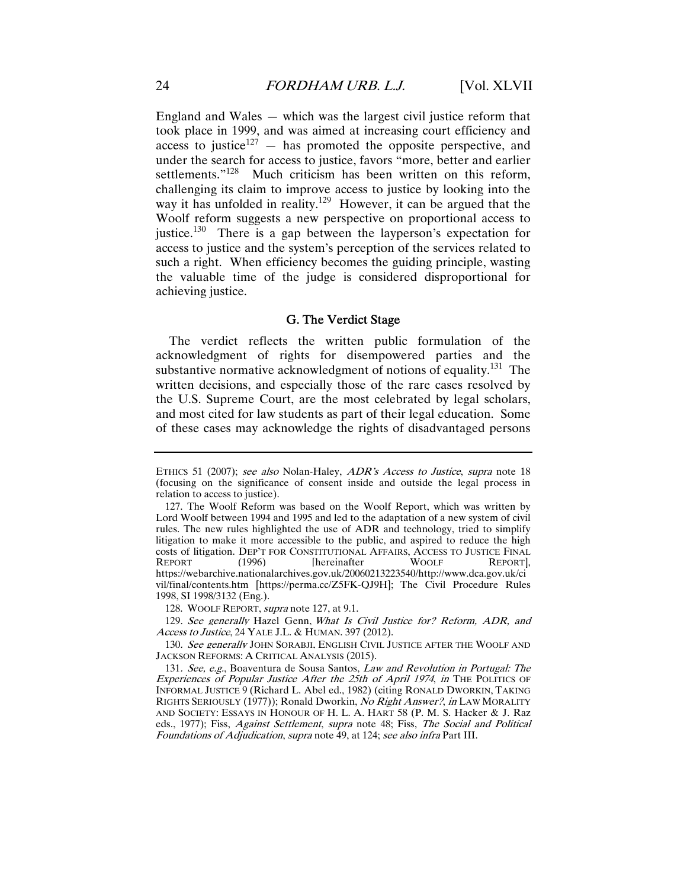England and Wales — which was the largest civil justice reform that took place in 1999, and was aimed at increasing court efficiency and access to justice[127] — has promoted the opposite perspective, and under the search for access to justice, favors "more, better and earlier settlements."[128] Much criticism has been written on this reform, challenging its claim to improve access to justice by looking into the way it has unfolded in reality.[129] However, it can be argued that the Woolf reform suggests a new perspective on proportional access to justice.[130] There is a gap between the layperson's expectation for access to justice and the system's perception of the services related to such a right. When efficiency becomes the guiding principle, wasting the valuable time of the judge is considered disproportional for achieving justice.

### G. The Verdict Stage

The verdict reflects the written public formulation of the acknowledgment of rights for disempowered parties and the substantive normative acknowledgment of notions of equality.[131] The written decisions, and especially those of the rare cases resolved by the U.S. Supreme Court, are the most celebrated by legal scholars, and most cited for law students as part of their legal education. Some of these cases may acknowledge the rights of disadvantaged persons

---

ETHICS 51 (2007); *see also* Nolan-Haley, *ADR's Access to Justice*, *supra* note 18 (focusing on the significance of consent inside and outside the legal process in relation to access to justice).

127. The Woolf Reform was based on the Woolf Report, which was written by Lord Woolf between 1994 and 1995 and led to the adaptation of a new system of civil rules. The new rules highlighted the use of ADR and technology, tried to simplify litigation to make it more accessible to the public, and aspired to reduce the high costs of litigation. DEP'T FOR CONSTITUTIONAL AFFAIRS, ACCESS TO JUSTICE FINAL REPORT (1996) [hereinafter WOOLF REPORT], https://webarchive.nationalarchives.gov.uk/20060213223540/http://www.dca.gov.uk/civil/final/contents.htm [https://perma.cc/Z5FK-QJ9H]; The Civil Procedure Rules 1998, SI 1998/3132 (Eng.).

128. WOOLF REPORT, *supra* note 127, at 9.1.

129. *See generally* Hazel Genn, *What Is Civil Justice for? Reform, ADR, and Access to Justice*, 24 YALE J.L. & HUMAN. 397 (2012).

130. *See generally* JOHN SORABJI, ENGLISH CIVIL JUSTICE AFTER THE WOOLF AND JACKSON REFORMS: A CRITICAL ANALYSIS (2015).

131. *See, e.g.*, Boaventura de Sousa Santos, *Law and Revolution in Portugal: The Experiences of Popular Justice After the 25th of April 1974*, *in* THE POLITICS OF INFORMAL JUSTICE 9 (Richard L. Abel ed., 1982) (citing RONALD DWORKIN, TAKING RIGHTS SERIOUSLY (1977)); Ronald Dworkin, *No Right Answer?*, *in* LAW MORALITY AND SOCIETY: ESSAYS IN HONOUR OF H. L. A. HART 58 (P. M. S. Hacker & J. Raz eds., 1977); Fiss, *Against Settlement*, *supra* note 48; Fiss, *The Social and Political Foundations of Adjudication*, *supra* note 49, at 124; *see also infra* Part III.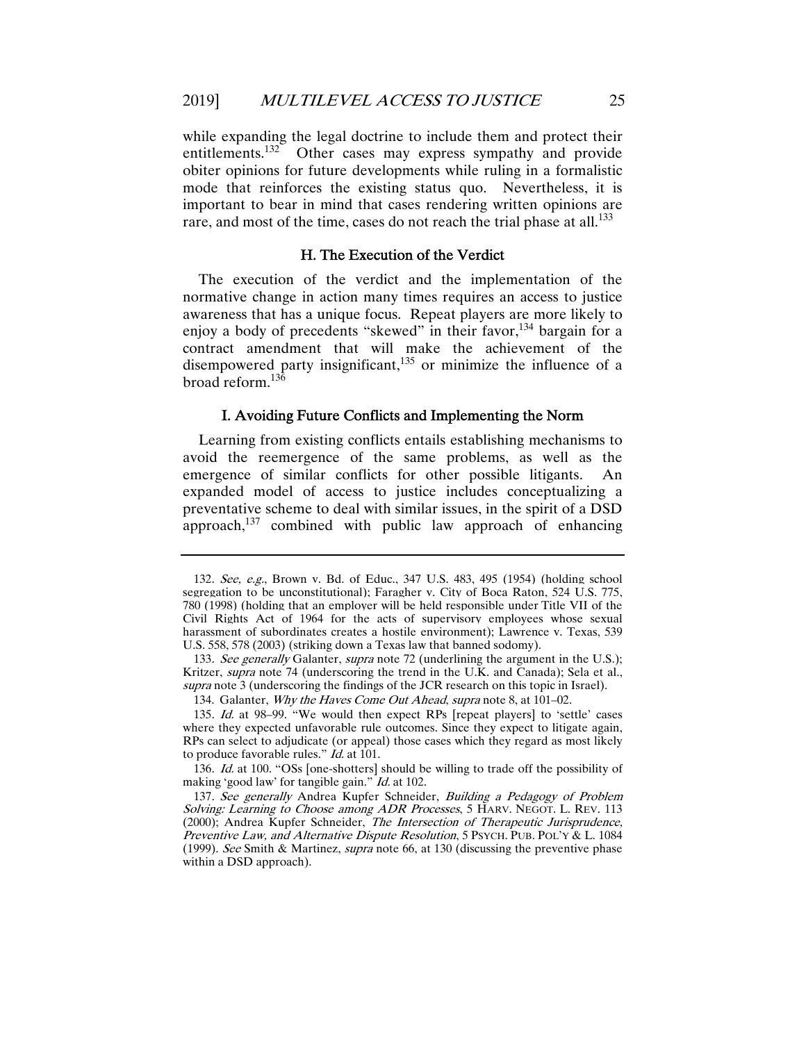while expanding the legal doctrine to include them and protect their entitlements.[132] Other cases may express sympathy and provide obiter opinions for future developments while ruling in a formalistic mode that reinforces the existing status quo. Nevertheless, it is important to bear in mind that cases rendering written opinions are rare, and most of the time, cases do not reach the trial phase at all.[133]

### H. The Execution of the Verdict

The execution of the verdict and the implementation of the normative change in action many times requires an access to justice awareness that has a unique focus. Repeat players are more likely to enjoy a body of precedents "skewed" in their favor,[134] bargain for a contract amendment that will make the achievement of the disempowered party insignificant,[135] or minimize the influence of a broad reform.[136]

### I. Avoiding Future Conflicts and Implementing the Norm

Learning from existing conflicts entails establishing mechanisms to avoid the reemergence of the same problems, as well as the emergence of similar conflicts for other possible litigants. An expanded model of access to justice includes conceptualizing a preventative scheme to deal with similar issues, in the spirit of a DSD approach,[137] combined with public law approach of enhancing

---

132. *See, e.g.*, Brown v. Bd. of Educ., 347 U.S. 483, 495 (1954) (holding school segregation to be unconstitutional); Faragher v. City of Boca Raton, 524 U.S. 775, 780 (1998) (holding that an employer will be held responsible under Title VII of the Civil Rights Act of 1964 for the acts of supervisory employees whose sexual harassment of subordinates creates a hostile environment); Lawrence v. Texas, 539 U.S. 558, 578 (2003) (striking down a Texas law that banned sodomy).

133. *See generally* Galanter, *supra* note 72 (underlining the argument in the U.S.); Kritzer, *supra* note 74 (underscoring the trend in the U.K. and Canada); Sela et al., *supra* note 3 (underscoring the findings of the JCR research on this topic in Israel).

134. Galanter, *Why the Haves Come Out Ahead*, *supra* note 8, at 101–02.

135. *Id.* at 98–99. "We would then expect RPs [repeat players] to 'settle' cases where they expected unfavorable rule outcomes. Since they expect to litigate again, RPs can select to adjudicate (or appeal) those cases which they regard as most likely to produce favorable rules." *Id.* at 101.

136. *Id.* at 100. "OSs [one-shotters] should be willing to trade off the possibility of making 'good law' for tangible gain." *Id.* at 102.

137. *See generally* Andrea Kupfer Schneider, *Building a Pedagogy of Problem Solving: Learning to Choose among ADR Processes*, 5 HARV. NEGOT. L. REV. 113 (2000); Andrea Kupfer Schneider, *The Intersection of Therapeutic Jurisprudence, Preventive Law, and Alternative Dispute Resolution*, 5 PSYCH. PUB. POL'Y & L. 1084 (1999). *See* Smith & Martinez, *supra* note 66, at 130 (discussing the preventive phase within a DSD approach).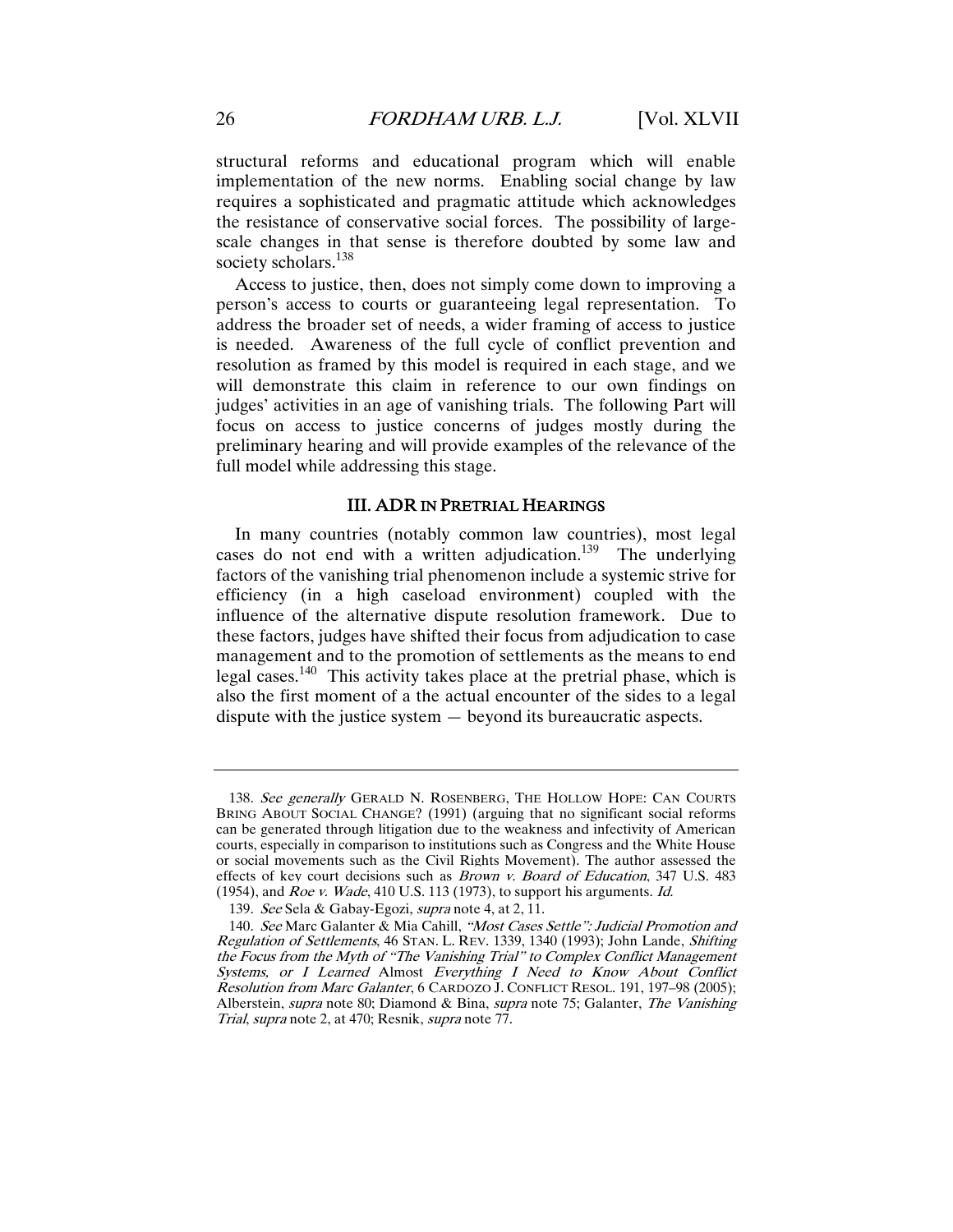structural reforms and educational program which will enable implementation of the new norms. Enabling social change by law requires a sophisticated and pragmatic attitude which acknowledges the resistance of conservative social forces. The possibility of large-scale changes in that sense is therefore doubted by some law and society scholars.[138]

Access to justice, then, does not simply come down to improving a person's access to courts or guaranteeing legal representation. To address the broader set of needs, a wider framing of access to justice is needed. Awareness of the full cycle of conflict prevention and resolution as framed by this model is required in each stage, and we will demonstrate this claim in reference to our own findings on judges' activities in an age of vanishing trials. The following Part will focus on access to justice concerns of judges mostly during the preliminary hearing and will provide examples of the relevance of the full model while addressing this stage.

## III. ADR IN PRETRIAL HEARINGS

In many countries (notably common law countries), most legal cases do not end with a written adjudication.[139] The underlying factors of the vanishing trial phenomenon include a systemic strive for efficiency (in a high caseload environment) coupled with the influence of the alternative dispute resolution framework. Due to these factors, judges have shifted their focus from adjudication to case management and to the promotion of settlements as the means to end legal cases.[140] This activity takes place at the pretrial phase, which is also the first moment of a the actual encounter of the sides to a legal dispute with the justice system — beyond its bureaucratic aspects.

---

138. *See generally* GERALD N. ROSENBERG, THE HOLLOW HOPE: CAN COURTS BRING ABOUT SOCIAL CHANGE? (1991) (arguing that no significant social reforms can be generated through litigation due to the weakness and infectivity of American courts, especially in comparison to institutions such as Congress and the White House or social movements such as the Civil Rights Movement). The author assessed the effects of key court decisions such as *Brown v. Board of Education*, 347 U.S. 483 (1954), and *Roe v. Wade*, 410 U.S. 113 (1973), to support his arguments. *Id.*

139. *See* Sela & Gabay-Egozi, *supra* note 4, at 2, 11.

140. *See* Marc Galanter & Mia Cahill, *"Most Cases Settle": Judicial Promotion and Regulation of Settlements*, 46 STAN. L. REV. 1339, 1340 (1993); John Lande, *Shifting the Focus from the Myth of "The Vanishing Trial" to Complex Conflict Management Systems, or I Learned* Almost *Everything I Need to Know About Conflict Resolution from Marc Galanter*, 6 CARDOZO J. CONFLICT RESOL. 191, 197–98 (2005); Alberstein, *supra* note 80; Diamond & Bina, *supra* note 75; Galanter, *The Vanishing Trial*, *supra* note 2, at 470; Resnik, *supra* note 77.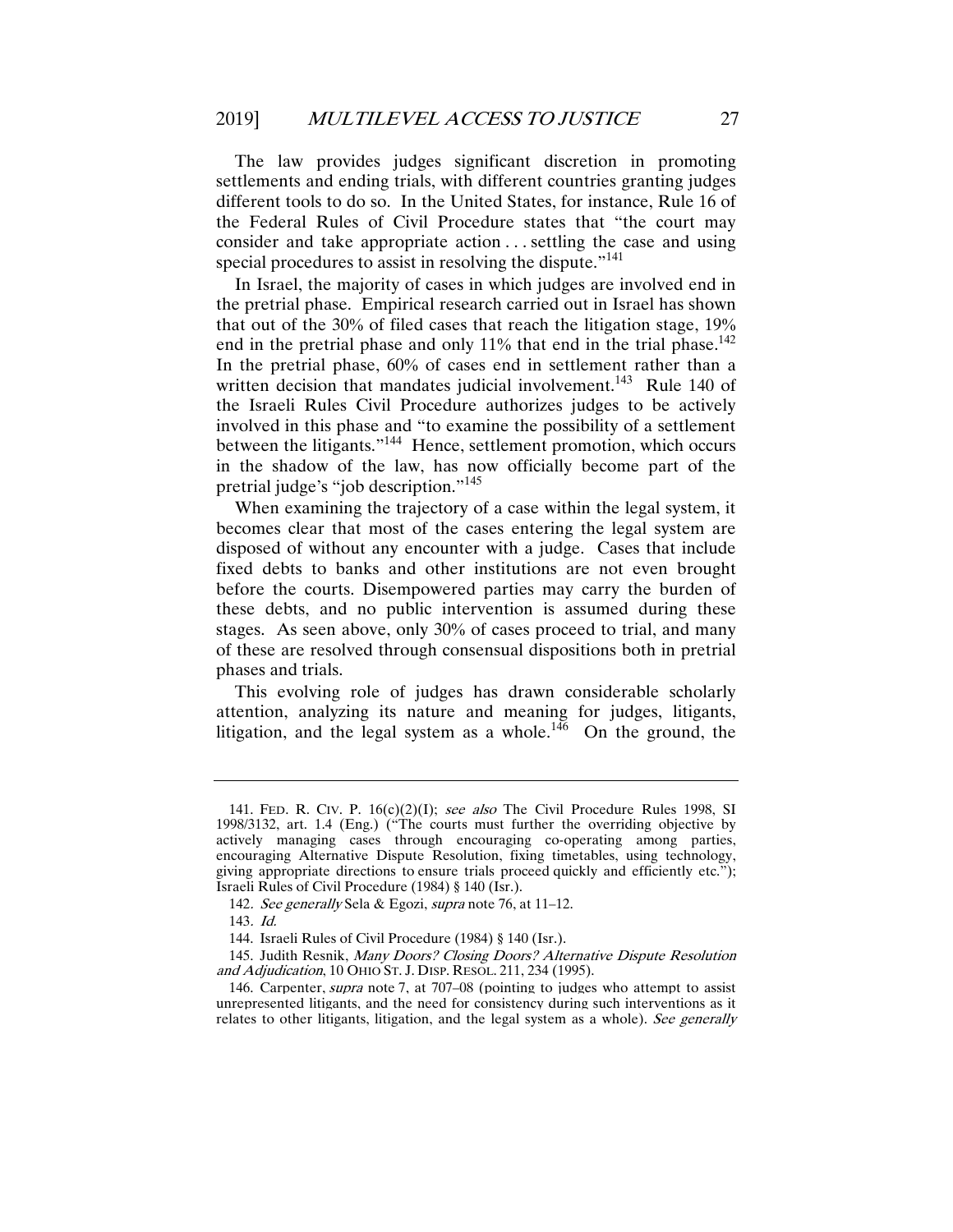The law provides judges significant discretion in promoting settlements and ending trials, with different countries granting judges different tools to do so. In the United States, for instance, Rule 16 of the Federal Rules of Civil Procedure states that "the court may consider and take appropriate action . . . settling the case and using special procedures to assist in resolving the dispute."[141]

In Israel, the majority of cases in which judges are involved end in the pretrial phase. Empirical research carried out in Israel has shown that out of the 30% of filed cases that reach the litigation stage, 19% end in the pretrial phase and only 11% that end in the trial phase.[142] In the pretrial phase, 60% of cases end in settlement rather than a written decision that mandates judicial involvement.[143] Rule 140 of the Israeli Rules Civil Procedure authorizes judges to be actively involved in this phase and "to examine the possibility of a settlement between the litigants."[144] Hence, settlement promotion, which occurs in the shadow of the law, has now officially become part of the pretrial judge's "job description."[145]

When examining the trajectory of a case within the legal system, it becomes clear that most of the cases entering the legal system are disposed of without any encounter with a judge. Cases that include fixed debts to banks and other institutions are not even brought before the courts. Disempowered parties may carry the burden of these debts, and no public intervention is assumed during these stages. As seen above, only 30% of cases proceed to trial, and many of these are resolved through consensual dispositions both in pretrial phases and trials.

This evolving role of judges has drawn considerable scholarly attention, analyzing its nature and meaning for judges, litigants, litigation, and the legal system as a whole.[146] On the ground, the

---

141. FED. R. CIV. P. 16(c)(2)(I); *see also* The Civil Procedure Rules 1998, SI 1998/3132, art. 1.4 (Eng.) ("The courts must further the overriding objective by actively managing cases through encouraging co-operating among parties, encouraging Alternative Dispute Resolution, fixing timetables, using technology, giving appropriate directions to ensure trials proceed quickly and efficiently etc."); Israeli Rules of Civil Procedure (1984) § 140 (Isr.).

142. *See generally* Sela & Egozi, *supra* note 76, at 11–12.

143. *Id.*

144. Israeli Rules of Civil Procedure (1984) § 140 (Isr.).

145. Judith Resnik, *Many Doors? Closing Doors? Alternative Dispute Resolution and Adjudication*, 10 OHIO ST. J. DISP. RESOL. 211, 234 (1995).

146. Carpenter, *supra* note 7, at 707–08 (pointing to judges who attempt to assist unrepresented litigants, and the need for consistency during such interventions as it relates to other litigants, litigation, and the legal system as a whole). *See generally*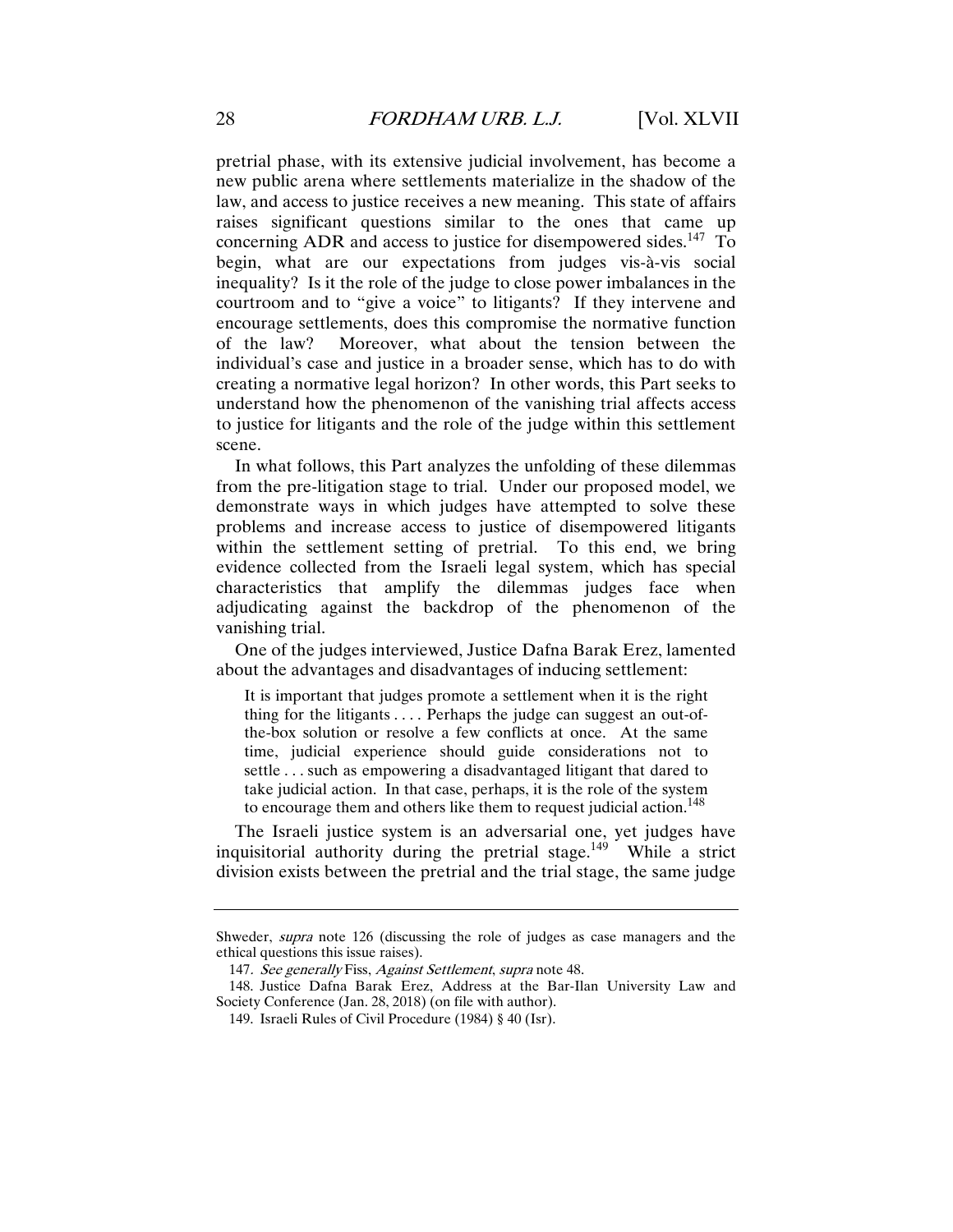pretrial phase, with its extensive judicial involvement, has become a new public arena where settlements materialize in the shadow of the law, and access to justice receives a new meaning. This state of affairs raises significant questions similar to the ones that came up concerning ADR and access to justice for disempowered sides.[147] To begin, what are our expectations from judges vis-à-vis social inequality? Is it the role of the judge to close power imbalances in the courtroom and to "give a voice" to litigants? If they intervene and encourage settlements, does this compromise the normative function of the law? Moreover, what about the tension between the individual's case and justice in a broader sense, which has to do with creating a normative legal horizon? In other words, this Part seeks to understand how the phenomenon of the vanishing trial affects access to justice for litigants and the role of the judge within this settlement scene.

In what follows, this Part analyzes the unfolding of these dilemmas from the pre-litigation stage to trial. Under our proposed model, we demonstrate ways in which judges have attempted to solve these problems and increase access to justice of disempowered litigants within the settlement setting of pretrial. To this end, we bring evidence collected from the Israeli legal system, which has special characteristics that amplify the dilemmas judges face when adjudicating against the backdrop of the phenomenon of the vanishing trial.

One of the judges interviewed, Justice Dafna Barak Erez, lamented about the advantages and disadvantages of inducing settlement:

> It is important that judges promote a settlement when it is the right thing for the litigants . . . . Perhaps the judge can suggest an out-of-the-box solution or resolve a few conflicts at once. At the same time, judicial experience should guide considerations not to settle . . . such as empowering a disadvantaged litigant that dared to take judicial action. In that case, perhaps, it is the role of the system to encourage them and others like them to request judicial action.[148]

The Israeli justice system is an adversarial one, yet judges have inquisitorial authority during the pretrial stage.[149] While a strict division exists between the pretrial and the trial stage, the same judge

---

Shweder, *supra* note 126 (discussing the role of judges as case managers and the ethical questions this issue raises).

147. *See generally* Fiss, *Against Settlement*, *supra* note 48.

148. Justice Dafna Barak Erez, Address at the Bar-Ilan University Law and Society Conference (Jan. 28, 2018) (on file with author).

149. Israeli Rules of Civil Procedure (1984) § 40 (Isr).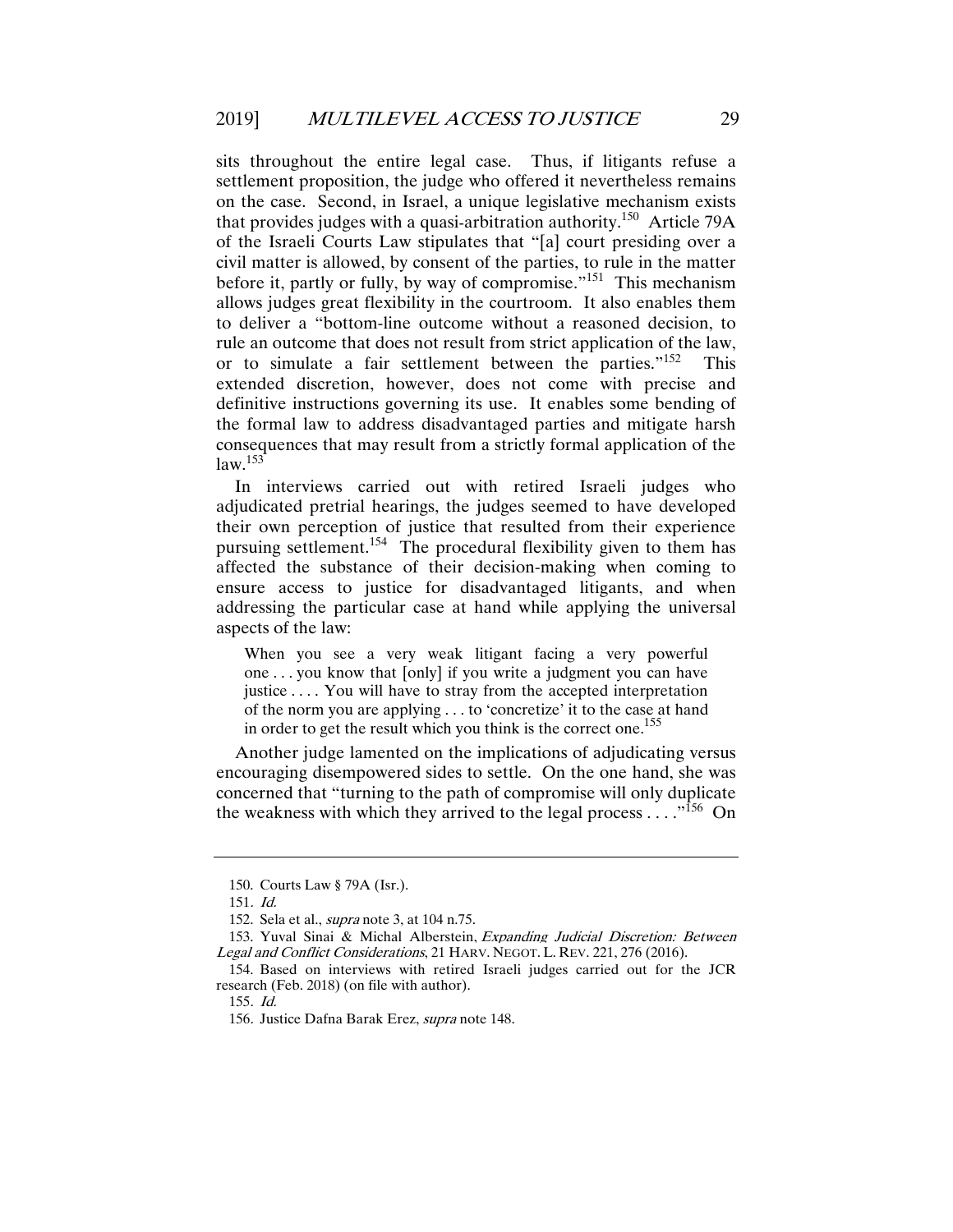sits throughout the entire legal case. Thus, if litigants refuse a settlement proposition, the judge who offered it nevertheless remains on the case. Second, in Israel, a unique legislative mechanism exists that provides judges with a quasi-arbitration authority.[150] Article 79A of the Israeli Courts Law stipulates that "[a] court presiding over a civil matter is allowed, by consent of the parties, to rule in the matter before it, partly or fully, by way of compromise."[151] This mechanism allows judges great flexibility in the courtroom. It also enables them to deliver a "bottom-line outcome without a reasoned decision, to rule an outcome that does not result from strict application of the law, or to simulate a fair settlement between the parties."[152] This extended discretion, however, does not come with precise and definitive instructions governing its use. It enables some bending of the formal law to address disadvantaged parties and mitigate harsh consequences that may result from a strictly formal application of the law.[153]

In interviews carried out with retired Israeli judges who adjudicated pretrial hearings, the judges seemed to have developed their own perception of justice that resulted from their experience pursuing settlement.[154] The procedural flexibility given to them has affected the substance of their decision-making when coming to ensure access to justice for disadvantaged litigants, and when addressing the particular case at hand while applying the universal aspects of the law:

> When you see a very weak litigant facing a very powerful one . . . you know that [only] if you write a judgment you can have justice . . . . You will have to stray from the accepted interpretation of the norm you are applying . . . to 'concretize' it to the case at hand in order to get the result which you think is the correct one.[155]

Another judge lamented on the implications of adjudicating versus encouraging disempowered sides to settle. On the one hand, she was concerned that "turning to the path of compromise will only duplicate the weakness with which they arrived to the legal process . . . ."[156] On

---

150. Courts Law § 79A (Isr.).

151. *Id.*

152. Sela et al., *supra* note 3, at 104 n.75.

153. Yuval Sinai & Michal Alberstein, *Expanding Judicial Discretion: Between Legal and Conflict Considerations*, 21 HARV. NEGOT. L. REV. 221, 276 (2016).

154. Based on interviews with retired Israeli judges carried out for the JCR research (Feb. 2018) (on file with author).

155. *Id.*

156. Justice Dafna Barak Erez, *supra* note 148.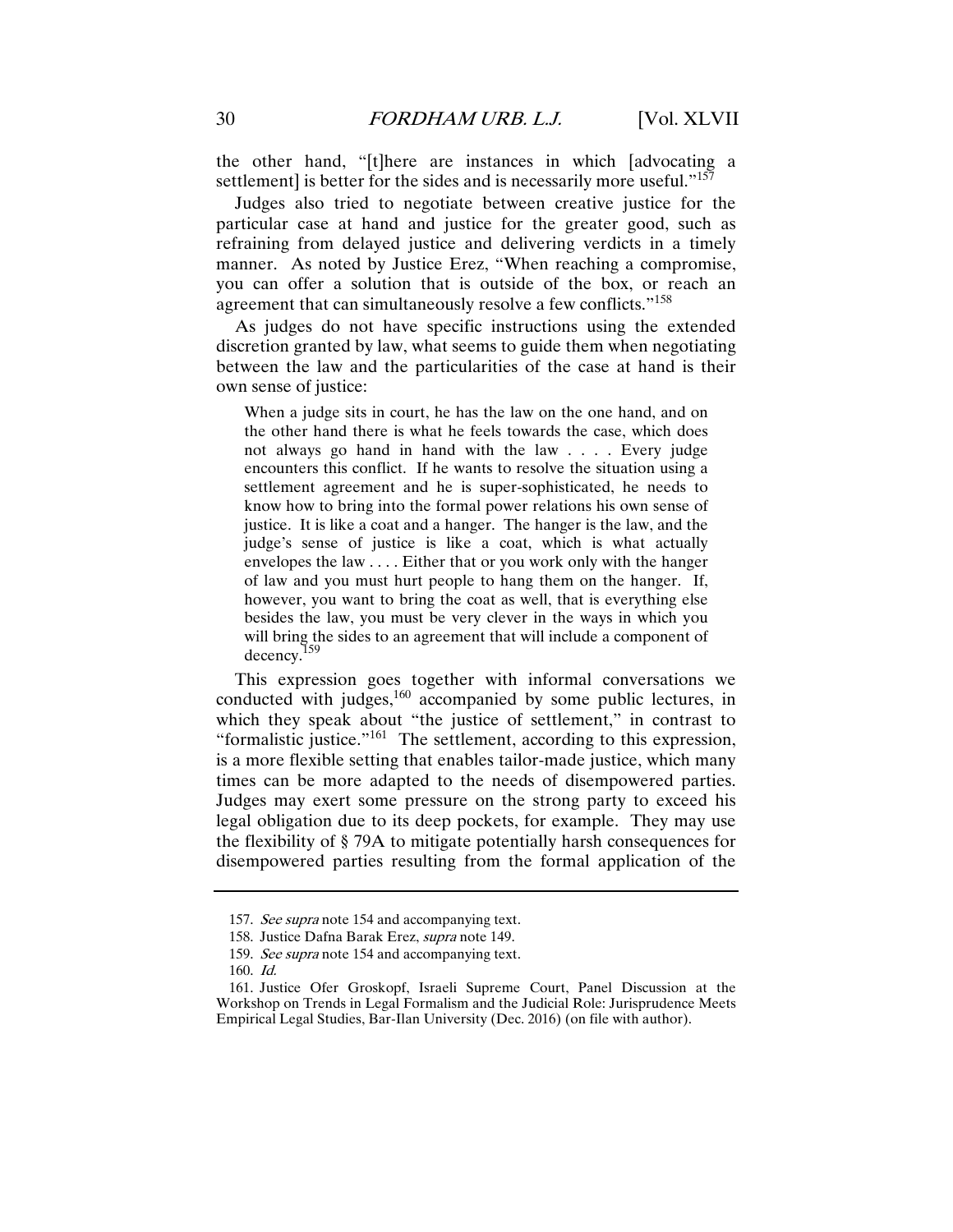the other hand, "[t]here are instances in which [advocating a settlement] is better for the sides and is necessarily more useful."[157]

Judges also tried to negotiate between creative justice for the particular case at hand and justice for the greater good, such as refraining from delayed justice and delivering verdicts in a timely manner. As noted by Justice Erez, "When reaching a compromise, you can offer a solution that is outside of the box, or reach an agreement that can simultaneously resolve a few conflicts."[158]

As judges do not have specific instructions using the extended discretion granted by law, what seems to guide them when negotiating between the law and the particularities of the case at hand is their own sense of justice:

> When a judge sits in court, he has the law on the one hand, and on the other hand there is what he feels towards the case, which does not always go hand in hand with the law . . . . Every judge encounters this conflict. If he wants to resolve the situation using a settlement agreement and he is super-sophisticated, he needs to know how to bring into the formal power relations his own sense of justice. It is like a coat and a hanger. The hanger is the law, and the judge's sense of justice is like a coat, which is what actually envelopes the law . . . . Either that or you work only with the hanger of law and you must hurt people to hang them on the hanger. If, however, you want to bring the coat as well, that is everything else besides the law, you must be very clever in the ways in which you will bring the sides to an agreement that will include a component of decency.[159]

This expression goes together with informal conversations we conducted with judges,[160] accompanied by some public lectures, in which they speak about "the justice of settlement," in contrast to "formalistic justice."[161] The settlement, according to this expression, is a more flexible setting that enables tailor-made justice, which many times can be more adapted to the needs of disempowered parties. Judges may exert some pressure on the strong party to exceed his legal obligation due to its deep pockets, for example. They may use the flexibility of § 79A to mitigate potentially harsh consequences for disempowered parties resulting from the formal application of the

---

157. *See supra* note 154 and accompanying text.

158. Justice Dafna Barak Erez, *supra* note 149.

159. *See supra* note 154 and accompanying text.

160. *Id.*

161. Justice Ofer Groskopf, Israeli Supreme Court, Panel Discussion at the Workshop on Trends in Legal Formalism and the Judicial Role: Jurisprudence Meets Empirical Legal Studies, Bar-Ilan University (Dec. 2016) (on file with author).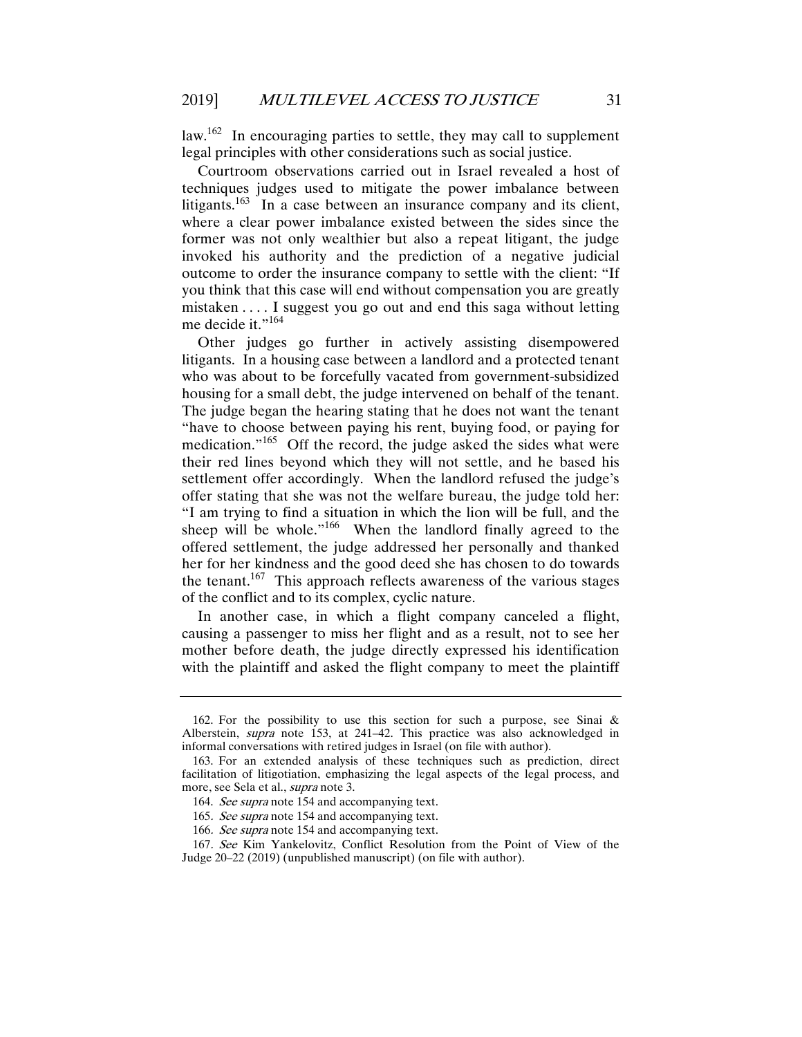law.[162] In encouraging parties to settle, they may call to supplement legal principles with other considerations such as social justice.

Courtroom observations carried out in Israel revealed a host of techniques judges used to mitigate the power imbalance between litigants.[163] In a case between an insurance company and its client, where a clear power imbalance existed between the sides since the former was not only wealthier but also a repeat litigant, the judge invoked his authority and the prediction of a negative judicial outcome to order the insurance company to settle with the client: "If you think that this case will end without compensation you are greatly mistaken . . . . I suggest you go out and end this saga without letting me decide it."[164]

Other judges go further in actively assisting disempowered litigants. In a housing case between a landlord and a protected tenant who was about to be forcefully vacated from government-subsidized housing for a small debt, the judge intervened on behalf of the tenant. The judge began the hearing stating that he does not want the tenant "have to choose between paying his rent, buying food, or paying for medication."[165] Off the record, the judge asked the sides what were their red lines beyond which they will not settle, and he based his settlement offer accordingly. When the landlord refused the judge's offer stating that she was not the welfare bureau, the judge told her: "I am trying to find a situation in which the lion will be full, and the sheep will be whole."[166] When the landlord finally agreed to the offered settlement, the judge addressed her personally and thanked her for her kindness and the good deed she has chosen to do towards the tenant.[167] This approach reflects awareness of the various stages of the conflict and to its complex, cyclic nature.

In another case, in which a flight company canceled a flight, causing a passenger to miss her flight and as a result, not to see her mother before death, the judge directly expressed his identification with the plaintiff and asked the flight company to meet the plaintiff

---

162. For the possibility to use this section for such a purpose, see Sinai & Alberstein, *supra* note 153, at 241–42. This practice was also acknowledged in informal conversations with retired judges in Israel (on file with author).

163. For an extended analysis of these techniques such as prediction, direct facilitation of litigotiation, emphasizing the legal aspects of the legal process, and more, see Sela et al., *supra* note 3.

164. *See supra* note 154 and accompanying text.

165. *See supra* note 154 and accompanying text.

166. *See supra* note 154 and accompanying text.

167. *See* Kim Yankelovitz, Conflict Resolution from the Point of View of the Judge 20–22 (2019) (unpublished manuscript) (on file with author).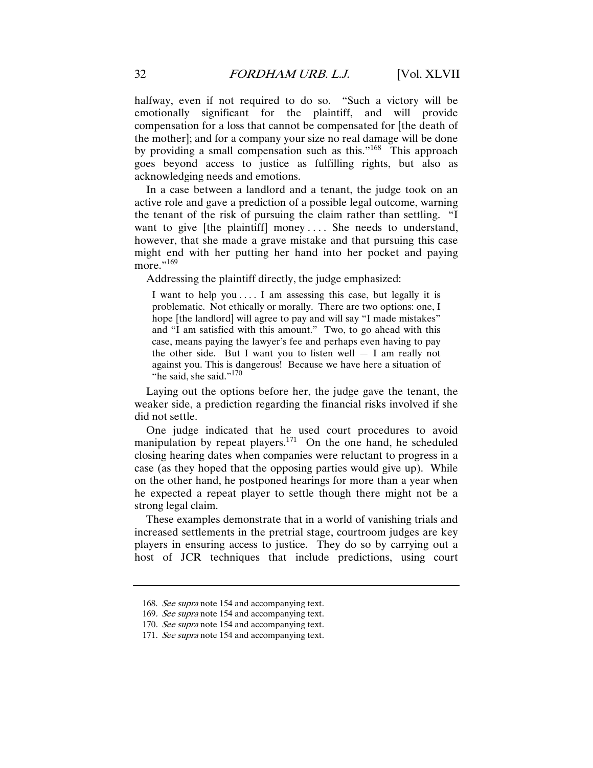halfway, even if not required to do so. "Such a victory will be emotionally significant for the plaintiff, and will provide compensation for a loss that cannot be compensated for [the death of the mother]; and for a company your size no real damage will be done by providing a small compensation such as this."[168] This approach goes beyond access to justice as fulfilling rights, but also as acknowledging needs and emotions.

In a case between a landlord and a tenant, the judge took on an active role and gave a prediction of a possible legal outcome, warning the tenant of the risk of pursuing the claim rather than settling. "I want to give [the plaintiff] money . . . . She needs to understand, however, that she made a grave mistake and that pursuing this case might end with her putting her hand into her pocket and paying more."[169]

Addressing the plaintiff directly, the judge emphasized:

> I want to help you . . . . I am assessing this case, but legally it is problematic. Not ethically or morally. There are two options: one, I hope [the landlord] will agree to pay and will say "I made mistakes" and "I am satisfied with this amount." Two, to go ahead with this case, means paying the lawyer's fee and perhaps even having to pay the other side. But I want you to listen well — I am really not against you. This is dangerous! Because we have here a situation of "he said, she said."[170]

Laying out the options before her, the judge gave the tenant, the weaker side, a prediction regarding the financial risks involved if she did not settle.

One judge indicated that he used court procedures to avoid manipulation by repeat players.[171] On the one hand, he scheduled closing hearing dates when companies were reluctant to progress in a case (as they hoped that the opposing parties would give up). While on the other hand, he postponed hearings for more than a year when he expected a repeat player to settle though there might not be a strong legal claim.

These examples demonstrate that in a world of vanishing trials and increased settlements in the pretrial stage, courtroom judges are key players in ensuring access to justice. They do so by carrying out a host of JCR techniques that include predictions, using court

---

168. *See supra* note 154 and accompanying text.

169. *See supra* note 154 and accompanying text.

170. *See supra* note 154 and accompanying text.

171. *See supra* note 154 and accompanying text.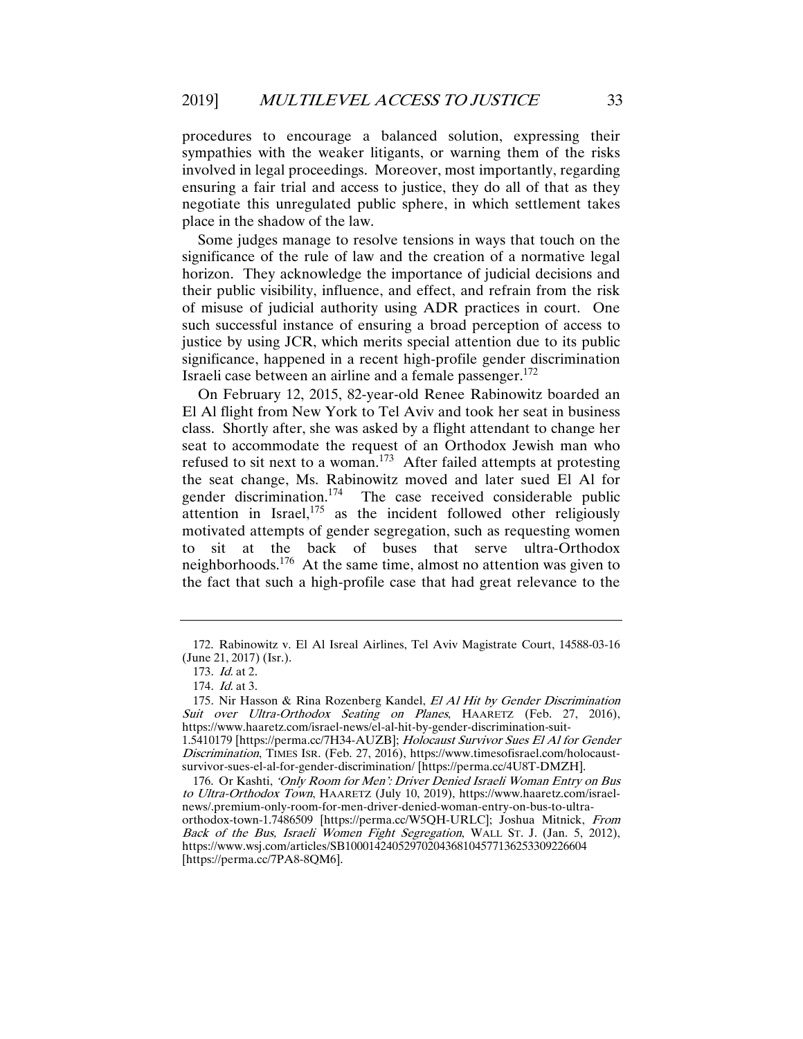procedures to encourage a balanced solution, expressing their sympathies with the weaker litigants, or warning them of the risks involved in legal proceedings. Moreover, most importantly, regarding ensuring a fair trial and access to justice, they do all of that as they negotiate this unregulated public sphere, in which settlement takes place in the shadow of the law.

Some judges manage to resolve tensions in ways that touch on the significance of the rule of law and the creation of a normative legal horizon. They acknowledge the importance of judicial decisions and their public visibility, influence, and effect, and refrain from the risk of misuse of judicial authority using ADR practices in court. One such successful instance of ensuring a broad perception of access to justice by using JCR, which merits special attention due to its public significance, happened in a recent high-profile gender discrimination Israeli case between an airline and a female passenger.[172]

On February 12, 2015, 82-year-old Renee Rabinowitz boarded an El Al flight from New York to Tel Aviv and took her seat in business class. Shortly after, she was asked by a flight attendant to change her seat to accommodate the request of an Orthodox Jewish man who refused to sit next to a woman.[173] After failed attempts at protesting the seat change, Ms. Rabinowitz moved and later sued El Al for gender discrimination.[174] The case received considerable public attention in Israel,[175] as the incident followed other religiously motivated attempts of gender segregation, such as requesting women to sit at the back of buses that serve ultra-Orthodox neighborhoods.[176] At the same time, almost no attention was given to the fact that such a high-profile case that had great relevance to the

---

172. Rabinowitz v. El Al Isreal Airlines, Tel Aviv Magistrate Court, 14588-03-16 (June 21, 2017) (Isr.).

173. *Id.* at 2.

174. *Id.* at 3.

175. Nir Hasson & Rina Rozenberg Kandel, *El Al Hit by Gender Discrimination Suit over Ultra-Orthodox Seating on Planes*, HAARETZ (Feb. 27, 2016), https://www.haaretz.com/israel-news/el-al-hit-by-gender-discrimination-suit-1.5410179 [https://perma.cc/7H34-AUZB]; *Holocaust Survivor Sues El Al for Gender Discrimination*, TIMES ISR. (Feb. 27, 2016), https://www.timesofisrael.com/holocaust-survivor-sues-el-al-for-gender-discrimination/ [https://perma.cc/4U8T-DMZH].

176. Or Kashti, *'Only Room for Men': Driver Denied Israeli Woman Entry on Bus to Ultra-Orthodox Town*, HAARETZ (July 10, 2019), https://www.haaretz.com/israel-news/.premium-only-room-for-men-driver-denied-woman-entry-on-bus-to-ultra-orthodox-town-1.7486509 [https://perma.cc/W5QH-URLC]; Joshua Mitnick, *From Back of the Bus, Israeli Women Fight Segregation*, WALL ST. J. (Jan. 5, 2012), https://www.wsj.com/articles/SB10001424052970204368104577136253309226604 [https://perma.cc/7PA8-8QM6].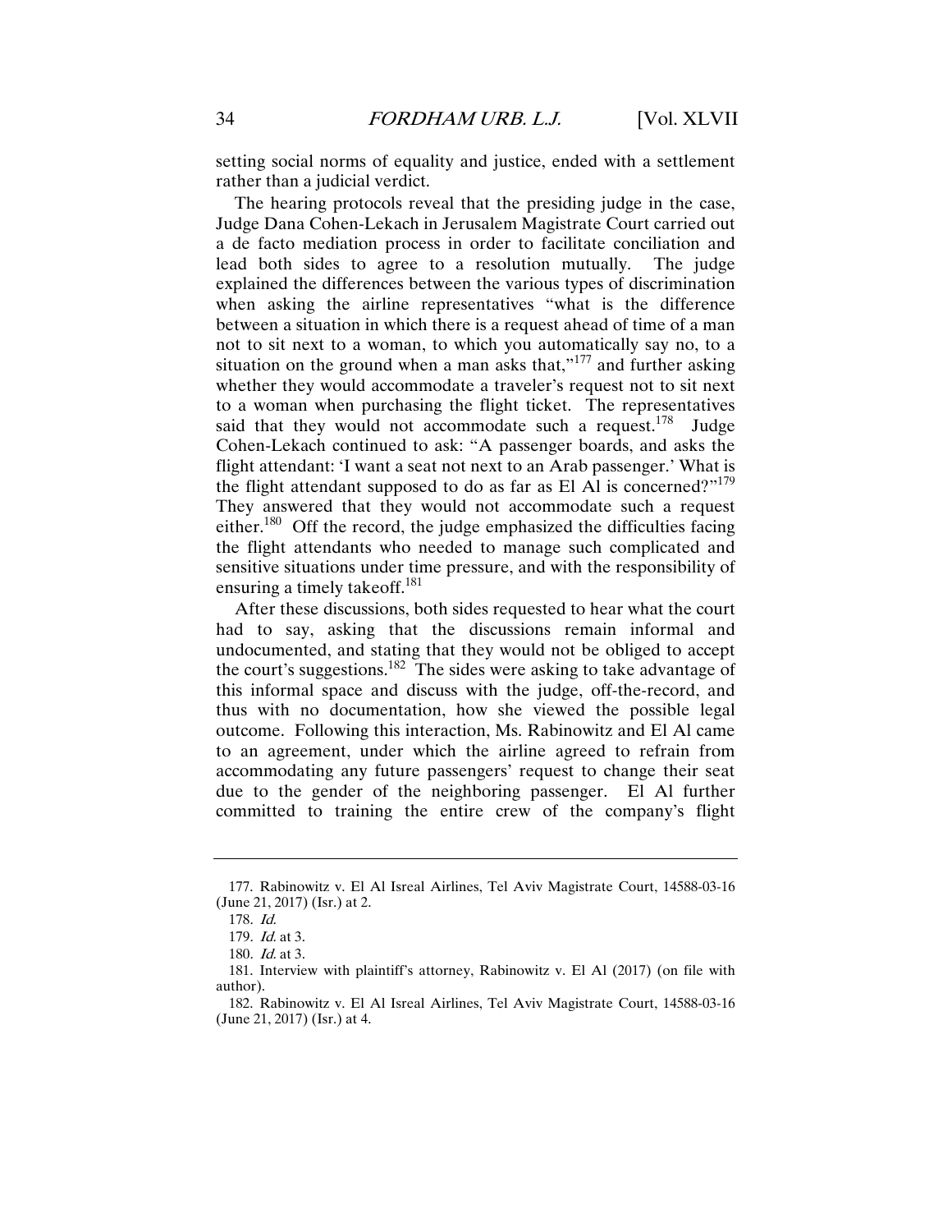setting social norms of equality and justice, ended with a settlement rather than a judicial verdict.

The hearing protocols reveal that the presiding judge in the case, Judge Dana Cohen-Lekach in Jerusalem Magistrate Court carried out a de facto mediation process in order to facilitate conciliation and lead both sides to agree to a resolution mutually. The judge explained the differences between the various types of discrimination when asking the airline representatives "what is the difference between a situation in which there is a request ahead of time of a man not to sit next to a woman, to which you automatically say no, to a situation on the ground when a man asks that,"[177] and further asking whether they would accommodate a traveler's request not to sit next to a woman when purchasing the flight ticket. The representatives said that they would not accommodate such a request.[178] Judge Cohen-Lekach continued to ask: "A passenger boards, and asks the flight attendant: 'I want a seat not next to an Arab passenger.' What is the flight attendant supposed to do as far as El Al is concerned?"[179] They answered that they would not accommodate such a request either.[180] Off the record, the judge emphasized the difficulties facing the flight attendants who needed to manage such complicated and sensitive situations under time pressure, and with the responsibility of ensuring a timely takeoff.[181]

After these discussions, both sides requested to hear what the court had to say, asking that the discussions remain informal and undocumented, and stating that they would not be obliged to accept the court's suggestions.[182] The sides were asking to take advantage of this informal space and discuss with the judge, off-the-record, and thus with no documentation, how she viewed the possible legal outcome. Following this interaction, Ms. Rabinowitz and El Al came to an agreement, under which the airline agreed to refrain from accommodating any future passengers' request to change their seat due to the gender of the neighboring passenger. El Al further committed to training the entire crew of the company's flight

---

177. Rabinowitz v. El Al Isreal Airlines, Tel Aviv Magistrate Court, 14588-03-16 (June 21, 2017) (Isr.) at 2.

178. *Id.*

179. *Id.* at 3.

180. *Id.* at 3.

181. Interview with plaintiff's attorney, Rabinowitz v. El Al (2017) (on file with author).

182. Rabinowitz v. El Al Isreal Airlines, Tel Aviv Magistrate Court, 14588-03-16 (June 21, 2017) (Isr.) at 4.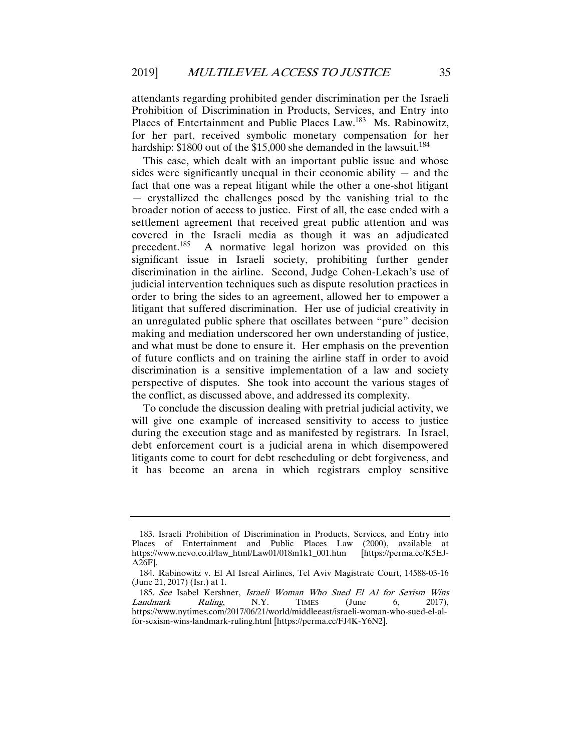attendants regarding prohibited gender discrimination per the Israeli Prohibition of Discrimination in Products, Services, and Entry into Places of Entertainment and Public Places Law.[183] Ms. Rabinowitz, for her part, received symbolic monetary compensation for her hardship: $1800 out of the $15,000 she demanded in the lawsuit.[184]

This case, which dealt with an important public issue and whose sides were significantly unequal in their economic ability — and the fact that one was a repeat litigant while the other a one-shot litigant — crystallized the challenges posed by the vanishing trial to the broader notion of access to justice. First of all, the case ended with a settlement agreement that received great public attention and was covered in the Israeli media as though it was an adjudicated precedent.[185] A normative legal horizon was provided on this significant issue in Israeli society, prohibiting further gender discrimination in the airline. Second, Judge Cohen-Lekach's use of judicial intervention techniques such as dispute resolution practices in order to bring the sides to an agreement, allowed her to empower a litigant that suffered discrimination. Her use of judicial creativity in an unregulated public sphere that oscillates between "pure" decision making and mediation underscored her own understanding of justice, and what must be done to ensure it. Her emphasis on the prevention of future conflicts and on training the airline staff in order to avoid discrimination is a sensitive implementation of a law and society perspective of disputes. She took into account the various stages of the conflict, as discussed above, and addressed its complexity.

To conclude the discussion dealing with pretrial judicial activity, we will give one example of increased sensitivity to access to justice during the execution stage and as manifested by registrars. In Israel, debt enforcement court is a judicial arena in which disempowered litigants come to court for debt rescheduling or debt forgiveness, and it has become an arena in which registrars employ sensitive

---

183. Israeli Prohibition of Discrimination in Products, Services, and Entry into Places of Entertainment and Public Places Law (2000), available at https://www.nevo.co.il/law_html/Law01/018m1k1_001.htm [https://perma.cc/K5EJ-A26F].

184. Rabinowitz v. El Al Isreal Airlines, Tel Aviv Magistrate Court, 14588-03-16 (June 21, 2017) (Isr.) at 1.

185. *See* Isabel Kershner, *Israeli Woman Who Sued El Al for Sexism Wins Landmark Ruling*, N.Y. TIMES (June 6, 2017), https://www.nytimes.com/2017/06/21/world/middleeast/israeli-woman-who-sued-el-al-for-sexism-wins-landmark-ruling.html [https://perma.cc/FJ4K-Y6N2].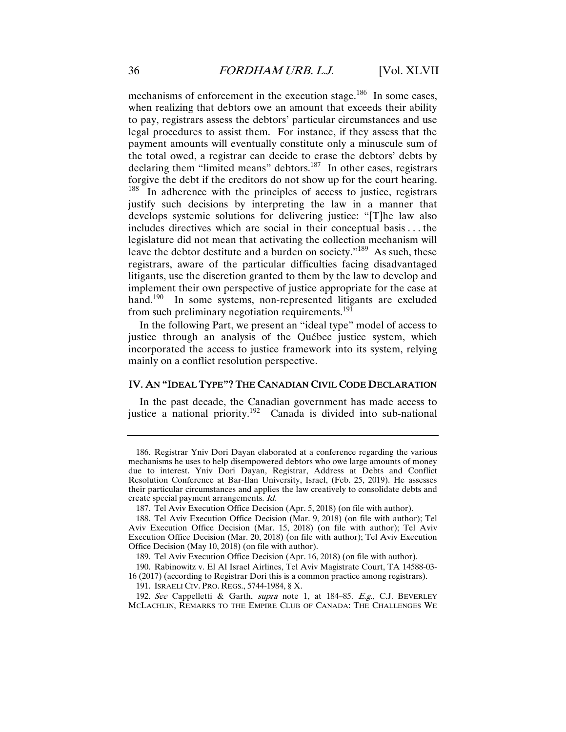mechanisms of enforcement in the execution stage.[186] In some cases, when realizing that debtors owe an amount that exceeds their ability to pay, registrars assess the debtors' particular circumstances and use legal procedures to assist them. For instance, if they assess that the payment amounts will eventually constitute only a minuscule sum of the total owed, a registrar can decide to erase the debtors' debts by declaring them "limited means" debtors.[187] In other cases, registrars forgive the debt if the creditors do not show up for the court hearing.[188] In adherence with the principles of access to justice, registrars justify such decisions by interpreting the law in a manner that develops systemic solutions for delivering justice: "[T]he law also includes directives which are social in their conceptual basis . . . the legislature did not mean that activating the collection mechanism will leave the debtor destitute and a burden on society."[189] As such, these registrars, aware of the particular difficulties facing disadvantaged litigants, use the discretion granted to them by the law to develop and implement their own perspective of justice appropriate for the case at hand.[190] In some systems, non-represented litigants are excluded from such preliminary negotiation requirements.[191]

In the following Part, we present an "ideal type" model of access to justice through an analysis of the Québec justice system, which incorporated the access to justice framework into its system, relying mainly on a conflict resolution perspective.

## IV. AN "IDEAL TYPE"? THE CANADIAN CIVIL CODE DECLARATION

In the past decade, the Canadian government has made access to justice a national priority.[192] Canada is divided into sub-national

---

186. Registrar Yniv Dori Dayan elaborated at a conference regarding the various mechanisms he uses to help disempowered debtors who owe large amounts of money due to interest. Yniv Dori Dayan, Registrar, Address at Debts and Conflict Resolution Conference at Bar-Ilan University, Israel, (Feb. 25, 2019). He assesses their particular circumstances and applies the law creatively to consolidate debts and create special payment arrangements. *Id.*

187. Tel Aviv Execution Office Decision (Apr. 5, 2018) (on file with author).

188. Tel Aviv Execution Office Decision (Mar. 9, 2018) (on file with author); Tel Aviv Execution Office Decision (Mar. 15, 2018) (on file with author); Tel Aviv Execution Office Decision (Mar. 20, 2018) (on file with author); Tel Aviv Execution Office Decision (May 10, 2018) (on file with author).

189. Tel Aviv Execution Office Decision (Apr. 16, 2018) (on file with author).

190. Rabinowitz v. El Al Israel Airlines, Tel Aviv Magistrate Court, TA 14588-03-16 (2017) (according to Registrar Dori this is a common practice among registrars).

191. ISRAELI CIV. PRO. REGS., 5744-1984, § X.

192. *See* Cappelletti & Garth, *supra* note 1, at 184–85. *E.g.*, C.J. BEVERLEY MCLACHLIN, REMARKS TO THE EMPIRE CLUB OF CANADA: THE CHALLENGES WE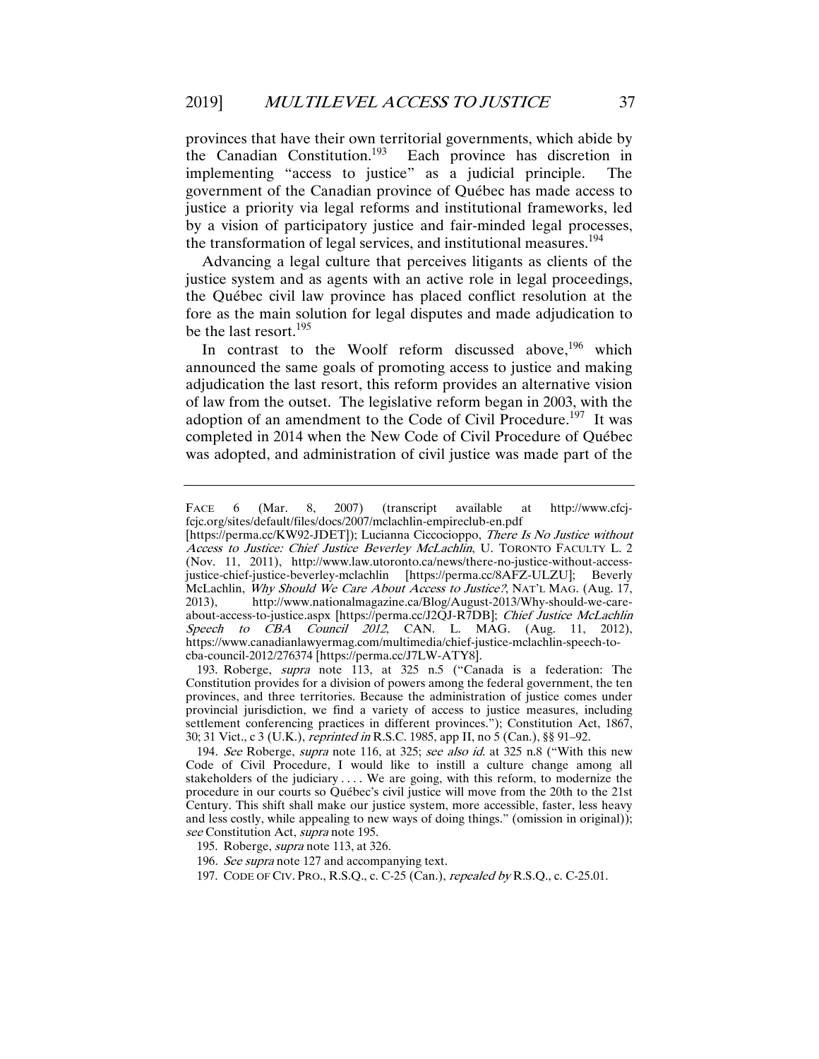provinces that have their own territorial governments, which abide by the Canadian Constitution.[193] Each province has discretion in implementing "access to justice" as a judicial principle. The government of the Canadian province of Québec has made access to justice a priority via legal reforms and institutional frameworks, led by a vision of participatory justice and fair-minded legal processes, the transformation of legal services, and institutional measures.[194]

Advancing a legal culture that perceives litigants as clients of the justice system and as agents with an active role in legal proceedings, the Québec civil law province has placed conflict resolution at the fore as the main solution for legal disputes and made adjudication to be the last resort.[195]

In contrast to the Woolf reform discussed above,[196] which announced the same goals of promoting access to justice and making adjudication the last resort, this reform provides an alternative vision of law from the outset. The legislative reform began in 2003, with the adoption of an amendment to the Code of Civil Procedure.[197] It was completed in 2014 when the New Code of Civil Procedure of Québec was adopted, and administration of civil justice was made part of the

---

FACE 6 (Mar. 8, 2007) (transcript available at http://www.cfcj-fcjc.org/sites/default/files/docs/2007/mclachlin-empireclub-en.pdf [https://perma.cc/KW92-JDET]); Lucianna Ciccocioppo, *There Is No Justice without Access to Justice: Chief Justice Beverley McLachlin*, U. TORONTO FACULTY L. 2 (Nov. 11, 2011), http://www.law.utoronto.ca/news/there-no-justice-without-access-justice-chief-justice-beverley-mclachlin [https://perma.cc/8AFZ-ULZU]; Beverly McLachlin, *Why Should We Care About Access to Justice?*, NAT'L MAG. (Aug. 17, 2013), http://www.nationalmagazine.ca/Blog/August-2013/Why-should-we-care-about-access-to-justice.aspx [https://perma.cc/J2QJ-R7DB]; *Chief Justice McLachlin Speech to CBA Council 2012*, CAN. L. MAG. (Aug. 11, 2012), https://www.canadianlawyermag.com/multimedia/chief-justice-mclachlin-speech-to-cba-council-2012/276374 [https://perma.cc/J7LW-ATY8].

193. Roberge, *supra* note 113, at 325 n.5 ("Canada is a federation: The Constitution provides for a division of powers among the federal government, the ten provinces, and three territories. Because the administration of justice comes under provincial jurisdiction, we find a variety of access to justice measures, including settlement conferencing practices in different provinces."); Constitution Act, 1867, 30; 31 Vict., c 3 (U.K.), *reprinted in* R.S.C. 1985, app II, no 5 (Can.), §§ 91–92.

194. *See* Roberge, *supra* note 116, at 325; *see also id.* at 325 n.8 ("With this new Code of Civil Procedure, I would like to instill a culture change among all stakeholders of the judiciary . . . . We are going, with this reform, to modernize the procedure in our courts so Québec's civil justice will move from the 20th to the 21st Century. This shift shall make our justice system, more accessible, faster, less heavy and less costly, while appealing to new ways of doing things." (omission in original)); *see* Constitution Act, *supra* note 195.

195. Roberge, *supra* note 113, at 326.

196. *See supra* note 127 and accompanying text.

197. CODE OF CIV. PRO., R.S.Q., c. C-25 (Can.), *repealed by* R.S.Q., c. C-25.01.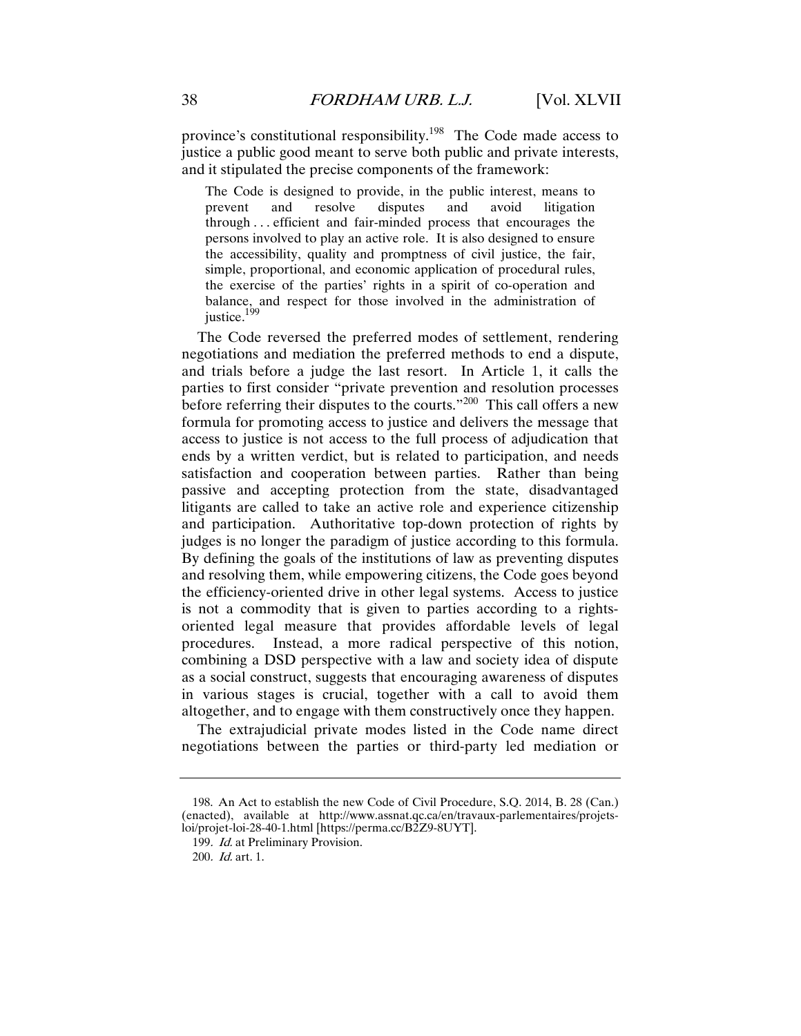province's constitutional responsibility.[198] The Code made access to justice a public good meant to serve both public and private interests, and it stipulated the precise components of the framework:

> The Code is designed to provide, in the public interest, means to prevent and resolve disputes and avoid litigation through . . . efficient and fair-minded process that encourages the persons involved to play an active role. It is also designed to ensure the accessibility, quality and promptness of civil justice, the fair, simple, proportional, and economic application of procedural rules, the exercise of the parties' rights in a spirit of co-operation and balance, and respect for those involved in the administration of justice.[199]

The Code reversed the preferred modes of settlement, rendering negotiations and mediation the preferred methods to end a dispute, and trials before a judge the last resort. In Article 1, it calls the parties to first consider "private prevention and resolution processes before referring their disputes to the courts."[200] This call offers a new formula for promoting access to justice and delivers the message that access to justice is not access to the full process of adjudication that ends by a written verdict, but is related to participation, and needs satisfaction and cooperation between parties. Rather than being passive and accepting protection from the state, disadvantaged litigants are called to take an active role and experience citizenship and participation. Authoritative top-down protection of rights by judges is no longer the paradigm of justice according to this formula. By defining the goals of the institutions of law as preventing disputes and resolving them, while empowering citizens, the Code goes beyond the efficiency-oriented drive in other legal systems. Access to justice is not a commodity that is given to parties according to a rights-oriented legal measure that provides affordable levels of legal procedures. Instead, a more radical perspective of this notion, combining a DSD perspective with a law and society idea of dispute as a social construct, suggests that encouraging awareness of disputes in various stages is crucial, together with a call to avoid them altogether, and to engage with them constructively once they happen.

The extrajudicial private modes listed in the Code name direct negotiations between the parties or third-party led mediation or

---

198. An Act to establish the new Code of Civil Procedure, S.Q. 2014, B. 28 (Can.) (enacted), available at http://www.assnat.qc.ca/en/travaux-parlementaires/projets-loi/projet-loi-28-40-1.html [https://perma.cc/B2Z9-8UYT].

199. *Id.* at Preliminary Provision.

200. *Id.* art. 1.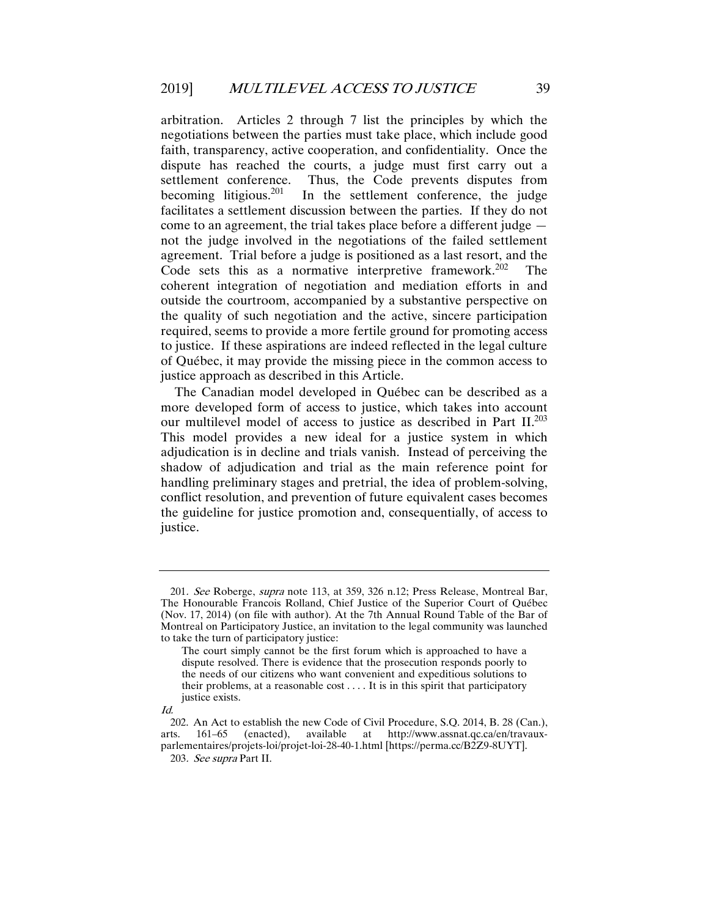arbitration. Articles 2 through 7 list the principles by which the negotiations between the parties must take place, which include good faith, transparency, active cooperation, and confidentiality. Once the dispute has reached the courts, a judge must first carry out a settlement conference. Thus, the Code prevents disputes from becoming litigious.[201] In the settlement conference, the judge facilitates a settlement discussion between the parties. If they do not come to an agreement, the trial takes place before a different judge — not the judge involved in the negotiations of the failed settlement agreement. Trial before a judge is positioned as a last resort, and the Code sets this as a normative interpretive framework.[202] The coherent integration of negotiation and mediation efforts in and outside the courtroom, accompanied by a substantive perspective on the quality of such negotiation and the active, sincere participation required, seems to provide a more fertile ground for promoting access to justice. If these aspirations are indeed reflected in the legal culture of Québec, it may provide the missing piece in the common access to justice approach as described in this Article.

The Canadian model developed in Québec can be described as a more developed form of access to justice, which takes into account our multilevel model of access to justice as described in Part II.[203] This model provides a new ideal for a justice system in which adjudication is in decline and trials vanish. Instead of perceiving the shadow of adjudication and trial as the main reference point for handling preliminary stages and pretrial, the idea of problem-solving, conflict resolution, and prevention of future equivalent cases becomes the guideline for justice promotion and, consequentially, of access to justice.

---

201. *See* Roberge, *supra* note 113, at 359, 326 n.12; Press Release, Montreal Bar, The Honourable Francois Rolland, Chief Justice of the Superior Court of Québec (Nov. 17, 2014) (on file with author). At the 7th Annual Round Table of the Bar of Montreal on Participatory Justice, an invitation to the legal community was launched to take the turn of participatory justice:

> The court simply cannot be the first forum which is approached to have a dispute resolved. There is evidence that the prosecution responds poorly to the needs of our citizens who want convenient and expeditious solutions to their problems, at a reasonable cost . . . . It is in this spirit that participatory justice exists.

*Id.*

202. An Act to establish the new Code of Civil Procedure, S.Q. 2014, B. 28 (Can.), arts. 161–65 (enacted), available at http://www.assnat.qc.ca/en/travaux-parlementaires/projets-loi/projet-loi-28-40-1.html [https://perma.cc/B2Z9-8UYT].

203. *See supra* Part II.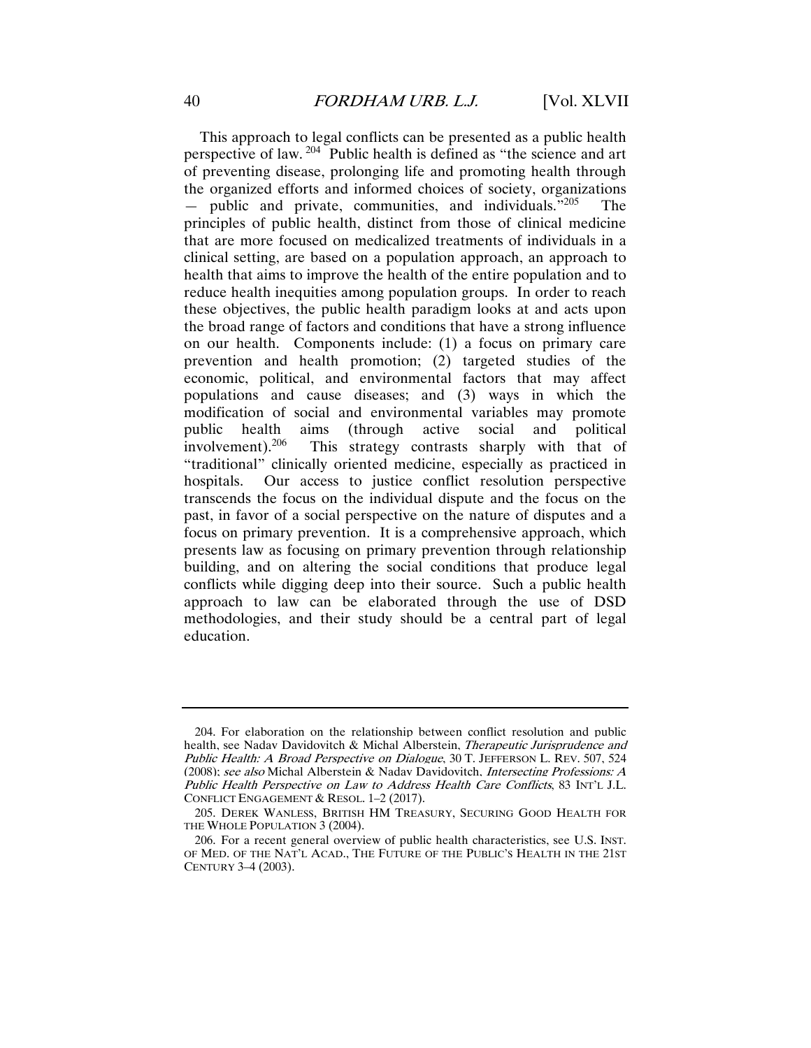This approach to legal conflicts can be presented as a public health perspective of law.[204] Public health is defined as "the science and art of preventing disease, prolonging life and promoting health through the organized efforts and informed choices of society, organizations — public and private, communities, and individuals."[205] The principles of public health, distinct from those of clinical medicine that are more focused on medicalized treatments of individuals in a clinical setting, are based on a population approach, an approach to health that aims to improve the health of the entire population and to reduce health inequities among population groups. In order to reach these objectives, the public health paradigm looks at and acts upon the broad range of factors and conditions that have a strong influence on our health. Components include: (1) a focus on primary care prevention and health promotion; (2) targeted studies of the economic, political, and environmental factors that may affect populations and cause diseases; and (3) ways in which the modification of social and environmental variables may promote public health aims (through active social and political involvement).[206] This strategy contrasts sharply with that of "traditional" clinically oriented medicine, especially as practiced in hospitals. Our access to justice conflict resolution perspective transcends the focus on the individual dispute and the focus on the past, in favor of a social perspective on the nature of disputes and a focus on primary prevention. It is a comprehensive approach, which presents law as focusing on primary prevention through relationship building, and on altering the social conditions that produce legal conflicts while digging deep into their source. Such a public health approach to law can be elaborated through the use of DSD methodologies, and their study should be a central part of legal education.

---

204. For elaboration on the relationship between conflict resolution and public health, see Nadav Davidovitch & Michal Alberstein, *Therapeutic Jurisprudence and Public Health: A Broad Perspective on Dialogue*, 30 T. JEFFERSON L. REV. 507, 524 (2008); *see also* Michal Alberstein & Nadav Davidovitch, *Intersecting Professions: A Public Health Perspective on Law to Address Health Care Conflicts*, 83 INT'L J.L. CONFLICT ENGAGEMENT & RESOL. 1–2 (2017).

205. DEREK WANLESS, BRITISH HM TREASURY, SECURING GOOD HEALTH FOR THE WHOLE POPULATION 3 (2004).

206. For a recent general overview of public health characteristics, see U.S. INST. OF MED. OF THE NAT'L ACAD., THE FUTURE OF THE PUBLIC'S HEALTH IN THE 21ST CENTURY 3–4 (2003).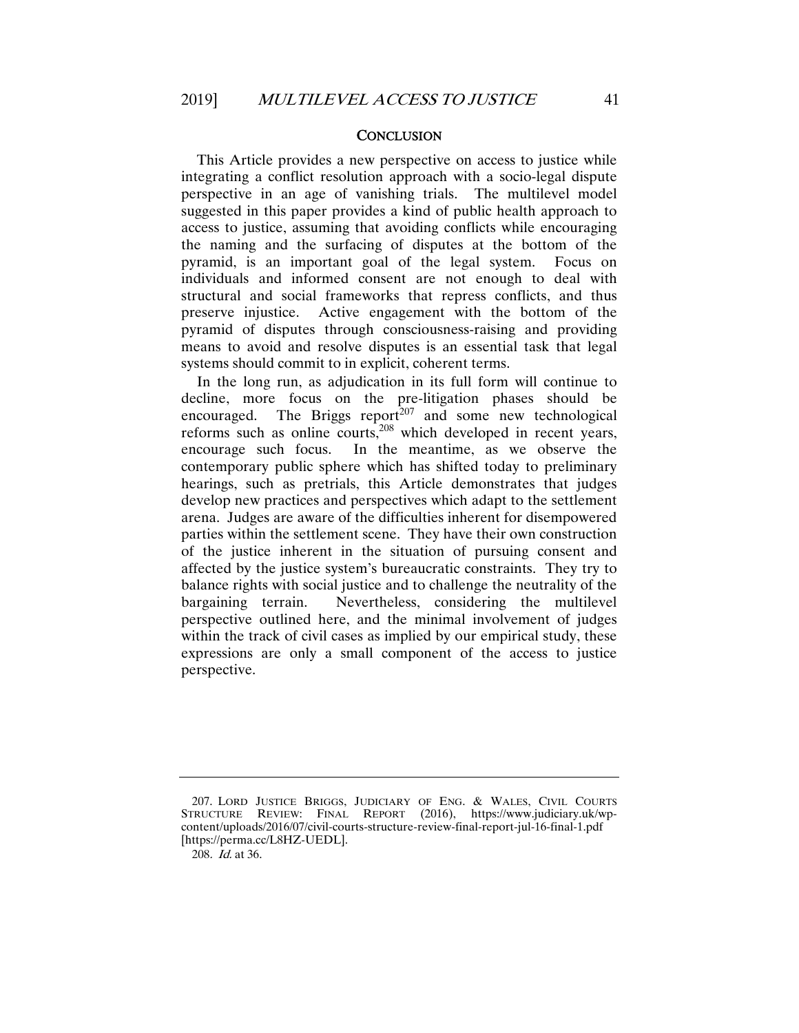## CONCLUSION

This Article provides a new perspective on access to justice while integrating a conflict resolution approach with a socio-legal dispute perspective in an age of vanishing trials. The multilevel model suggested in this paper provides a kind of public health approach to access to justice, assuming that avoiding conflicts while encouraging the naming and the surfacing of disputes at the bottom of the pyramid, is an important goal of the legal system. Focus on individuals and informed consent are not enough to deal with structural and social frameworks that repress conflicts, and thus preserve injustice. Active engagement with the bottom of the pyramid of disputes through consciousness-raising and providing means to avoid and resolve disputes is an essential task that legal systems should commit to in explicit, coherent terms.

In the long run, as adjudication in its full form will continue to decline, more focus on the pre-litigation phases should be encouraged. The Briggs report[207] and some new technological reforms such as online courts,[208] which developed in recent years, encourage such focus. In the meantime, as we observe the contemporary public sphere which has shifted today to preliminary hearings, such as pretrials, this Article demonstrates that judges develop new practices and perspectives which adapt to the settlement arena. Judges are aware of the difficulties inherent for disempowered parties within the settlement scene. They have their own construction of the justice inherent in the situation of pursuing consent and affected by the justice system's bureaucratic constraints. They try to balance rights with social justice and to challenge the neutrality of the bargaining terrain. Nevertheless, considering the multilevel perspective outlined here, and the minimal involvement of judges within the track of civil cases as implied by our empirical study, these expressions are only a small component of the access to justice perspective.

---

207. LORD JUSTICE BRIGGS, JUDICIARY OF ENG. & WALES, CIVIL COURTS STRUCTURE REVIEW: FINAL REPORT (2016), https://www.judiciary.uk/wp-content/uploads/2016/07/civil-courts-structure-review-final-report-jul-16-final-1.pdf [https://perma.cc/L8HZ-UEDL].

208. *Id.* at 36.